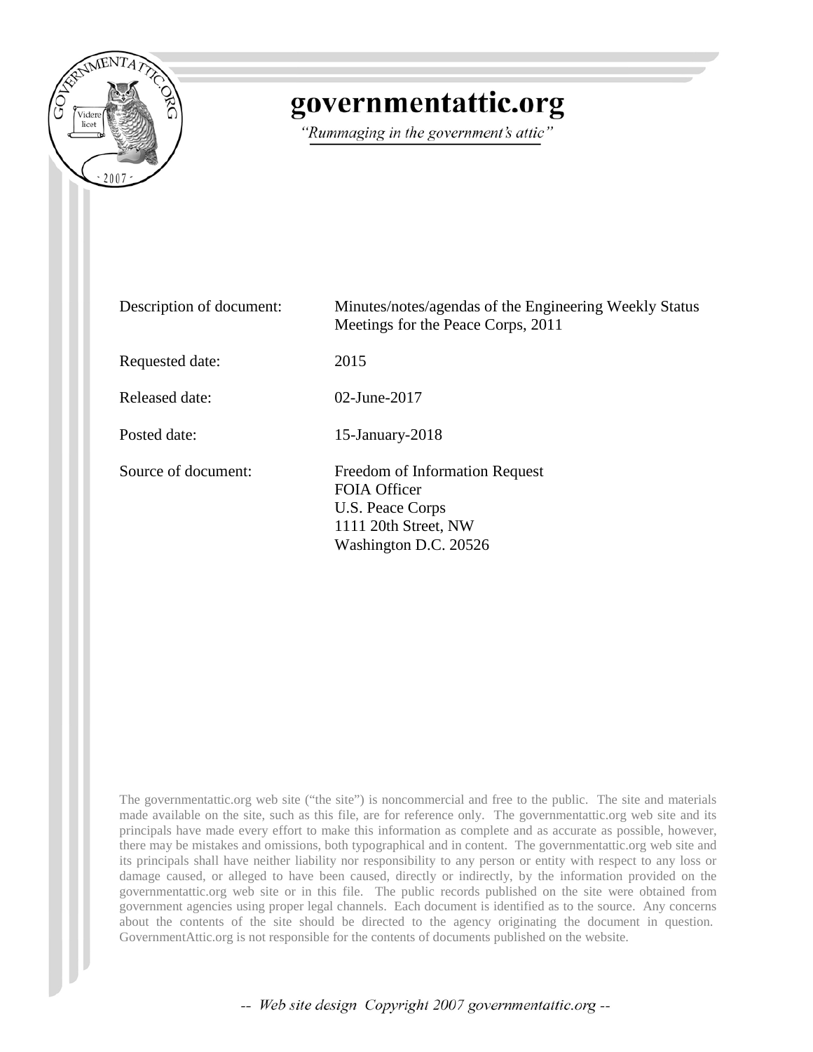# governmentattic.org

*"Rummaging in the government's attic"*

| | |
|---|---|
| Description of document: | Minutes/notes/agendas of the Engineering Weekly Status Meetings for the Peace Corps, 2011 |
| Requested date: | 2015 |
| Released date: | 02-June-2017 |
| Posted date: | 15-January-2018 |
| Source of document: | Freedom of Information Request<br>FOIA Officer<br>U.S. Peace Corps<br>1111 20th Street, NW<br>Washington D.C. 20526 |

The governmentattic.org web site ("the site") is noncommercial and free to the public. The site and materials made available on the site, such as this file, are for reference only. The governmentattic.org web site and its principals have made every effort to make this information as complete and as accurate as possible, however, there may be mistakes and omissions, both typographical and in content. The governmentattic.org web site and its principals shall have neither liability nor responsibility to any person or entity with respect to any loss or damage caused, or alleged to have been caused, directly or indirectly, by the information provided on the governmentattic.org web site or in this file. The public records published on the site were obtained from government agencies using proper legal channels. Each document is identified as to the source. Any concerns about the contents of the site should be directed to the agency originating the document in question. GovernmentAttic.org is not responsible for the contents of documents published on the website.

-- *Web site design Copyright 2007 governmentattic.org* --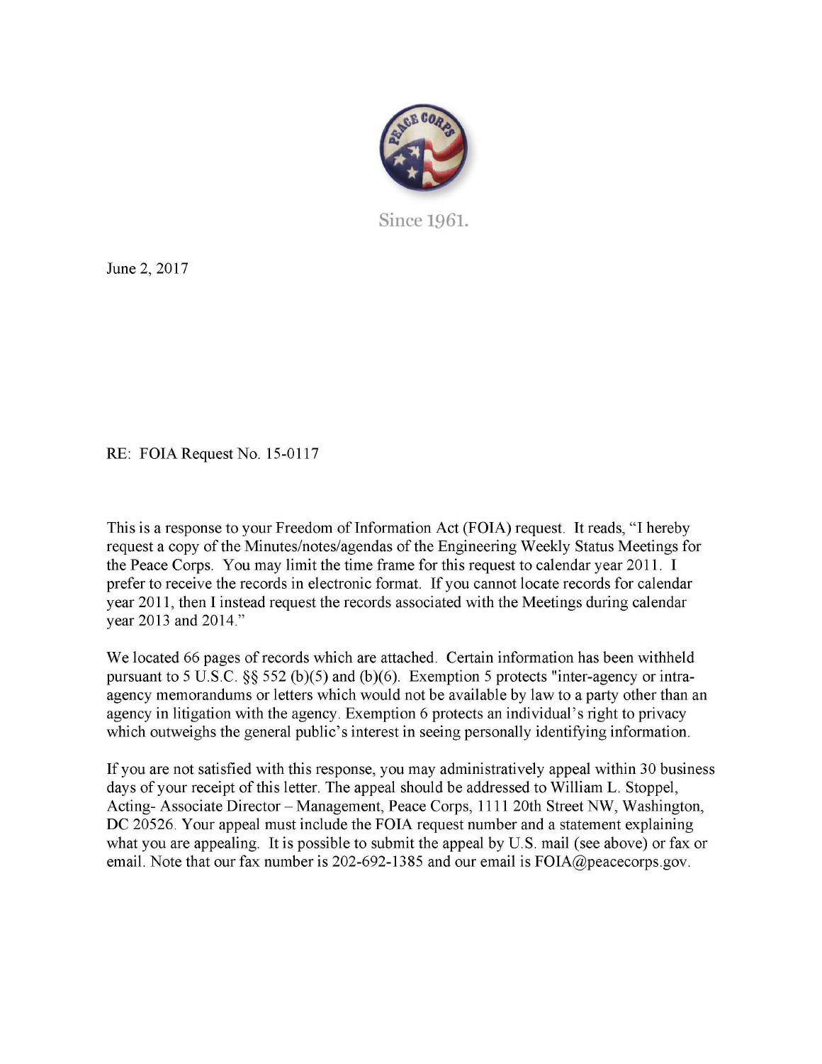Since 1961.

June 2, 2017

RE: FOIA Request No. 15-0117

This is a response to your Freedom of Information Act (FOIA) request. It reads, "I hereby request a copy of the Minutes/notes/agendas of the Engineering Weekly Status Meetings for the Peace Corps. You may limit the time frame for this request to calendar year 2011. I prefer to receive the records in electronic format. If you cannot locate records for calendar year 2011, then I instead request the records associated with the Meetings during calendar year 2013 and 2014."

We located 66 pages of records which are attached. Certain information has been withheld pursuant to 5 U.S.C. §§ 552 (b)(5) and (b)(6). Exemption 5 protects "inter-agency or intra-agency memorandums or letters which would not be available by law to a party other than an agency in litigation with the agency. Exemption 6 protects an individual's right to privacy which outweighs the general public's interest in seeing personally identifying information.

If you are not satisfied with this response, you may administratively appeal within 30 business days of your receipt of this letter. The appeal should be addressed to William L. Stoppel, Acting- Associate Director – Management, Peace Corps, 1111 20th Street NW, Washington, DC 20526. Your appeal must include the FOIA request number and a statement explaining what you are appealing. It is possible to submit the appeal by U.S. mail (see above) or fax or email. Note that our fax number is 202-692-1385 and our email is FOIA@peacecorps.gov.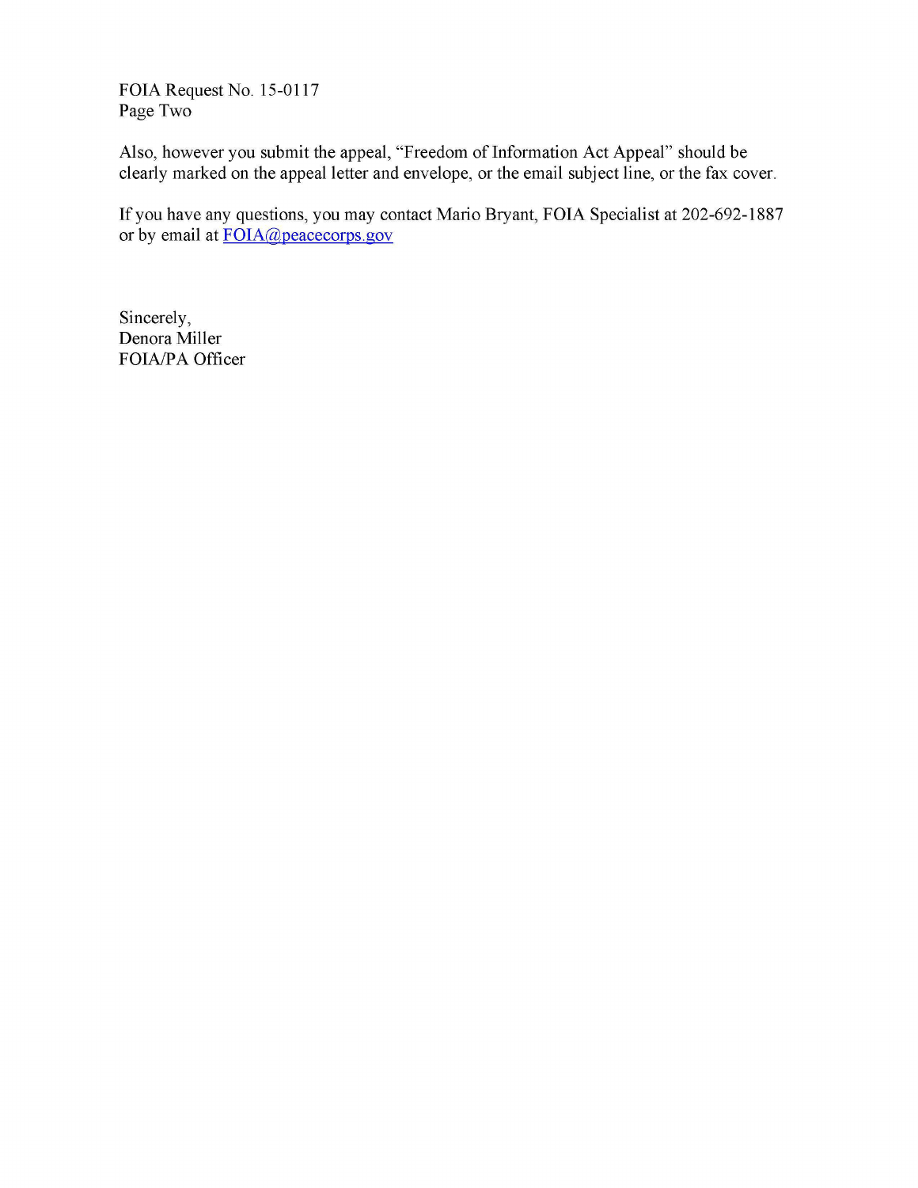FOIA Request No. 15-0117
Page Two

Also, however you submit the appeal, "Freedom of Information Act Appeal" should be clearly marked on the appeal letter and envelope, or the email subject line, or the fax cover.

If you have any questions, you may contact Mario Bryant, FOIA Specialist at 202-692-1887 or by email at FOIA@peacecorps.gov

Sincerely,
Denora Miller
FOIA/PA Officer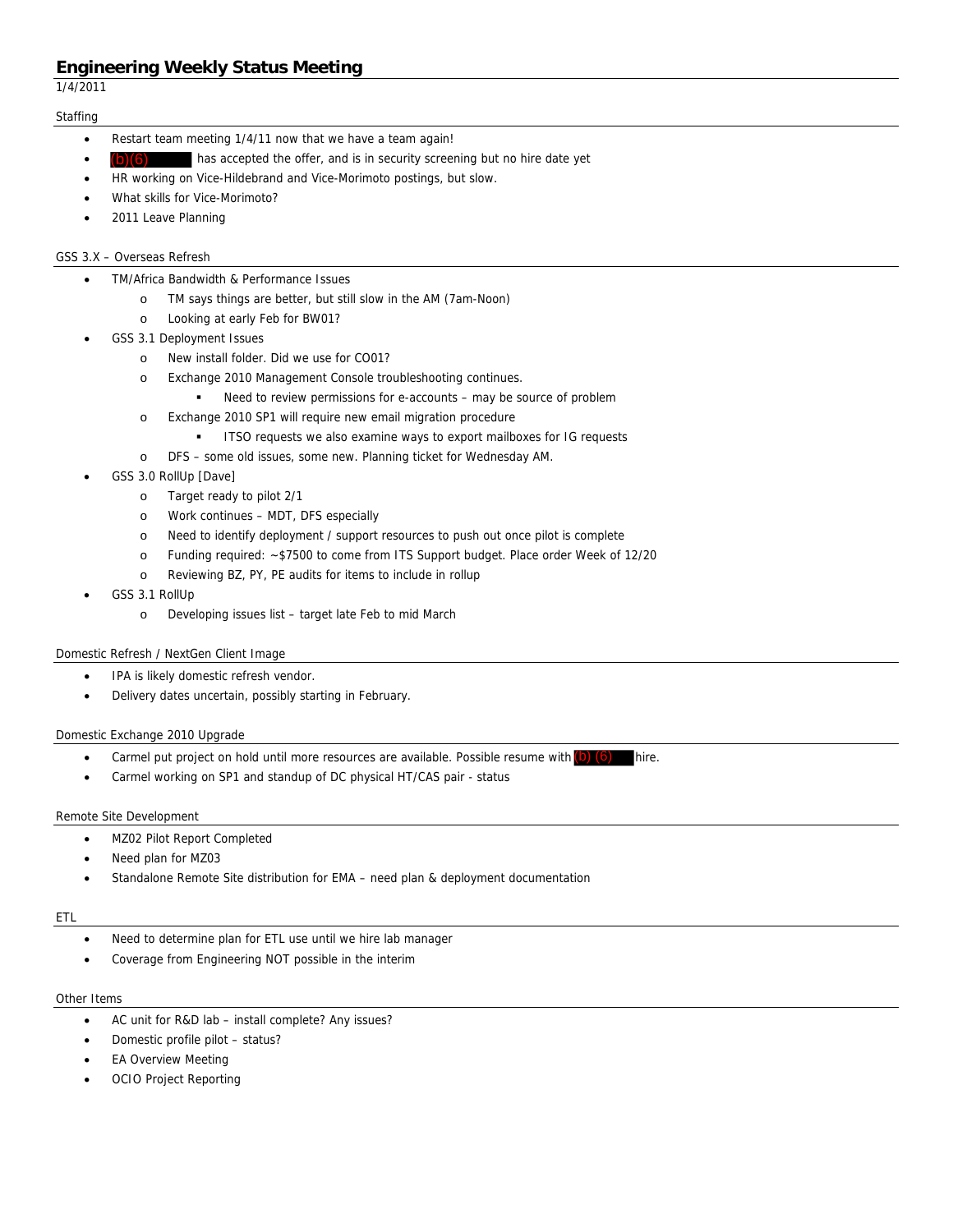# Engineering Weekly Status Meeting

1/4/2011

## Staffing

- Restart team meeting 1/4/11 now that we have a team again!
- (b)(6) has accepted the offer, and is in security screening but no hire date yet
- HR working on Vice-Hildebrand and Vice-Morimoto postings, but slow.
- What skills for Vice-Morimoto?
- 2011 Leave Planning

## GSS 3.X – Overseas Refresh

- TM/Africa Bandwidth & Performance Issues
  - TM says things are better, but still slow in the AM (7am-Noon)
  - Looking at early Feb for BW01?
- GSS 3.1 Deployment Issues
  - New install folder. Did we use for CO01?
  - Exchange 2010 Management Console troubleshooting continues.
    - Need to review permissions for e-accounts – may be source of problem
  - Exchange 2010 SP1 will require new email migration procedure
    - ITSO requests we also examine ways to export mailboxes for IG requests
  - DFS – some old issues, some new. Planning ticket for Wednesday AM.
- GSS 3.0 RollUp [Dave]
  - Target ready to pilot 2/1
  - Work continues – MDT, DFS especially
  - Need to identify deployment / support resources to push out once pilot is complete
  - Funding required: ~$7500 to come from ITS Support budget. Place order Week of 12/20
  - Reviewing BZ, PY, PE audits for items to include in rollup
- GSS 3.1 RollUp
  - Developing issues list – target late Feb to mid March

## Domestic Refresh / NextGen Client Image

- IPA is likely domestic refresh vendor.
- Delivery dates uncertain, possibly starting in February.

## Domestic Exchange 2010 Upgrade

- Carmel put project on hold until more resources are available. Possible resume with (b) (6) hire.
- Carmel working on SP1 and standup of DC physical HT/CAS pair - status

## Remote Site Development

- MZ02 Pilot Report Completed
- Need plan for MZ03
- Standalone Remote Site distribution for EMA – need plan & deployment documentation

## ETL

- Need to determine plan for ETL use until we hire lab manager
- Coverage from Engineering NOT possible in the interim

## Other Items

- AC unit for R&D lab – install complete? Any issues?
- Domestic profile pilot – status?
- EA Overview Meeting
- OCIO Project Reporting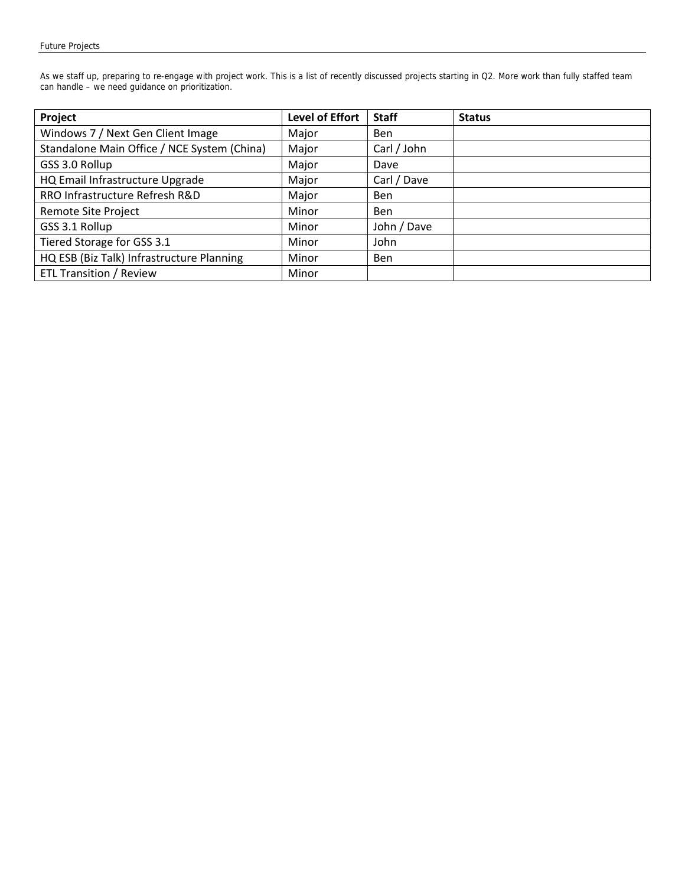As we staff up, preparing to re-engage with project work. This is a list of recently discussed projects starting in Q2. More work than fully staffed team can handle – we need guidance on prioritization.

| Project | Level of Effort | Staff | Status |
|---|---|---|---|
| Windows 7 / Next Gen Client Image | Major | Ben | |
| Standalone Main Office / NCE System (China) | Major | Carl / John | |
| GSS 3.0 Rollup | Major | Dave | |
| HQ Email Infrastructure Upgrade | Major | Carl / Dave | |
| RRO Infrastructure Refresh R&D | Major | Ben | |
| Remote Site Project | Minor | Ben | |
| GSS 3.1 Rollup | Minor | John / Dave | |
| Tiered Storage for GSS 3.1 | Minor | John | |
| HQ ESB (Biz Talk) Infrastructure Planning | Minor | Ben | |
| ETL Transition / Review | Minor | | |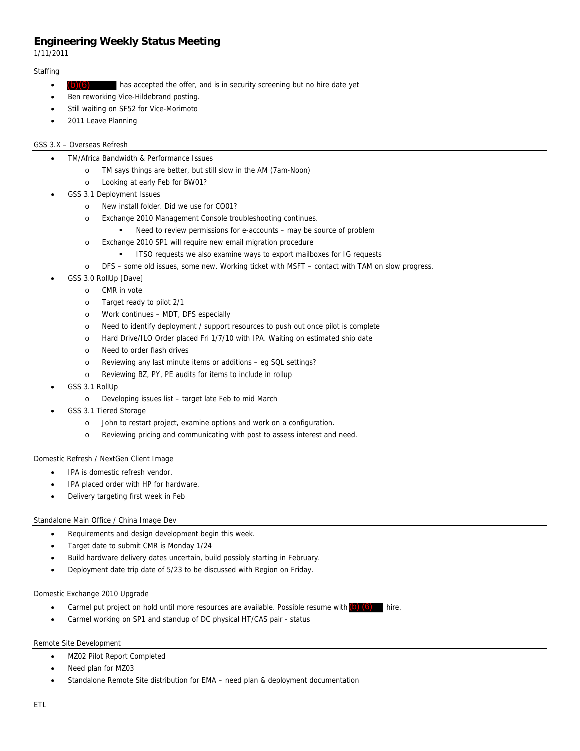# Engineering Weekly Status Meeting

1/11/2011

## Staffing

- (b)(6) has accepted the offer, and is in security screening but no hire date yet
- Ben reworking Vice-Hildebrand posting.
- Still waiting on SF52 for Vice-Morimoto
- 2011 Leave Planning

## GSS 3.X – Overseas Refresh

- TM/Africa Bandwidth & Performance Issues
  - TM says things are better, but still slow in the AM (7am-Noon)
  - Looking at early Feb for BW01?
- GSS 3.1 Deployment Issues
  - New install folder. Did we use for CO01?
  - Exchange 2010 Management Console troubleshooting continues.
    - Need to review permissions for e-accounts – may be source of problem
  - Exchange 2010 SP1 will require new email migration procedure
    - ITSO requests we also examine ways to export mailboxes for IG requests
  - DFS – some old issues, some new. Working ticket with MSFT – contact with TAM on slow progress.
- GSS 3.0 RollUp [Dave]
  - CMR in vote
  - Target ready to pilot 2/1
  - Work continues – MDT, DFS especially
  - Need to identify deployment / support resources to push out once pilot is complete
  - Hard Drive/ILO Order placed Fri 1/7/10 with IPA. Waiting on estimated ship date
  - Need to order flash drives
  - Reviewing any last minute items or additions – eg SQL settings?
  - Reviewing BZ, PY, PE audits for items to include in rollup
- GSS 3.1 RollUp
  - Developing issues list – target late Feb to mid March
- GSS 3.1 Tiered Storage
  - John to restart project, examine options and work on a configuration.
  - Reviewing pricing and communicating with post to assess interest and need.

## Domestic Refresh / NextGen Client Image

- IPA is domestic refresh vendor.
- IPA placed order with HP for hardware.
- Delivery targeting first week in Feb

## Standalone Main Office / China Image Dev

- Requirements and design development begin this week.
- Target date to submit CMR is Monday 1/24
- Build hardware delivery dates uncertain, build possibly starting in February.
- Deployment date trip date of 5/23 to be discussed with Region on Friday.

## Domestic Exchange 2010 Upgrade

- Carmel put project on hold until more resources are available. Possible resume with (b) (6) hire.
- Carmel working on SP1 and standup of DC physical HT/CAS pair - status

## Remote Site Development

- MZ02 Pilot Report Completed
- Need plan for MZ03
- Standalone Remote Site distribution for EMA – need plan & deployment documentation

## ETL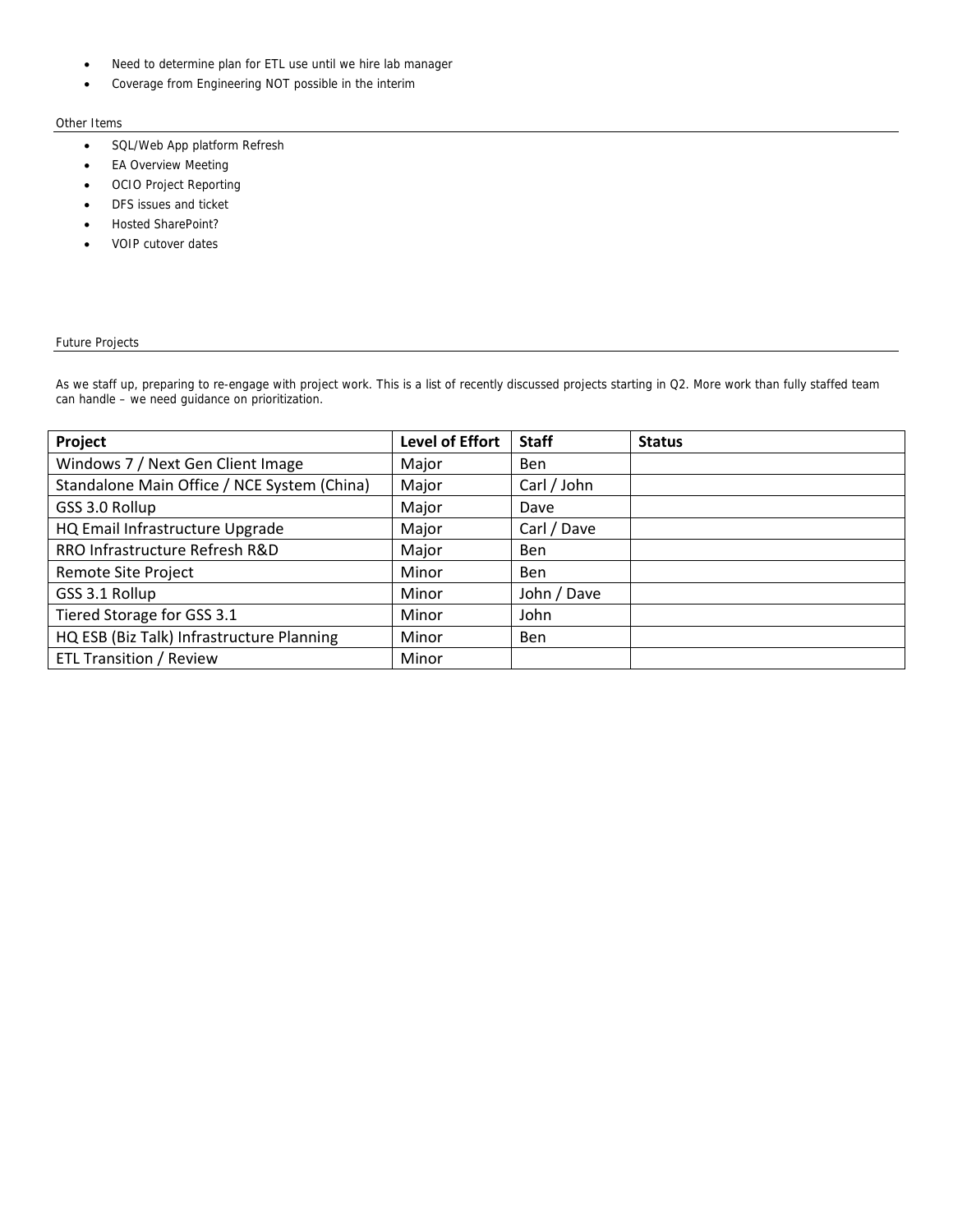- Need to determine plan for ETL use until we hire lab manager
- Coverage from Engineering NOT possible in the interim

### Other Items

- SQL/Web App platform Refresh
- EA Overview Meeting
- OCIO Project Reporting
- DFS issues and ticket
- Hosted SharePoint?
- VOIP cutover dates

### Future Projects

As we staff up, preparing to re-engage with project work. This is a list of recently discussed projects starting in Q2. More work than fully staffed team can handle – we need guidance on prioritization.

| Project | Level of Effort | Staff | Status |
| --- | --- | --- | --- |
| Windows 7 / Next Gen Client Image | Major | Ben | |
| Standalone Main Office / NCE System (China) | Major | Carl / John | |
| GSS 3.0 Rollup | Major | Dave | |
| HQ Email Infrastructure Upgrade | Major | Carl / Dave | |
| RRO Infrastructure Refresh R&D | Major | Ben | |
| Remote Site Project | Minor | Ben | |
| GSS 3.1 Rollup | Minor | John / Dave | |
| Tiered Storage for GSS 3.1 | Minor | John | |
| HQ ESB (Biz Talk) Infrastructure Planning | Minor | Ben | |
| ETL Transition / Review | Minor | | |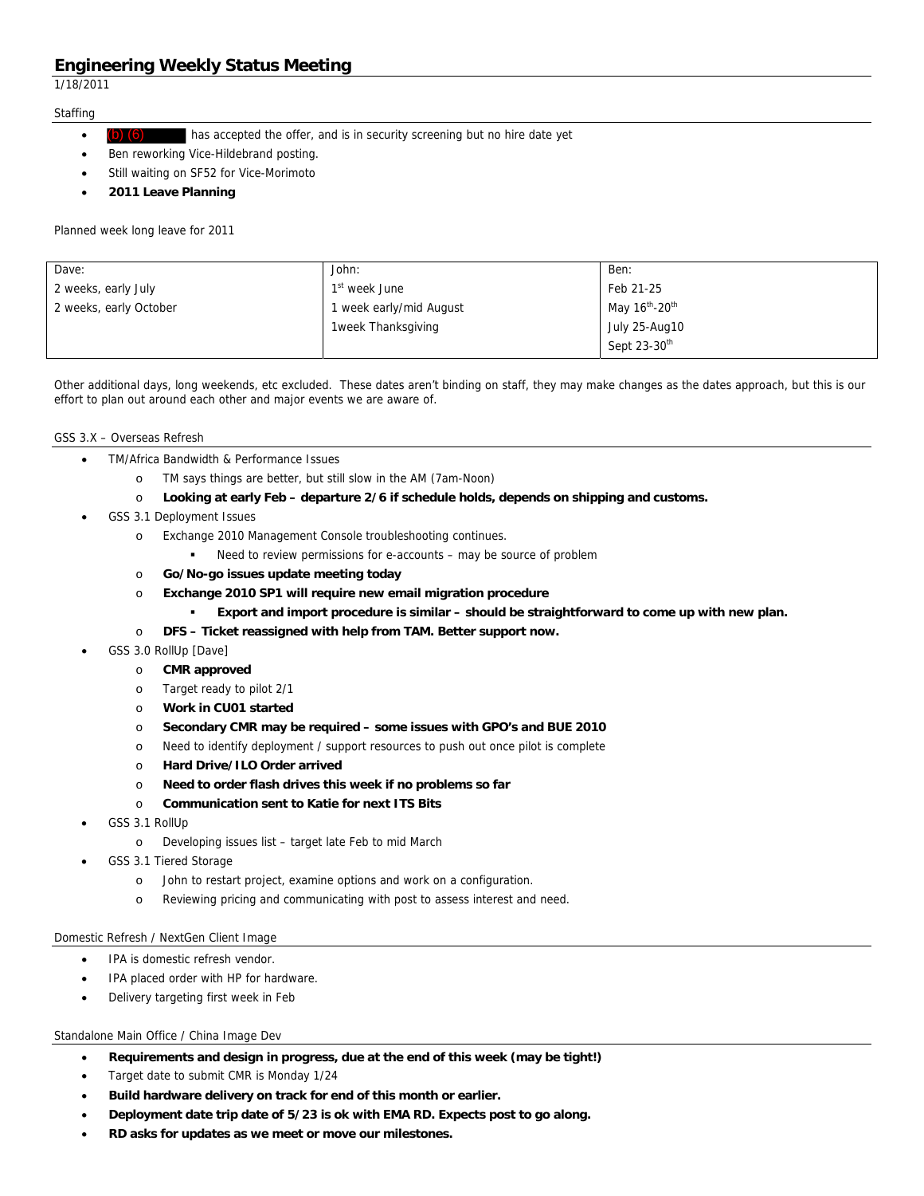# Engineering Weekly Status Meeting

1/18/2011

Staffing

- (b) (6) has accepted the offer, and is in security screening but no hire date yet
- Ben reworking Vice-Hildebrand posting.
- Still waiting on SF52 for Vice-Morimoto
- **2011 Leave Planning**

Planned week long leave for 2011

| Dave: | John: | Ben: |
|---|---|---|
| 2 weeks, early July | 1st week June | Feb 21-25 |
| 2 weeks, early October | 1 week early/mid August | May 16th-20th |
| | 1week Thanksgiving | July 25-Aug10 |
| | | Sept 23-30th |

Other additional days, long weekends, etc excluded. These dates aren't binding on staff, they may make changes as the dates approach, but this is our effort to plan out around each other and major events we are aware of.

GSS 3.X – Overseas Refresh

- TM/Africa Bandwidth & Performance Issues
  - TM says things are better, but still slow in the AM (7am-Noon)
  - **Looking at early Feb – departure 2/6 if schedule holds, depends on shipping and customs.**
- GSS 3.1 Deployment Issues
  - Exchange 2010 Management Console troubleshooting continues.
    - Need to review permissions for e-accounts – may be source of problem
  - **Go/No-go issues update meeting today**
  - **Exchange 2010 SP1 will require new email migration procedure**
    - **Export and import procedure is similar – should be straightforward to come up with new plan.**
  - **DFS – Ticket reassigned with help from TAM. Better support now.**
- GSS 3.0 RollUp [Dave]
  - **CMR approved**
  - Target ready to pilot 2/1
  - **Work in CU01 started**
  - **Secondary CMR may be required – some issues with GPO's and BUE 2010**
  - Need to identify deployment / support resources to push out once pilot is complete
  - **Hard Drive/ILO Order arrived**
  - **Need to order flash drives this week if no problems so far**
  - **Communication sent to Katie for next ITS Bits**
- GSS 3.1 RollUp
  - Developing issues list – target late Feb to mid March
- GSS 3.1 Tiered Storage
  - John to restart project, examine options and work on a configuration.
  - Reviewing pricing and communicating with post to assess interest and need.

Domestic Refresh / NextGen Client Image

- IPA is domestic refresh vendor.
- IPA placed order with HP for hardware.
- Delivery targeting first week in Feb

Standalone Main Office / China Image Dev

- **Requirements and design in progress, due at the end of this week (may be tight!)**
- Target date to submit CMR is Monday 1/24
- **Build hardware delivery on track for end of this month or earlier.**
- **Deployment date trip date of 5/23 is ok with EMA RD. Expects post to go along.**
- **RD asks for updates as we meet or move our milestones.**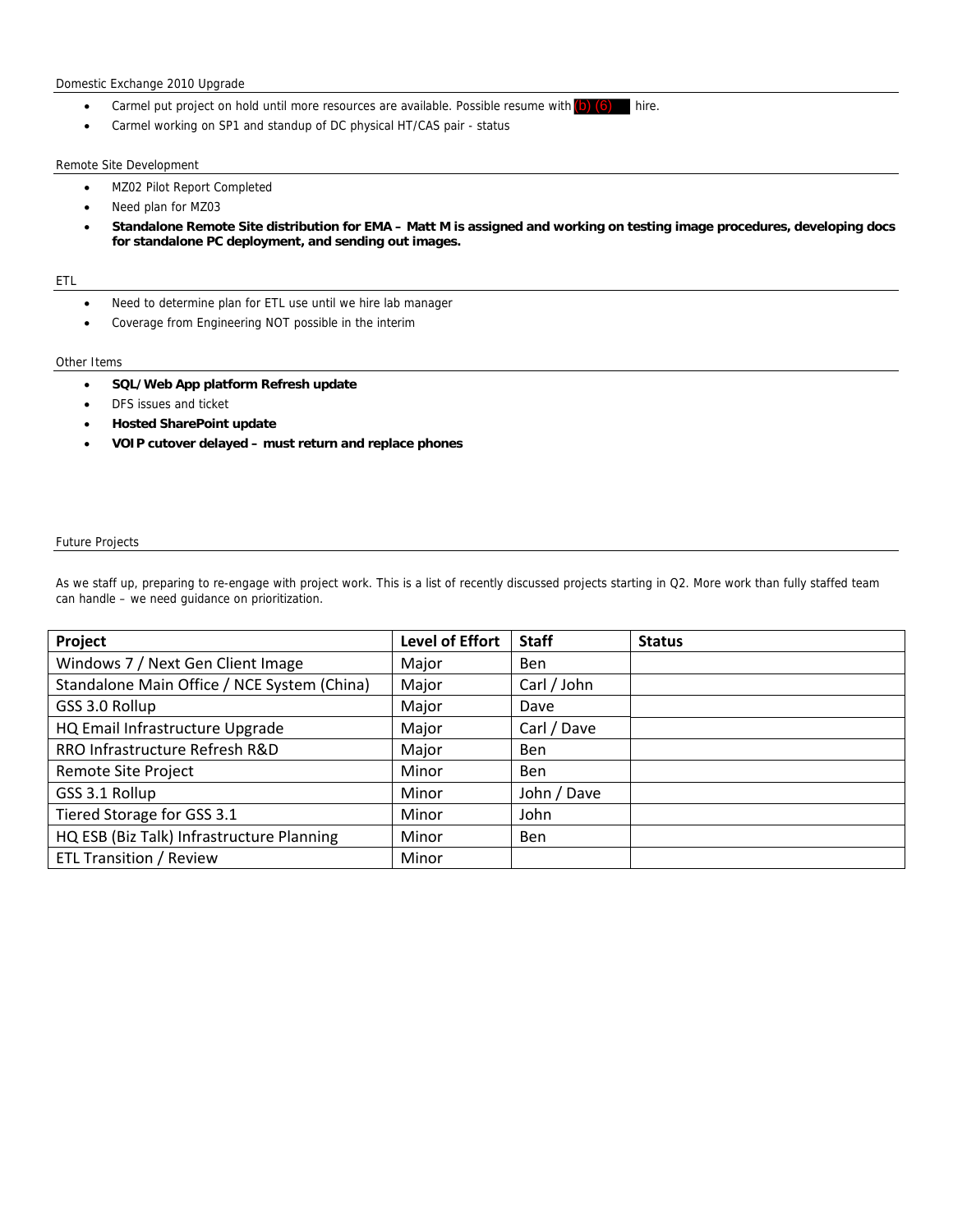Domestic Exchange 2010 Upgrade

- Carmel put project on hold until more resources are available. Possible resume with (b) (6) hire.
- Carmel working on SP1 and standup of DC physical HT/CAS pair - status

Remote Site Development

- MZ02 Pilot Report Completed
- Need plan for MZ03
- **Standalone Remote Site distribution for EMA – Matt M is assigned and working on testing image procedures, developing docs for standalone PC deployment, and sending out images.**

ETL

- Need to determine plan for ETL use until we hire lab manager
- Coverage from Engineering NOT possible in the interim

Other Items

- **SQL/Web App platform Refresh update**
- DFS issues and ticket
- **Hosted SharePoint update**
- **VOIP cutover delayed – must return and replace phones**

Future Projects

As we staff up, preparing to re-engage with project work. This is a list of recently discussed projects starting in Q2. More work than fully staffed team can handle – we need guidance on prioritization.

| Project | Level of Effort | Staff | Status |
|---|---|---|---|
| Windows 7 / Next Gen Client Image | Major | Ben | |
| Standalone Main Office / NCE System (China) | Major | Carl / John | |
| GSS 3.0 Rollup | Major | Dave | |
| HQ Email Infrastructure Upgrade | Major | Carl / Dave | |
| RRO Infrastructure Refresh R&D | Major | Ben | |
| Remote Site Project | Minor | Ben | |
| GSS 3.1 Rollup | Minor | John / Dave | |
| Tiered Storage for GSS 3.1 | Minor | John | |
| HQ ESB (Biz Talk) Infrastructure Planning | Minor | Ben | |
| ETL Transition / Review | Minor | | |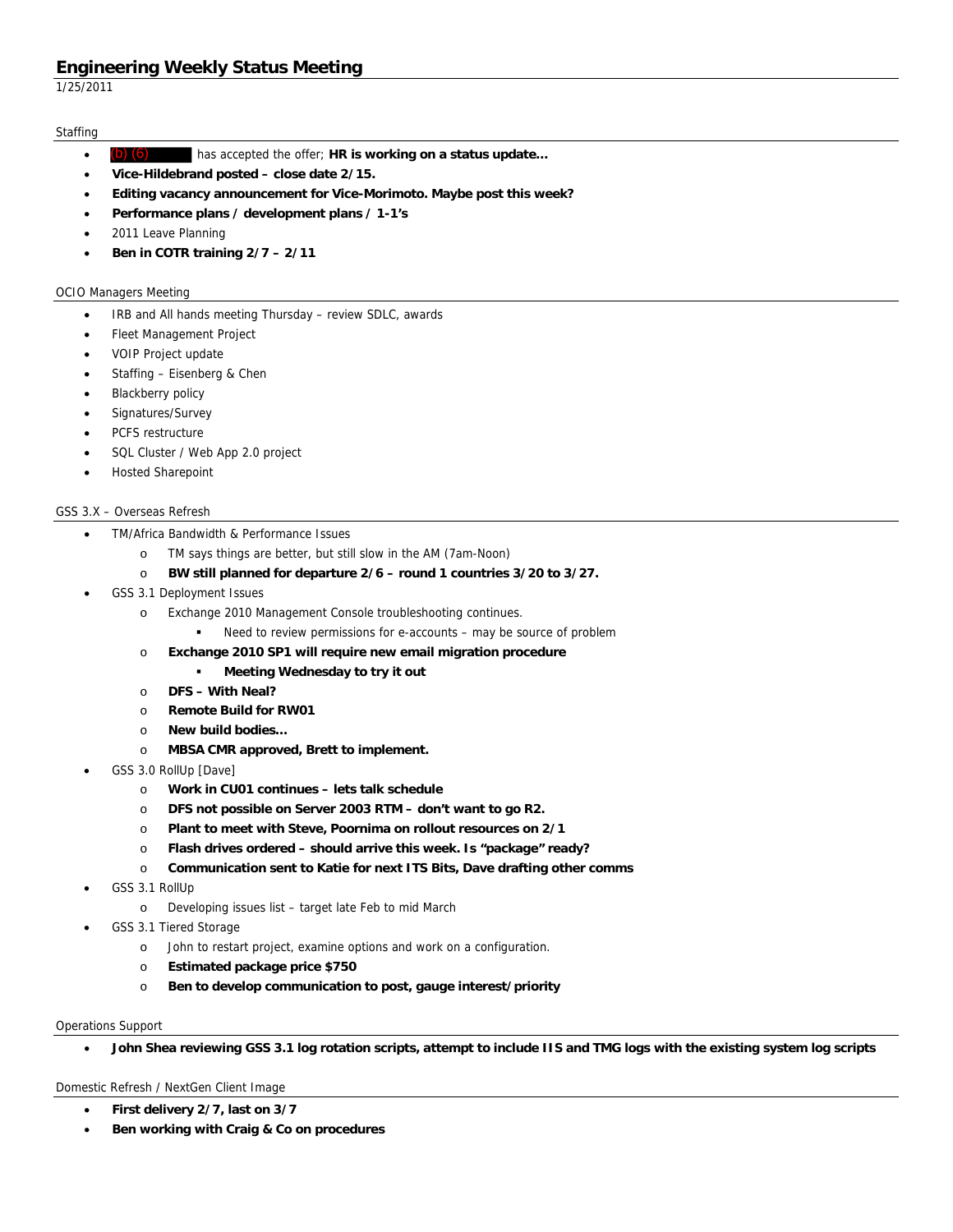# Engineering Weekly Status Meeting

1/25/2011

## Staffing

- (b) (6) has accepted the offer; **HR is working on a status update…**
- **Vice-Hildebrand posted – close date 2/15.**
- **Editing vacancy announcement for Vice-Morimoto. Maybe post this week?**
- **Performance plans / development plans / 1-1's**
- 2011 Leave Planning
- **Ben in COTR training 2/7 – 2/11**

## OCIO Managers Meeting

- IRB and All hands meeting Thursday – review SDLC, awards
- Fleet Management Project
- VOIP Project update
- Staffing – Eisenberg & Chen
- Blackberry policy
- Signatures/Survey
- PCFS restructure
- SQL Cluster / Web App 2.0 project
- Hosted Sharepoint

## GSS 3.X – Overseas Refresh

- TM/Africa Bandwidth & Performance Issues
  - TM says things are better, but still slow in the AM (7am-Noon)
  - **BW still planned for departure 2/6 – round 1 countries 3/20 to 3/27.**
- GSS 3.1 Deployment Issues
  - Exchange 2010 Management Console troubleshooting continues.
    - Need to review permissions for e-accounts – may be source of problem
  - **Exchange 2010 SP1 will require new email migration procedure**
    - **Meeting Wednesday to try it out**
  - **DFS – With Neal?**
  - **Remote Build for RW01**
  - **New build bodies…**
  - **MBSA CMR approved, Brett to implement.**
- GSS 3.0 RollUp [Dave]
  - **Work in CU01 continues – lets talk schedule**
  - **DFS not possible on Server 2003 RTM – don't want to go R2.**
  - **Plant to meet with Steve, Poornima on rollout resources on 2/1**
  - **Flash drives ordered – should arrive this week. Is "package" ready?**
  - **Communication sent to Katie for next ITS Bits, Dave drafting other comms**
- GSS 3.1 RollUp
  - Developing issues list – target late Feb to mid March
- GSS 3.1 Tiered Storage
  - John to restart project, examine options and work on a configuration.
  - **Estimated package price $750**
  - **Ben to develop communication to post, gauge interest/priority**

## Operations Support

- **John Shea reviewing GSS 3.1 log rotation scripts, attempt to include IIS and TMG logs with the existing system log scripts**

## Domestic Refresh / NextGen Client Image

- **First delivery 2/7, last on 3/7**
- **Ben working with Craig & Co on procedures**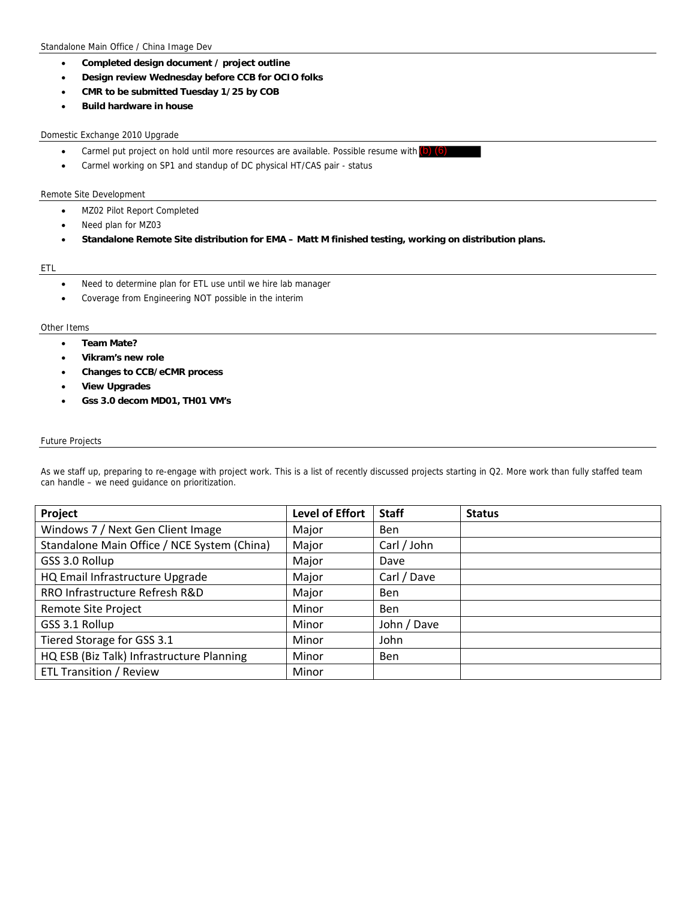Standalone Main Office / China Image Dev

- **Completed design document / project outline**
- **Design review Wednesday before CCB for OCIO folks**
- **CMR to be submitted Tuesday 1/25 by COB**
- **Build hardware in house**

Domestic Exchange 2010 Upgrade

- Carmel put project on hold until more resources are available. Possible resume with (b) (6)
- Carmel working on SP1 and standup of DC physical HT/CAS pair - status

Remote Site Development

- MZ02 Pilot Report Completed
- Need plan for MZ03
- **Standalone Remote Site distribution for EMA – Matt M finished testing, working on distribution plans.**

ETL

- Need to determine plan for ETL use until we hire lab manager
- Coverage from Engineering NOT possible in the interim

Other Items

- **Team Mate?**
- **Vikram's new role**
- **Changes to CCB/eCMR process**
- **View Upgrades**
- **Gss 3.0 decom MD01, TH01 VM's**

Future Projects

As we staff up, preparing to re-engage with project work. This is a list of recently discussed projects starting in Q2. More work than fully staffed team can handle – we need guidance on prioritization.

| Project | Level of Effort | Staff | Status |
|---|---|---|---|
| Windows 7 / Next Gen Client Image | Major | Ben | |
| Standalone Main Office / NCE System (China) | Major | Carl / John | |
| GSS 3.0 Rollup | Major | Dave | |
| HQ Email Infrastructure Upgrade | Major | Carl / Dave | |
| RRO Infrastructure Refresh R&D | Major | Ben | |
| Remote Site Project | Minor | Ben | |
| GSS 3.1 Rollup | Minor | John / Dave | |
| Tiered Storage for GSS 3.1 | Minor | John | |
| HQ ESB (Biz Talk) Infrastructure Planning | Minor | Ben | |
| ETL Transition / Review | Minor | | |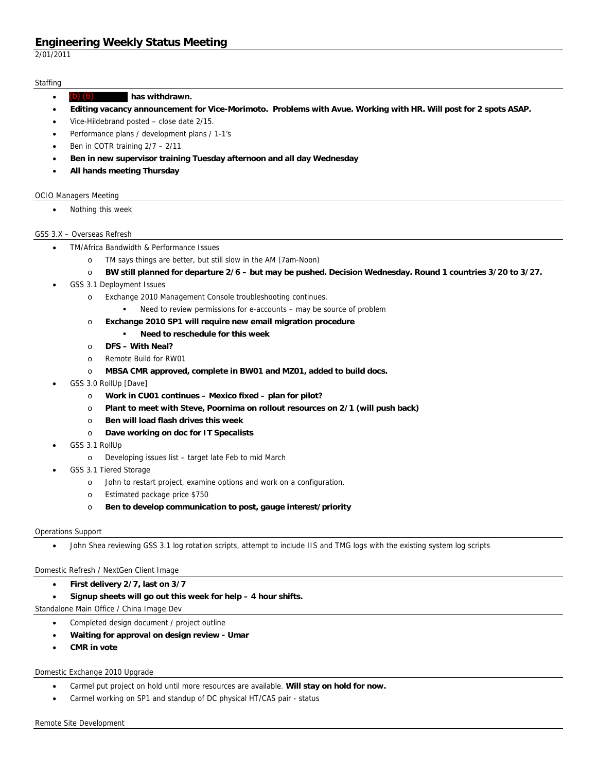# Engineering Weekly Status Meeting

2/01/2011

## Staffing

- (b) (6) **has withdrawn.**
- **Editing vacancy announcement for Vice-Morimoto. Problems with Avue. Working with HR. Will post for 2 spots ASAP.**
- Vice-Hildebrand posted – close date 2/15.
- Performance plans / development plans / 1-1's
- Ben in COTR training 2/7 – 2/11
- **Ben in new supervisor training Tuesday afternoon and all day Wednesday**
- **All hands meeting Thursday**

## OCIO Managers Meeting

- Nothing this week

## GSS 3.X – Overseas Refresh

- TM/Africa Bandwidth & Performance Issues
  - TM says things are better, but still slow in the AM (7am-Noon)
  - **BW still planned for departure 2/6 – but may be pushed. Decision Wednesday. Round 1 countries 3/20 to 3/27.**
- GSS 3.1 Deployment Issues
  - Exchange 2010 Management Console troubleshooting continues.
    - Need to review permissions for e-accounts – may be source of problem
  - **Exchange 2010 SP1 will require new email migration procedure**
    - **Need to reschedule for this week**
  - **DFS – With Neal?**
  - Remote Build for RW01
  - **MBSA CMR approved, complete in BW01 and MZ01, added to build docs.**
- GSS 3.0 RollUp [Dave]
  - **Work in CU01 continues – Mexico fixed – plan for pilot?**
  - **Plant to meet with Steve, Poornima on rollout resources on 2/1 (will push back)**
  - **Ben will load flash drives this week**
  - **Dave working on doc for IT Specalists**
- GSS 3.1 RollUp
  - Developing issues list – target late Feb to mid March
- GSS 3.1 Tiered Storage
  - John to restart project, examine options and work on a configuration.
  - Estimated package price $750
  - **Ben to develop communication to post, gauge interest/priority**

## Operations Support

- John Shea reviewing GSS 3.1 log rotation scripts, attempt to include IIS and TMG logs with the existing system log scripts

## Domestic Refresh / NextGen Client Image

- **First delivery 2/7, last on 3/7**
- **Signup sheets will go out this week for help – 4 hour shifts.**

## Standalone Main Office / China Image Dev

- Completed design document / project outline
- **Waiting for approval on design review - Umar**
- **CMR in vote**

## Domestic Exchange 2010 Upgrade

- Carmel put project on hold until more resources are available. **Will stay on hold for now.**
- Carmel working on SP1 and standup of DC physical HT/CAS pair - status

## Remote Site Development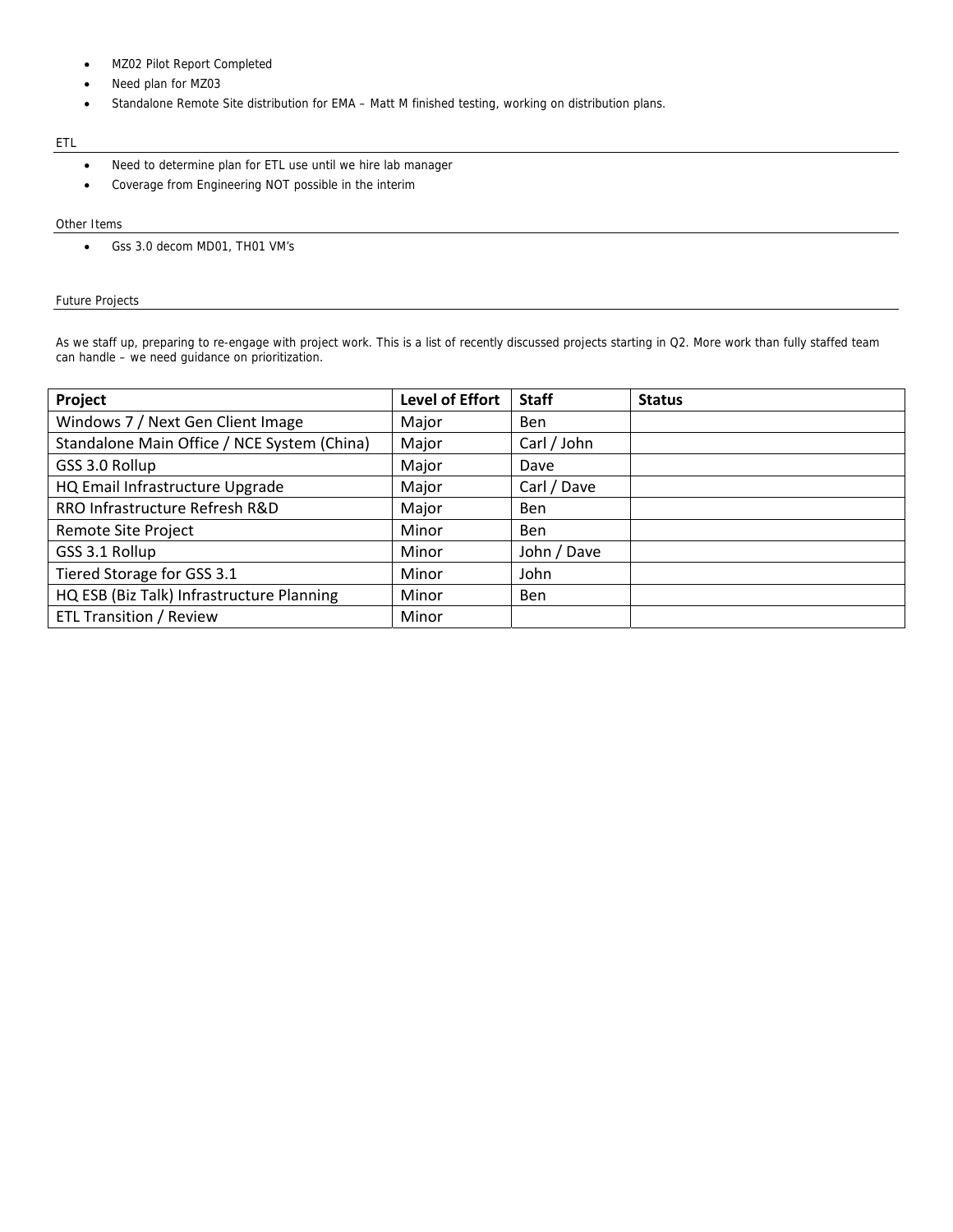- MZ02 Pilot Report Completed
- Need plan for MZ03
- Standalone Remote Site distribution for EMA – Matt M finished testing, working on distribution plans.

## ETL

- Need to determine plan for ETL use until we hire lab manager
- Coverage from Engineering NOT possible in the interim

## Other Items

- Gss 3.0 decom MD01, TH01 VM's

## Future Projects

As we staff up, preparing to re-engage with project work. This is a list of recently discussed projects starting in Q2. More work than fully staffed team can handle – we need guidance on prioritization.

| Project | Level of Effort | Staff | Status |
|---|---|---|---|
| Windows 7 / Next Gen Client Image | Major | Ben | |
| Standalone Main Office / NCE System (China) | Major | Carl / John | |
| GSS 3.0 Rollup | Major | Dave | |
| HQ Email Infrastructure Upgrade | Major | Carl / Dave | |
| RRO Infrastructure Refresh R&D | Major | Ben | |
| Remote Site Project | Minor | Ben | |
| GSS 3.1 Rollup | Minor | John / Dave | |
| Tiered Storage for GSS 3.1 | Minor | John | |
| HQ ESB (Biz Talk) Infrastructure Planning | Minor | Ben | |
| ETL Transition / Review | Minor | | |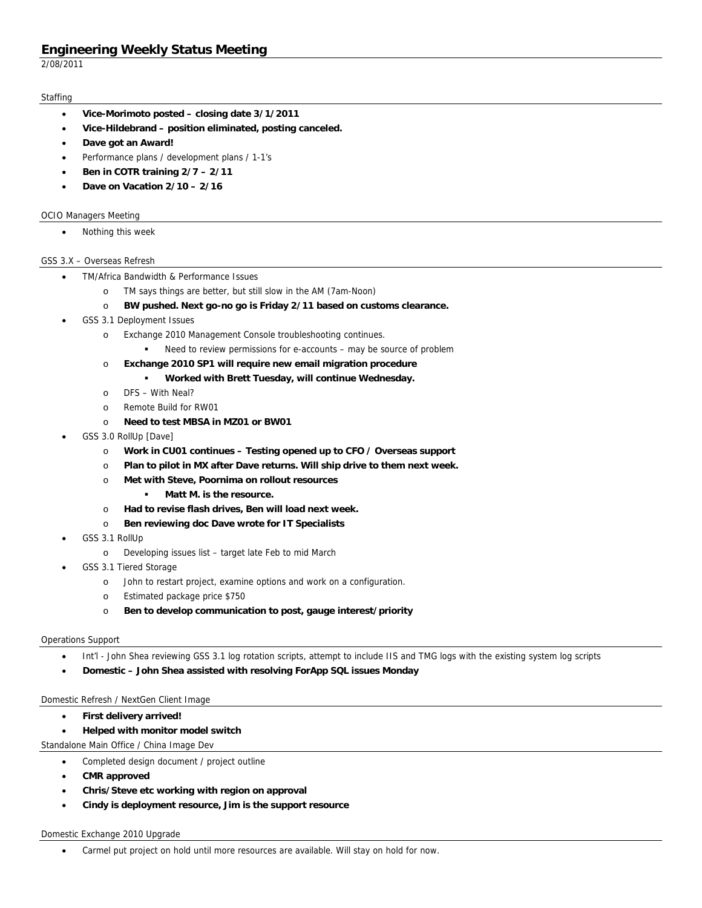# Engineering Weekly Status Meeting

2/08/2011

## Staffing

- **Vice-Morimoto posted – closing date 3/1/2011**
- **Vice-Hildebrand – position eliminated, posting canceled.**
- **Dave got an Award!**
- Performance plans / development plans / 1-1's
- **Ben in COTR training 2/7 – 2/11**
- **Dave on Vacation 2/10 – 2/16**

## OCIO Managers Meeting

- Nothing this week

## GSS 3.X – Overseas Refresh

- TM/Africa Bandwidth & Performance Issues
  - TM says things are better, but still slow in the AM (7am-Noon)
  - **BW pushed. Next go-no go is Friday 2/11 based on customs clearance.**
- GSS 3.1 Deployment Issues
  - Exchange 2010 Management Console troubleshooting continues.
    - Need to review permissions for e-accounts – may be source of problem
  - **Exchange 2010 SP1 will require new email migration procedure**
    - **Worked with Brett Tuesday, will continue Wednesday.**
  - DFS – With Neal?
  - Remote Build for RW01
  - **Need to test MBSA in MZ01 or BW01**
- GSS 3.0 RollUp [Dave]
  - **Work in CU01 continues – Testing opened up to CFO / Overseas support**
  - **Plan to pilot in MX after Dave returns. Will ship drive to them next week.**
  - **Met with Steve, Poornima on rollout resources**
    - **Matt M. is the resource.**
  - **Had to revise flash drives, Ben will load next week.**
  - **Ben reviewing doc Dave wrote for IT Specialists**
- GSS 3.1 RollUp
  - Developing issues list – target late Feb to mid March
- GSS 3.1 Tiered Storage
  - John to restart project, examine options and work on a configuration.
  - Estimated package price $750
  - **Ben to develop communication to post, gauge interest/priority**

## Operations Support

- Int'l - John Shea reviewing GSS 3.1 log rotation scripts, attempt to include IIS and TMG logs with the existing system log scripts
- **Domestic – John Shea assisted with resolving ForApp SQL issues Monday**

## Domestic Refresh / NextGen Client Image

- **First delivery arrived!**
- **Helped with monitor model switch**

## Standalone Main Office / China Image Dev

- Completed design document / project outline
- **CMR approved**
- **Chris/Steve etc working with region on approval**
- **Cindy is deployment resource, Jim is the support resource**

## Domestic Exchange 2010 Upgrade

- Carmel put project on hold until more resources are available. Will stay on hold for now.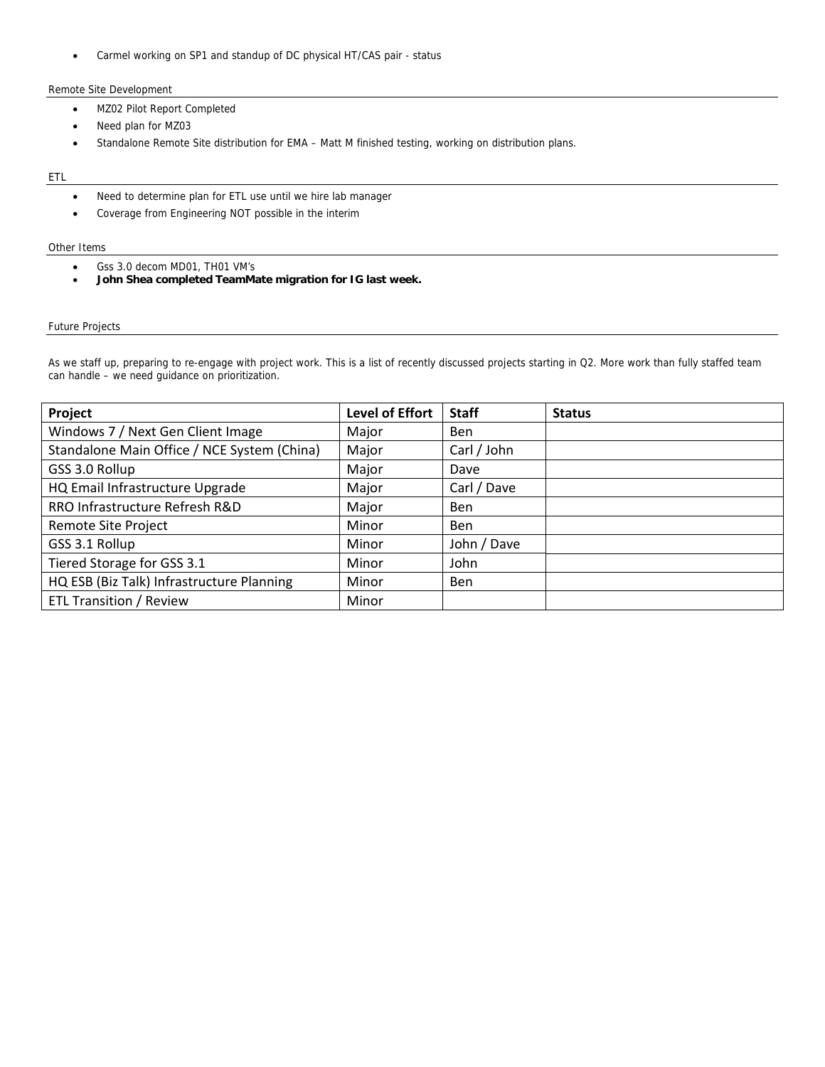- Carmel working on SP1 and standup of DC physical HT/CAS pair - status

### Remote Site Development

- MZ02 Pilot Report Completed
- Need plan for MZ03
- Standalone Remote Site distribution for EMA – Matt M finished testing, working on distribution plans.

### ETL

- Need to determine plan for ETL use until we hire lab manager
- Coverage from Engineering NOT possible in the interim

### Other Items

- Gss 3.0 decom MD01, TH01 VM's
- **John Shea completed TeamMate migration for IG last week.**

### Future Projects

As we staff up, preparing to re-engage with project work. This is a list of recently discussed projects starting in Q2. More work than fully staffed team can handle – we need guidance on prioritization.

| Project | Level of Effort | Staff | Status |
|---|---|---|---|
| Windows 7 / Next Gen Client Image | Major | Ben | |
| Standalone Main Office / NCE System (China) | Major | Carl / John | |
| GSS 3.0 Rollup | Major | Dave | |
| HQ Email Infrastructure Upgrade | Major | Carl / Dave | |
| RRO Infrastructure Refresh R&D | Major | Ben | |
| Remote Site Project | Minor | Ben | |
| GSS 3.1 Rollup | Minor | John / Dave | |
| Tiered Storage for GSS 3.1 | Minor | John | |
| HQ ESB (Biz Talk) Infrastructure Planning | Minor | Ben | |
| ETL Transition / Review | Minor | | |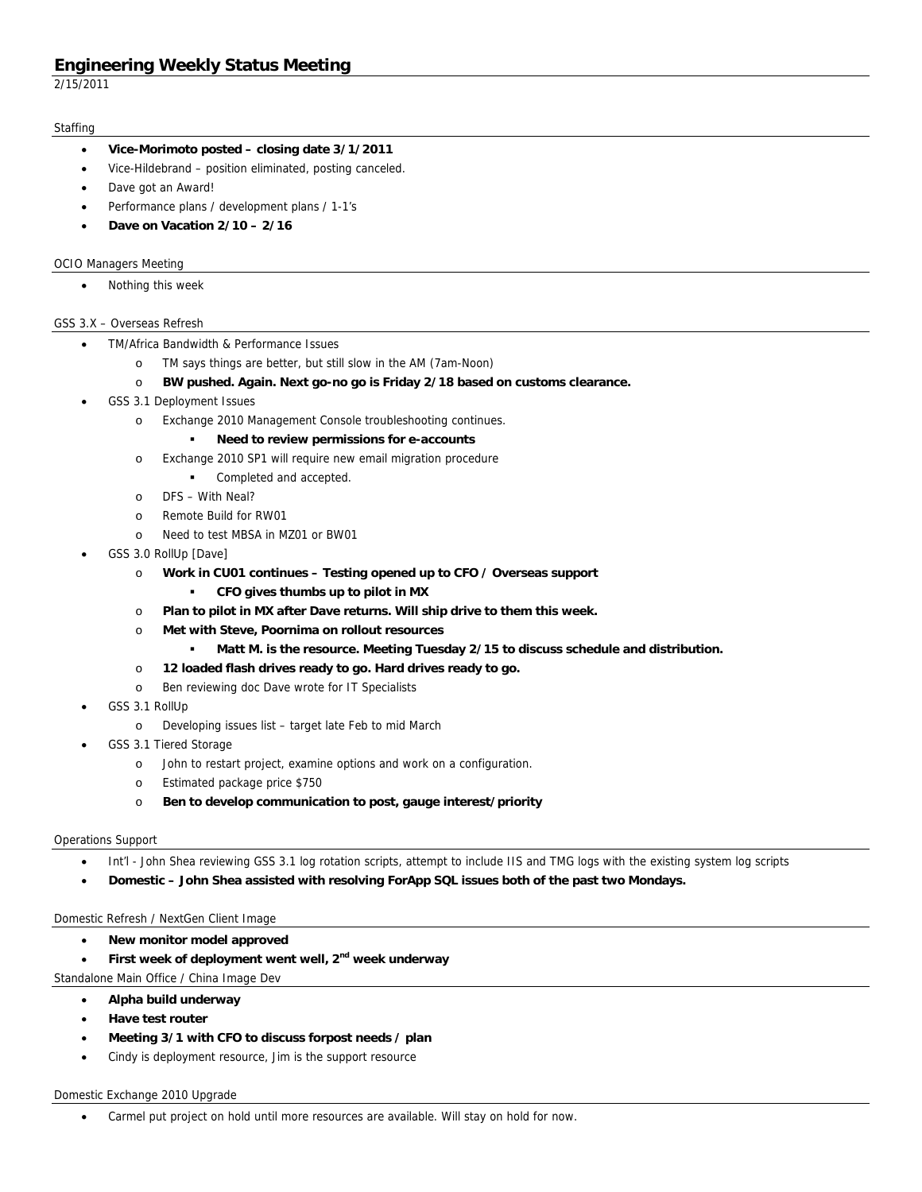# Engineering Weekly Status Meeting

2/15/2011

## Staffing

- **Vice-Morimoto posted – closing date 3/1/2011**
- Vice-Hildebrand – position eliminated, posting canceled.
- Dave got an Award!
- Performance plans / development plans / 1-1's
- **Dave on Vacation 2/10 – 2/16**

## OCIO Managers Meeting

- Nothing this week

## GSS 3.X – Overseas Refresh

- TM/Africa Bandwidth & Performance Issues
  - TM says things are better, but still slow in the AM (7am-Noon)
  - **BW pushed. Again. Next go-no go is Friday 2/18 based on customs clearance.**
- GSS 3.1 Deployment Issues
  - Exchange 2010 Management Console troubleshooting continues.
    - **Need to review permissions for e-accounts**
  - Exchange 2010 SP1 will require new email migration procedure
    - Completed and accepted.
  - DFS – With Neal?
  - Remote Build for RW01
  - Need to test MBSA in MZ01 or BW01
- GSS 3.0 RollUp [Dave]
  - **Work in CU01 continues – Testing opened up to CFO / Overseas support**
    - **CFO gives thumbs up to pilot in MX**
  - **Plan to pilot in MX after Dave returns. Will ship drive to them this week.**
  - **Met with Steve, Poornima on rollout resources**
    - **Matt M. is the resource. Meeting Tuesday 2/15 to discuss schedule and distribution.**
  - **12 loaded flash drives ready to go. Hard drives ready to go.**
  - Ben reviewing doc Dave wrote for IT Specialists
- GSS 3.1 RollUp
  - Developing issues list – target late Feb to mid March
- GSS 3.1 Tiered Storage
  - John to restart project, examine options and work on a configuration.
  - Estimated package price $750
  - **Ben to develop communication to post, gauge interest/priority**

## Operations Support

- Int'l - John Shea reviewing GSS 3.1 log rotation scripts, attempt to include IIS and TMG logs with the existing system log scripts
- **Domestic – John Shea assisted with resolving ForApp SQL issues both of the past two Mondays.**

## Domestic Refresh / NextGen Client Image

- **New monitor model approved**
- **First week of deployment went well, 2nd week underway**

## Standalone Main Office / China Image Dev

- **Alpha build underway**
- **Have test router**
- **Meeting 3/1 with CFO to discuss forpost needs / plan**
- Cindy is deployment resource, Jim is the support resource

## Domestic Exchange 2010 Upgrade

- Carmel put project on hold until more resources are available. Will stay on hold for now.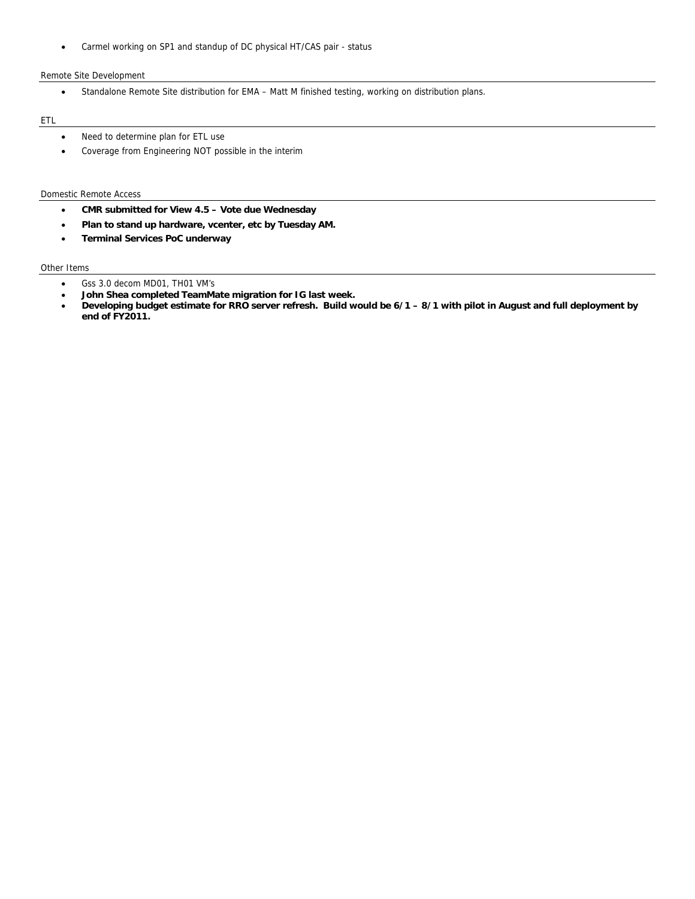- Carmel working on SP1 and standup of DC physical HT/CAS pair - status

Remote Site Development

- Standalone Remote Site distribution for EMA – Matt M finished testing, working on distribution plans.

ETL

- Need to determine plan for ETL use
- Coverage from Engineering NOT possible in the interim

Domestic Remote Access

- **CMR submitted for View 4.5 – Vote due Wednesday**
- **Plan to stand up hardware, vcenter, etc by Tuesday AM.**
- **Terminal Services PoC underway**

Other Items

- Gss 3.0 decom MD01, TH01 VM's
- **John Shea completed TeamMate migration for IG last week.**
- **Developing budget estimate for RRO server refresh. Build would be 6/1 – 8/1 with pilot in August and full deployment by end of FY2011.**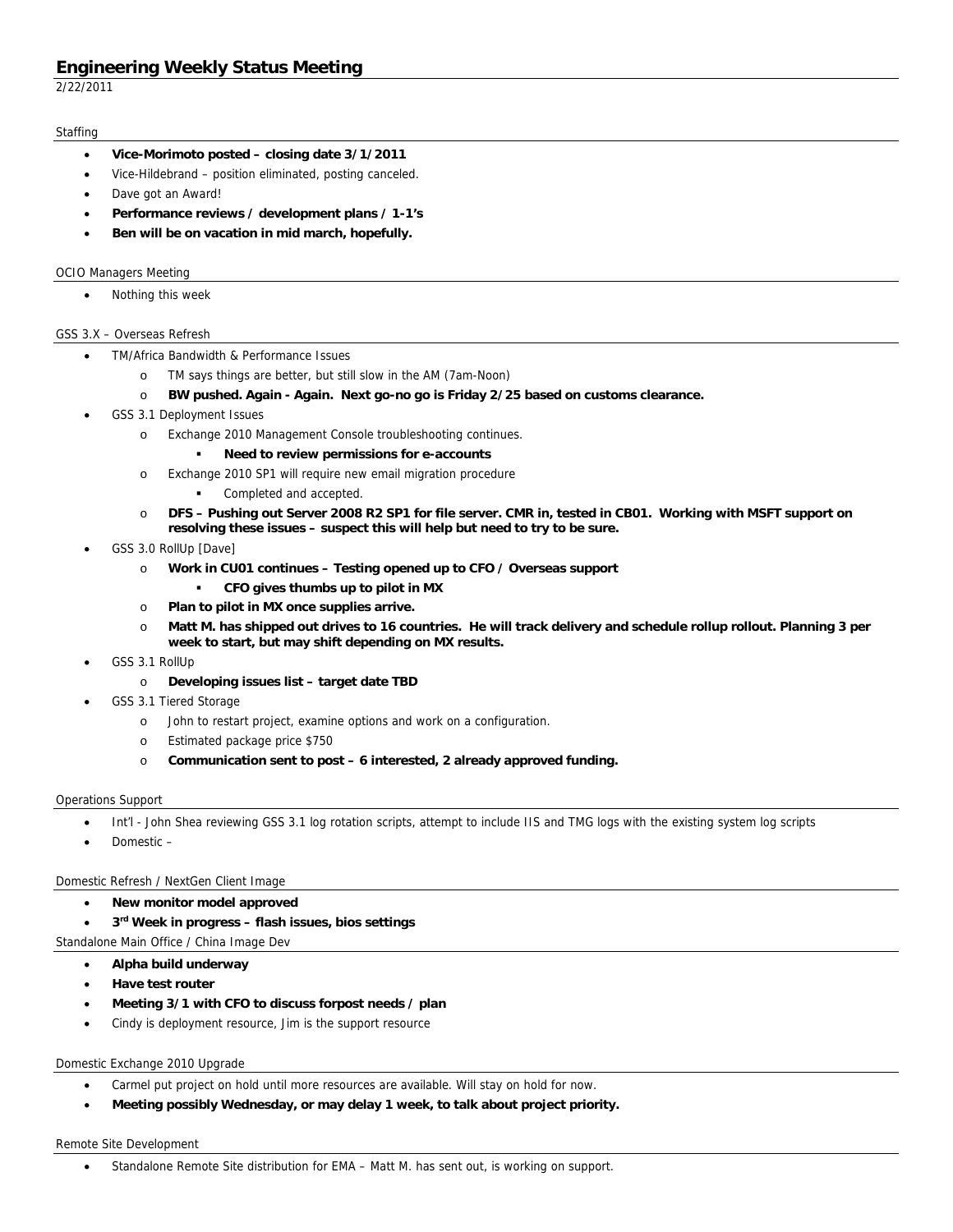# Engineering Weekly Status Meeting

2/22/2011

## Staffing

- **Vice-Morimoto posted – closing date 3/1/2011**
- Vice-Hildebrand – position eliminated, posting canceled.
- Dave got an Award!
- **Performance reviews / development plans / 1-1's**
- **Ben will be on vacation in mid march, hopefully.**

## OCIO Managers Meeting

- Nothing this week

## GSS 3.X – Overseas Refresh

- TM/Africa Bandwidth & Performance Issues
  - TM says things are better, but still slow in the AM (7am-Noon)
  - **BW pushed. Again - Again. Next go-no go is Friday 2/25 based on customs clearance.**
- GSS 3.1 Deployment Issues
  - Exchange 2010 Management Console troubleshooting continues.
    - **Need to review permissions for e-accounts**
  - Exchange 2010 SP1 will require new email migration procedure
    - Completed and accepted.
  - **DFS – Pushing out Server 2008 R2 SP1 for file server. CMR in, tested in CB01. Working with MSFT support on resolving these issues – suspect this will help but need to try to be sure.**
- GSS 3.0 RollUp [Dave]
  - **Work in CU01 continues – Testing opened up to CFO / Overseas support**
    - **CFO gives thumbs up to pilot in MX**
  - **Plan to pilot in MX once supplies arrive.**
  - **Matt M. has shipped out drives to 16 countries. He will track delivery and schedule rollup rollout. Planning 3 per week to start, but may shift depending on MX results.**
- GSS 3.1 RollUp
  - **Developing issues list – target date TBD**
- GSS 3.1 Tiered Storage
  - John to restart project, examine options and work on a configuration.
  - Estimated package price $750
  - **Communication sent to post – 6 interested, 2 already approved funding.**

## Operations Support

- Int'l - John Shea reviewing GSS 3.1 log rotation scripts, attempt to include IIS and TMG logs with the existing system log scripts
- Domestic –

## Domestic Refresh / NextGen Client Image

- **New monitor model approved**
- **3rd Week in progress – flash issues, bios settings**

## Standalone Main Office / China Image Dev

- **Alpha build underway**
- **Have test router**
- **Meeting 3/1 with CFO to discuss forpost needs / plan**
- Cindy is deployment resource, Jim is the support resource

## Domestic Exchange 2010 Upgrade

- Carmel put project on hold until more resources are available. Will stay on hold for now.
- **Meeting possibly Wednesday, or may delay 1 week, to talk about project priority.**

## Remote Site Development

- Standalone Remote Site distribution for EMA – Matt M. has sent out, is working on support.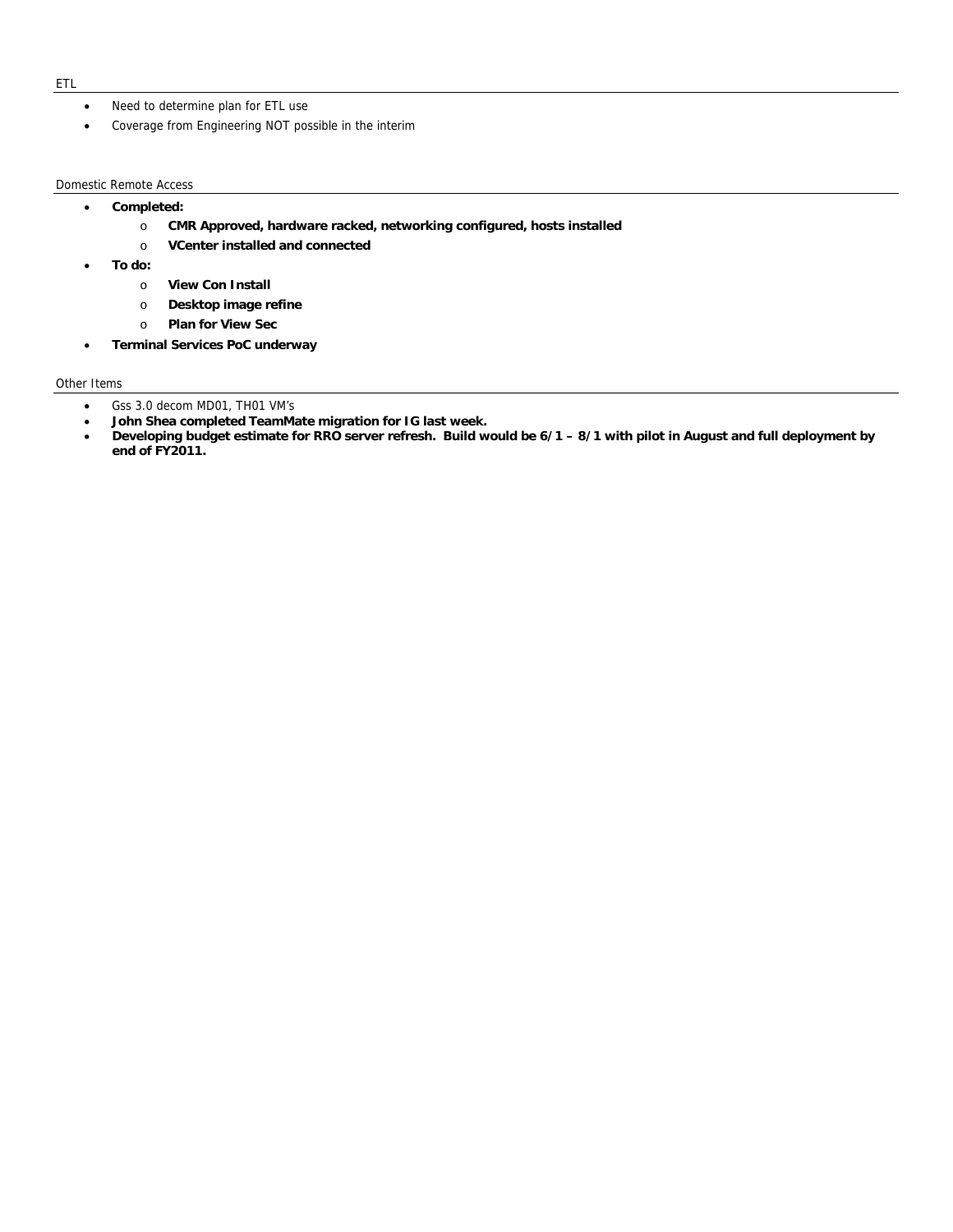## ETL

- Need to determine plan for ETL use
- Coverage from Engineering NOT possible in the interim

## Domestic Remote Access

- **Completed:**
    - **CMR Approved, hardware racked, networking configured, hosts installed**
    - **VCenter installed and connected**
- **To do:**
    - **View Con Install**
    - **Desktop image refine**
    - **Plan for View Sec**
- **Terminal Services PoC underway**

## Other Items

- Gss 3.0 decom MD01, TH01 VM's
- **John Shea completed TeamMate migration for IG last week.**
- **Developing budget estimate for RRO server refresh. Build would be 6/1 – 8/1 with pilot in August and full deployment by end of FY2011.**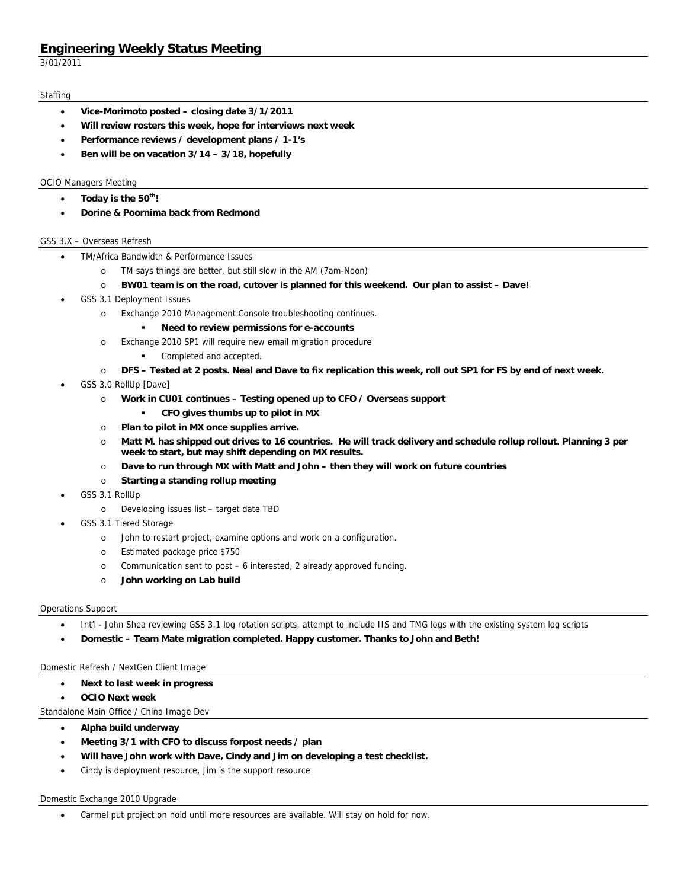# Engineering Weekly Status Meeting

3/01/2011

## Staffing

- **Vice-Morimoto posted – closing date 3/1/2011**
- **Will review rosters this week, hope for interviews next week**
- **Performance reviews / development plans / 1-1's**
- **Ben will be on vacation 3/14 – 3/18, hopefully**

## OCIO Managers Meeting

- **Today is the 50th!**
- **Dorine & Poornima back from Redmond**

## GSS 3.X – Overseas Refresh

- TM/Africa Bandwidth & Performance Issues
  - TM says things are better, but still slow in the AM (7am-Noon)
  - **BW01 team is on the road, cutover is planned for this weekend. Our plan to assist – Dave!**
- GSS 3.1 Deployment Issues
  - Exchange 2010 Management Console troubleshooting continues.
    - **Need to review permissions for e-accounts**
  - Exchange 2010 SP1 will require new email migration procedure
    - Completed and accepted.
  - **DFS – Tested at 2 posts. Neal and Dave to fix replication this week, roll out SP1 for FS by end of next week.**
- GSS 3.0 RollUp [Dave]
  - **Work in CU01 continues – Testing opened up to CFO / Overseas support**
    - **CFO gives thumbs up to pilot in MX**
  - **Plan to pilot in MX once supplies arrive.**
  - **Matt M. has shipped out drives to 16 countries. He will track delivery and schedule rollup rollout. Planning 3 per week to start, but may shift depending on MX results.**
  - **Dave to run through MX with Matt and John – then they will work on future countries**
  - **Starting a standing rollup meeting**
- GSS 3.1 RollUp
  - Developing issues list – target date TBD
- GSS 3.1 Tiered Storage
  - John to restart project, examine options and work on a configuration.
  - Estimated package price $750
  - Communication sent to post – 6 interested, 2 already approved funding.
  - **John working on Lab build**

## Operations Support

- Int'l - John Shea reviewing GSS 3.1 log rotation scripts, attempt to include IIS and TMG logs with the existing system log scripts
- **Domestic – Team Mate migration completed. Happy customer. Thanks to John and Beth!**

## Domestic Refresh / NextGen Client Image

- **Next to last week in progress**
- **OCIO Next week**

## Standalone Main Office / China Image Dev

- **Alpha build underway**
- **Meeting 3/1 with CFO to discuss forpost needs / plan**
- **Will have John work with Dave, Cindy and Jim on developing a test checklist.**
- Cindy is deployment resource, Jim is the support resource

## Domestic Exchange 2010 Upgrade

- Carmel put project on hold until more resources are available. Will stay on hold for now.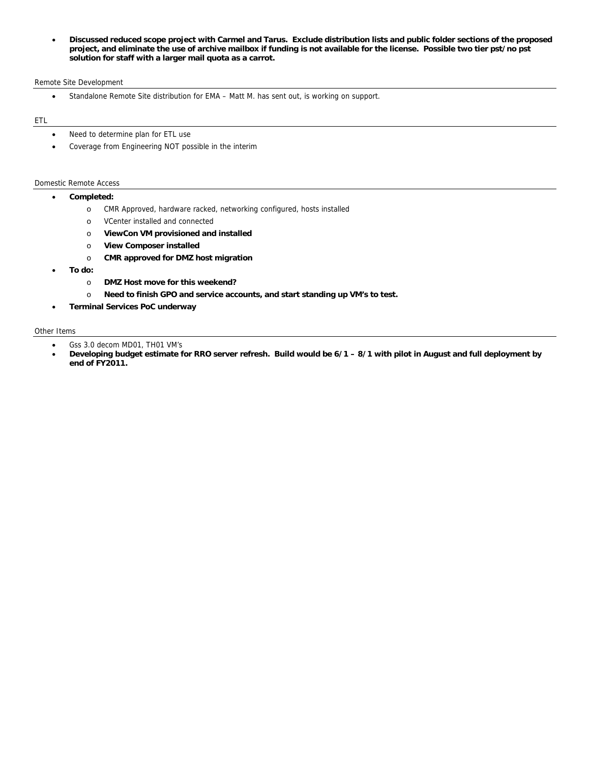- **Discussed reduced scope project with Carmel and Tarus. Exclude distribution lists and public folder sections of the proposed project, and eliminate the use of archive mailbox if funding is not available for the license. Possible two tier pst/no pst solution for staff with a larger mail quota as a carrot.**

## Remote Site Development

- Standalone Remote Site distribution for EMA – Matt M. has sent out, is working on support.

## ETL

- Need to determine plan for ETL use
- Coverage from Engineering NOT possible in the interim

## Domestic Remote Access

- **Completed:**
  - CMR Approved, hardware racked, networking configured, hosts installed
  - VCenter installed and connected
  - **ViewCon VM provisioned and installed**
  - **View Composer installed**
  - **CMR approved for DMZ host migration**
- **To do:**
  - **DMZ Host move for this weekend?**
  - **Need to finish GPO and service accounts, and start standing up VM's to test.**
- **Terminal Services PoC underway**

## Other Items

- Gss 3.0 decom MD01, TH01 VM's
- **Developing budget estimate for RRO server refresh. Build would be 6/1 – 8/1 with pilot in August and full deployment by end of FY2011.**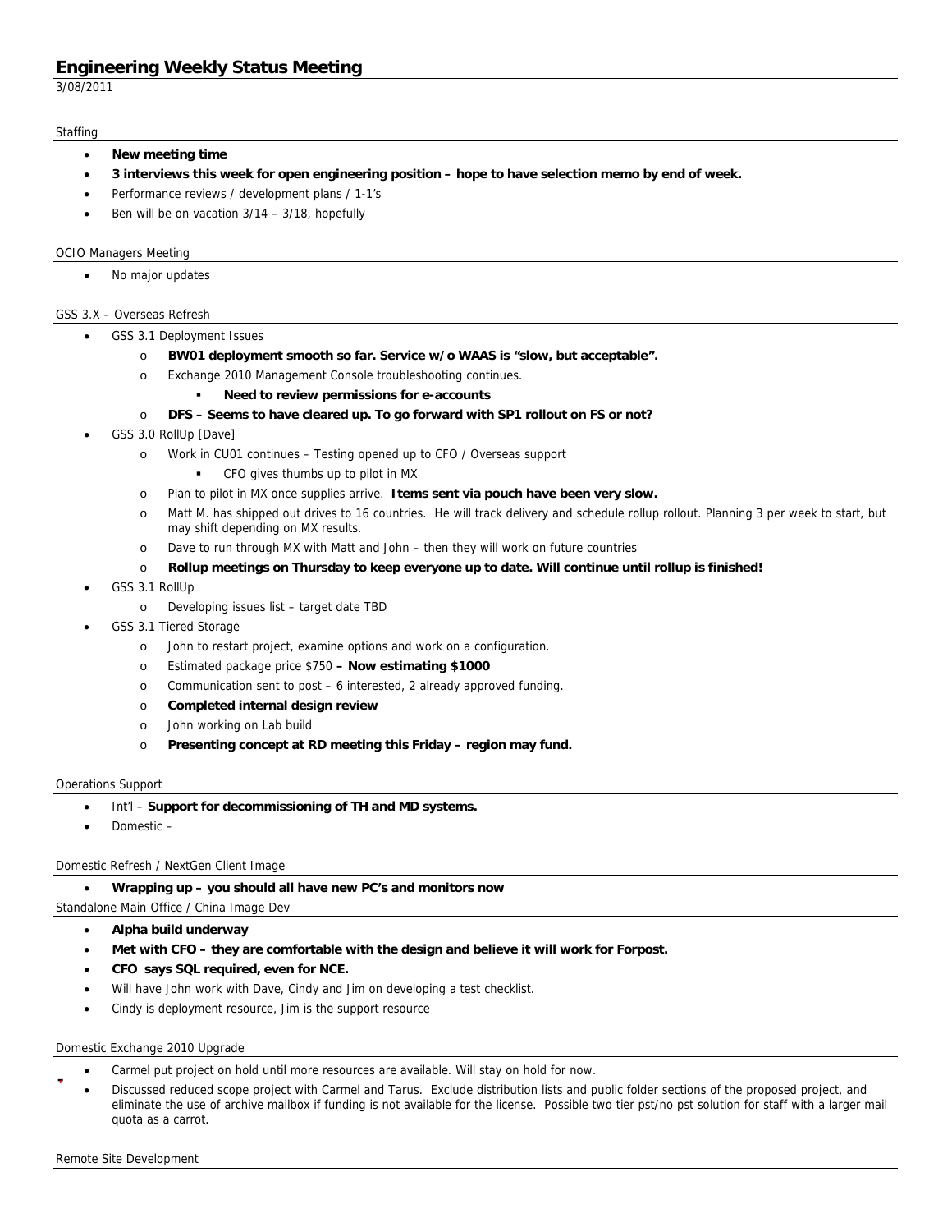# Engineering Weekly Status Meeting

3/08/2011

## Staffing

- **New meeting time**
- **3 interviews this week for open engineering position – hope to have selection memo by end of week.**
- Performance reviews / development plans / 1-1's
- Ben will be on vacation 3/14 – 3/18, hopefully

## OCIO Managers Meeting

- No major updates

## GSS 3.X – Overseas Refresh

- GSS 3.1 Deployment Issues
  - **BW01 deployment smooth so far. Service w/o WAAS is "slow, but acceptable".**
  - Exchange 2010 Management Console troubleshooting continues.
    - **Need to review permissions for e-accounts**
  - **DFS – Seems to have cleared up. To go forward with SP1 rollout on FS or not?**
- GSS 3.0 RollUp [Dave]
  - Work in CU01 continues – Testing opened up to CFO / Overseas support
    - CFO gives thumbs up to pilot in MX
  - Plan to pilot in MX once supplies arrive. **Items sent via pouch have been very slow.**
  - Matt M. has shipped out drives to 16 countries. He will track delivery and schedule rollup rollout. Planning 3 per week to start, but may shift depending on MX results.
  - Dave to run through MX with Matt and John – then they will work on future countries
  - **Rollup meetings on Thursday to keep everyone up to date. Will continue until rollup is finished!**
- GSS 3.1 RollUp
  - Developing issues list – target date TBD
- GSS 3.1 Tiered Storage
  - John to restart project, examine options and work on a configuration.
  - Estimated package price $750 **– Now estimating $1000**
  - Communication sent to post – 6 interested, 2 already approved funding.
  - **Completed internal design review**
  - John working on Lab build
  - **Presenting concept at RD meeting this Friday – region may fund.**

## Operations Support

- Int'l – **Support for decommissioning of TH and MD systems.**
- Domestic –

## Domestic Refresh / NextGen Client Image

- **Wrapping up – you should all have new PC's and monitors now**

## Standalone Main Office / China Image Dev

- **Alpha build underway**
- **Met with CFO – they are comfortable with the design and believe it will work for Forpost.**
- **CFO says SQL required, even for NCE.**
- Will have John work with Dave, Cindy and Jim on developing a test checklist.
- Cindy is deployment resource, Jim is the support resource

## Domestic Exchange 2010 Upgrade

- Carmel put project on hold until more resources are available. Will stay on hold for now.
- Discussed reduced scope project with Carmel and Tarus. Exclude distribution lists and public folder sections of the proposed project, and eliminate the use of archive mailbox if funding is not available for the license. Possible two tier pst/no pst solution for staff with a larger mail quota as a carrot.

## Remote Site Development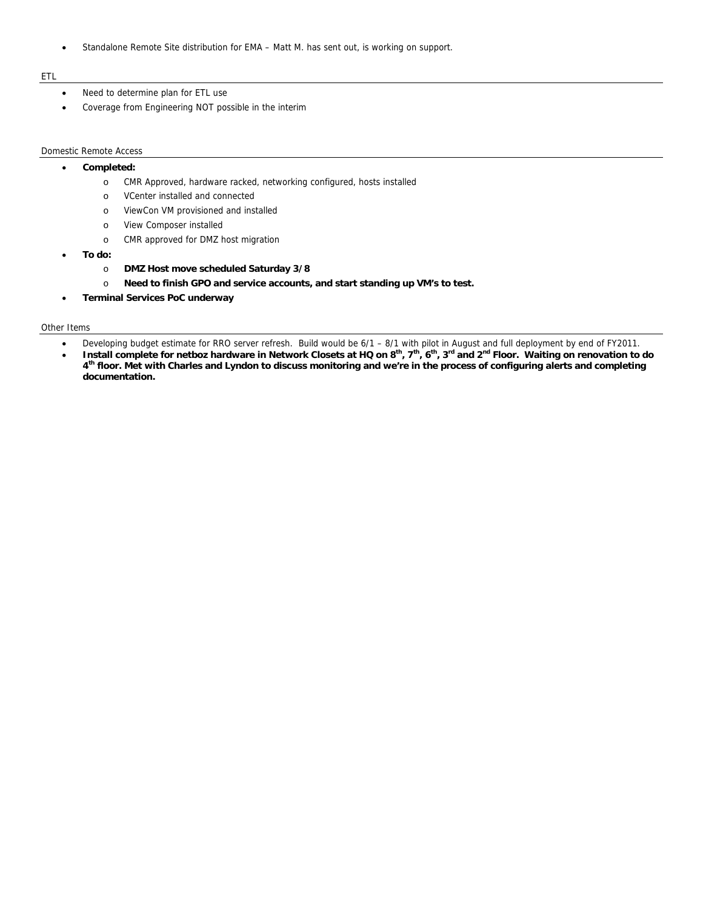- Standalone Remote Site distribution for EMA – Matt M. has sent out, is working on support.

ETL

- Need to determine plan for ETL use
- Coverage from Engineering NOT possible in the interim

Domestic Remote Access

- **Completed:**
  - CMR Approved, hardware racked, networking configured, hosts installed
  - VCenter installed and connected
  - ViewCon VM provisioned and installed
  - View Composer installed
  - CMR approved for DMZ host migration
- **To do:**
  - **DMZ Host move scheduled Saturday 3/8**
  - **Need to finish GPO and service accounts, and start standing up VM's to test.**
- **Terminal Services PoC underway**

Other Items

- Developing budget estimate for RRO server refresh. Build would be 6/1 – 8/1 with pilot in August and full deployment by end of FY2011.
- **Install complete for netboz hardware in Network Closets at HQ on 8th, 7th, 6th, 3rd and 2nd Floor. Waiting on renovation to do 4th floor. Met with Charles and Lyndon to discuss monitoring and we're in the process of configuring alerts and completing documentation.**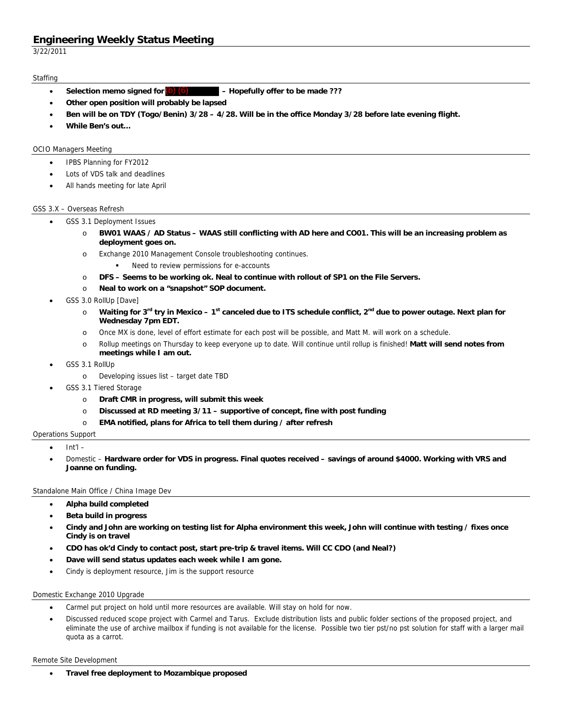# Engineering Weekly Status Meeting

3/22/2011

## Staffing

- **Selection memo signed for (b) (6) – Hopefully offer to be made ???**
- **Other open position will probably be lapsed**
- **Ben will be on TDY (Togo/Benin) 3/28 – 4/28. Will be in the office Monday 3/28 before late evening flight.**
- **While Ben's out…**

## OCIO Managers Meeting

- IPBS Planning for FY2012
- Lots of VDS talk and deadlines
- All hands meeting for late April

## GSS 3.X – Overseas Refresh

- GSS 3.1 Deployment Issues
  - **BW01 WAAS / AD Status – WAAS still conflicting with AD here and CO01. This will be an increasing problem as deployment goes on.**
  - Exchange 2010 Management Console troubleshooting continues.
    - Need to review permissions for e-accounts
  - **DFS – Seems to be working ok. Neal to continue with rollout of SP1 on the File Servers.**
  - **Neal to work on a "snapshot" SOP document.**
- GSS 3.0 RollUp [Dave]
  - **Waiting for 3rd try in Mexico – 1st canceled due to ITS schedule conflict, 2nd due to power outage. Next plan for Wednesday 7pm EDT.**
  - Once MX is done, level of effort estimate for each post will be possible, and Matt M. will work on a schedule.
  - Rollup meetings on Thursday to keep everyone up to date. Will continue until rollup is finished! **Matt will send notes from meetings while I am out.**
- GSS 3.1 RollUp
  - Developing issues list – target date TBD
- GSS 3.1 Tiered Storage
  - **Draft CMR in progress, will submit this week**
  - **Discussed at RD meeting 3/11 – supportive of concept, fine with post funding**
  - **EMA notified, plans for Africa to tell them during / after refresh**

## Operations Support

- Int'l –
- Domestic – **Hardware order for VDS in progress. Final quotes received – savings of around $4000. Working with VRS and Joanne on funding.**

## Standalone Main Office / China Image Dev

- **Alpha build completed**
- **Beta build in progress**
- **Cindy and John are working on testing list for Alpha environment this week, John will continue with testing / fixes once Cindy is on travel**
- **CDO has ok'd Cindy to contact post, start pre-trip & travel items. Will CC CDO (and Neal?)**
- **Dave will send status updates each week while I am gone.**
- Cindy is deployment resource, Jim is the support resource

## Domestic Exchange 2010 Upgrade

- Carmel put project on hold until more resources are available. Will stay on hold for now.
- Discussed reduced scope project with Carmel and Tarus. Exclude distribution lists and public folder sections of the proposed project, and eliminate the use of archive mailbox if funding is not available for the license. Possible two tier pst/no pst solution for staff with a larger mail quota as a carrot.

## Remote Site Development

- **Travel free deployment to Mozambique proposed**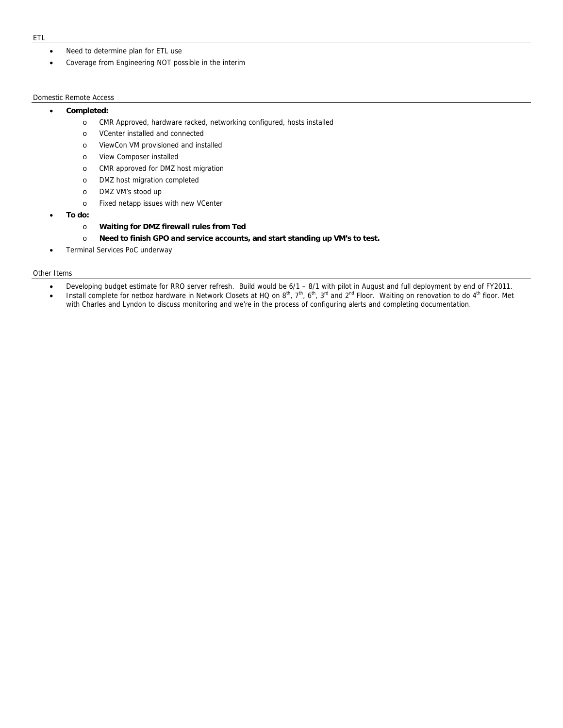## ETL

- Need to determine plan for ETL use
- Coverage from Engineering NOT possible in the interim

## Domestic Remote Access

- **Completed:**
  - CMR Approved, hardware racked, networking configured, hosts installed
  - VCenter installed and connected
  - ViewCon VM provisioned and installed
  - View Composer installed
  - CMR approved for DMZ host migration
  - DMZ host migration completed
  - DMZ VM's stood up
  - Fixed netapp issues with new VCenter
- **To do:**
  - **Waiting for DMZ firewall rules from Ted**
  - **Need to finish GPO and service accounts, and start standing up VM's to test.**
- Terminal Services PoC underway

## Other Items

- Developing budget estimate for RRO server refresh. Build would be 6/1 – 8/1 with pilot in August and full deployment by end of FY2011.
- Install complete for netboz hardware in Network Closets at HQ on 8th, 7th, 6th, 3rd and 2nd Floor. Waiting on renovation to do 4th floor. Met with Charles and Lyndon to discuss monitoring and we're in the process of configuring alerts and completing documentation.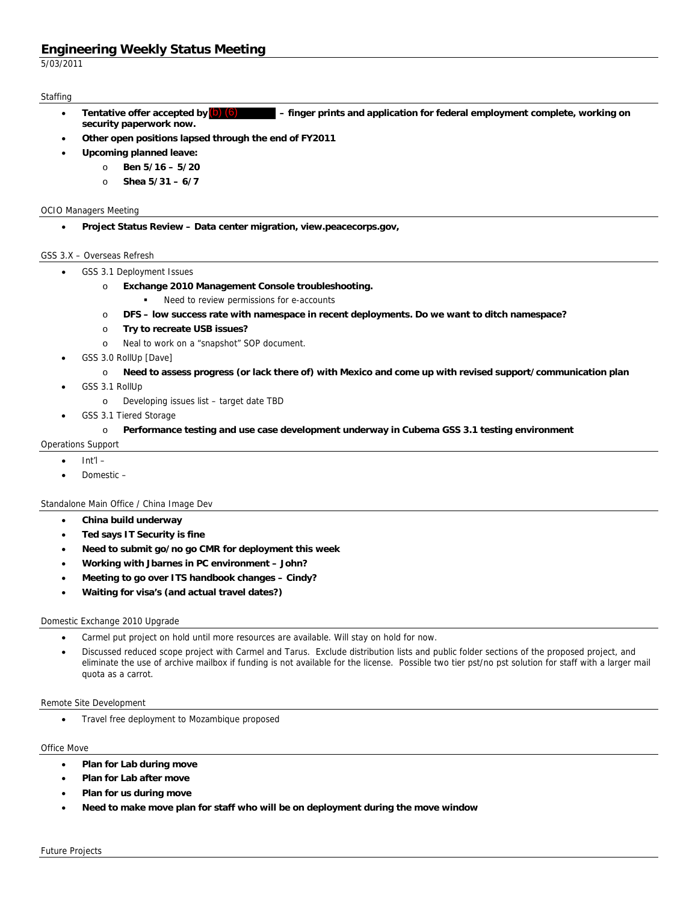# Engineering Weekly Status Meeting

5/03/2011

## Staffing

- **Tentative offer accepted by (b) (6) – finger prints and application for federal employment complete, working on security paperwork now.**
- **Other open positions lapsed through the end of FY2011**
- **Upcoming planned leave:**
  - **Ben 5/16 – 5/20**
  - **Shea 5/31 – 6/7**

## OCIO Managers Meeting

- **Project Status Review – Data center migration, view.peacecorps.gov,**

## GSS 3.X – Overseas Refresh

- GSS 3.1 Deployment Issues
  - **Exchange 2010 Management Console troubleshooting.**
    - Need to review permissions for e-accounts
  - **DFS – low success rate with namespace in recent deployments. Do we want to ditch namespace?**
  - **Try to recreate USB issues?**
  - Neal to work on a "snapshot" SOP document.
- GSS 3.0 RollUp [Dave]
  - **Need to assess progress (or lack there of) with Mexico and come up with revised support/communication plan**
- GSS 3.1 RollUp
  - Developing issues list – target date TBD
- GSS 3.1 Tiered Storage
  - **Performance testing and use case development underway in Cubema GSS 3.1 testing environment**

## Operations Support

- Int'l –
- Domestic –

## Standalone Main Office / China Image Dev

- **China build underway**
- **Ted says IT Security is fine**
- **Need to submit go/no go CMR for deployment this week**
- **Working with Jbarnes in PC environment – John?**
- **Meeting to go over ITS handbook changes – Cindy?**
- **Waiting for visa's (and actual travel dates?)**

## Domestic Exchange 2010 Upgrade

- Carmel put project on hold until more resources are available. Will stay on hold for now.
- Discussed reduced scope project with Carmel and Tarus. Exclude distribution lists and public folder sections of the proposed project, and eliminate the use of archive mailbox if funding is not available for the license. Possible two tier pst/no pst solution for staff with a larger mail quota as a carrot.

## Remote Site Development

- Travel free deployment to Mozambique proposed

## Office Move

- **Plan for Lab during move**
- **Plan for Lab after move**
- **Plan for us during move**
- **Need to make move plan for staff who will be on deployment during the move window**

## Future Projects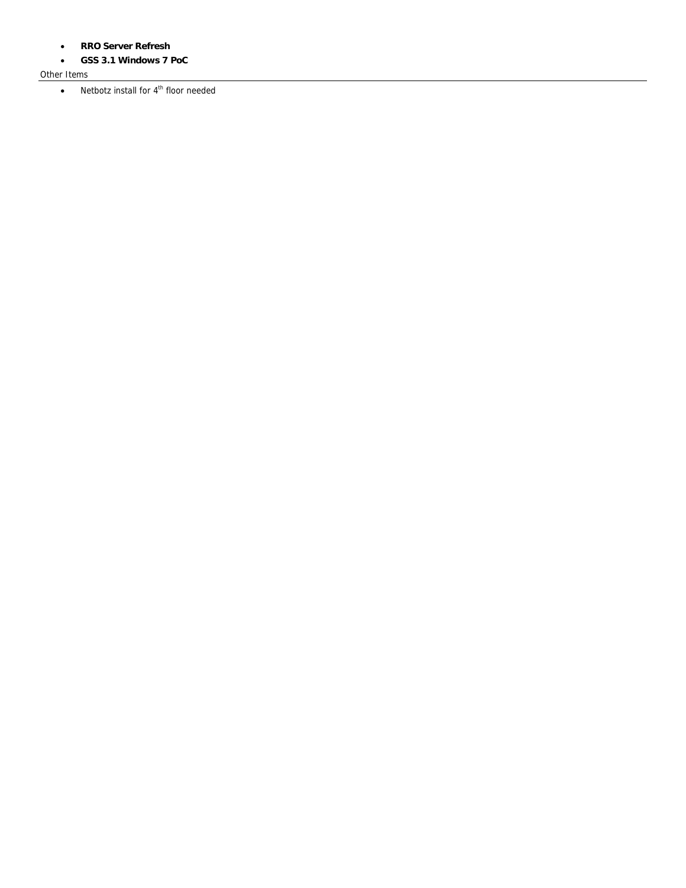- **RRO Server Refresh**
- **GSS 3.1 Windows 7 PoC**

Other Items

- Netbotz install for 4th floor needed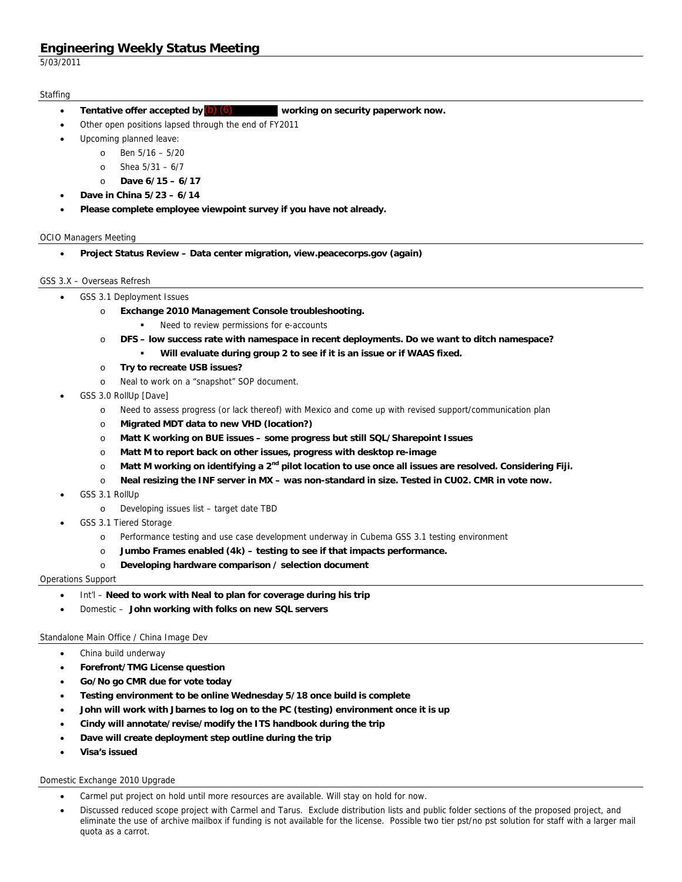# Engineering Weekly Status Meeting

5/03/2011

## Staffing

- **Tentative offer accepted by (b) (6) working on security paperwork now.**
- Other open positions lapsed through the end of FY2011
- Upcoming planned leave:
  - Ben 5/16 – 5/20
  - Shea 5/31 – 6/7
  - **Dave 6/15 – 6/17**
- **Dave in China 5/23 – 6/14**
- **Please complete employee viewpoint survey if you have not already.**

## OCIO Managers Meeting

- **Project Status Review – Data center migration, view.peacecorps.gov (again)**

## GSS 3.X – Overseas Refresh

- GSS 3.1 Deployment Issues
  - **Exchange 2010 Management Console troubleshooting.**
    - Need to review permissions for e-accounts
  - **DFS – low success rate with namespace in recent deployments. Do we want to ditch namespace?**
    - **Will evaluate during group 2 to see if it is an issue or if WAAS fixed.**
  - **Try to recreate USB issues?**
  - Neal to work on a "snapshot" SOP document.
- GSS 3.0 RollUp [Dave]
  - Need to assess progress (or lack thereof) with Mexico and come up with revised support/communication plan
  - **Migrated MDT data to new VHD (location?)**
  - **Matt K working on BUE issues – some progress but still SQL/Sharepoint Issues**
  - **Matt M to report back on other issues, progress with desktop re-image**
  - **Matt M working on identifying a 2nd pilot location to use once all issues are resolved. Considering Fiji.**
  - **Neal resizing the INF server in MX – was non-standard in size. Tested in CU02. CMR in vote now.**
- GSS 3.1 RollUp
  - Developing issues list – target date TBD
- GSS 3.1 Tiered Storage
  - Performance testing and use case development underway in Cubema GSS 3.1 testing environment
  - **Jumbo Frames enabled (4k) – testing to see if that impacts performance.**
  - **Developing hardware comparison / selection document**

## Operations Support

- Int'l – **Need to work with Neal to plan for coverage during his trip**
- Domestic – **John working with folks on new SQL servers**

## Standalone Main Office / China Image Dev

- China build underway
- **Forefront/TMG License question**
- **Go/No go CMR due for vote today**
- **Testing environment to be online Wednesday 5/18 once build is complete**
- **John will work with Jbarnes to log on to the PC (testing) environment once it is up**
- **Cindy will annotate/revise/modify the ITS handbook during the trip**
- **Dave will create deployment step outline during the trip**
- **Visa's issued**

## Domestic Exchange 2010 Upgrade

- Carmel put project on hold until more resources are available. Will stay on hold for now.
- Discussed reduced scope project with Carmel and Tarus. Exclude distribution lists and public folder sections of the proposed project, and eliminate the use of archive mailbox if funding is not available for the license. Possible two tier pst/no pst solution for staff with a larger mail quota as a carrot.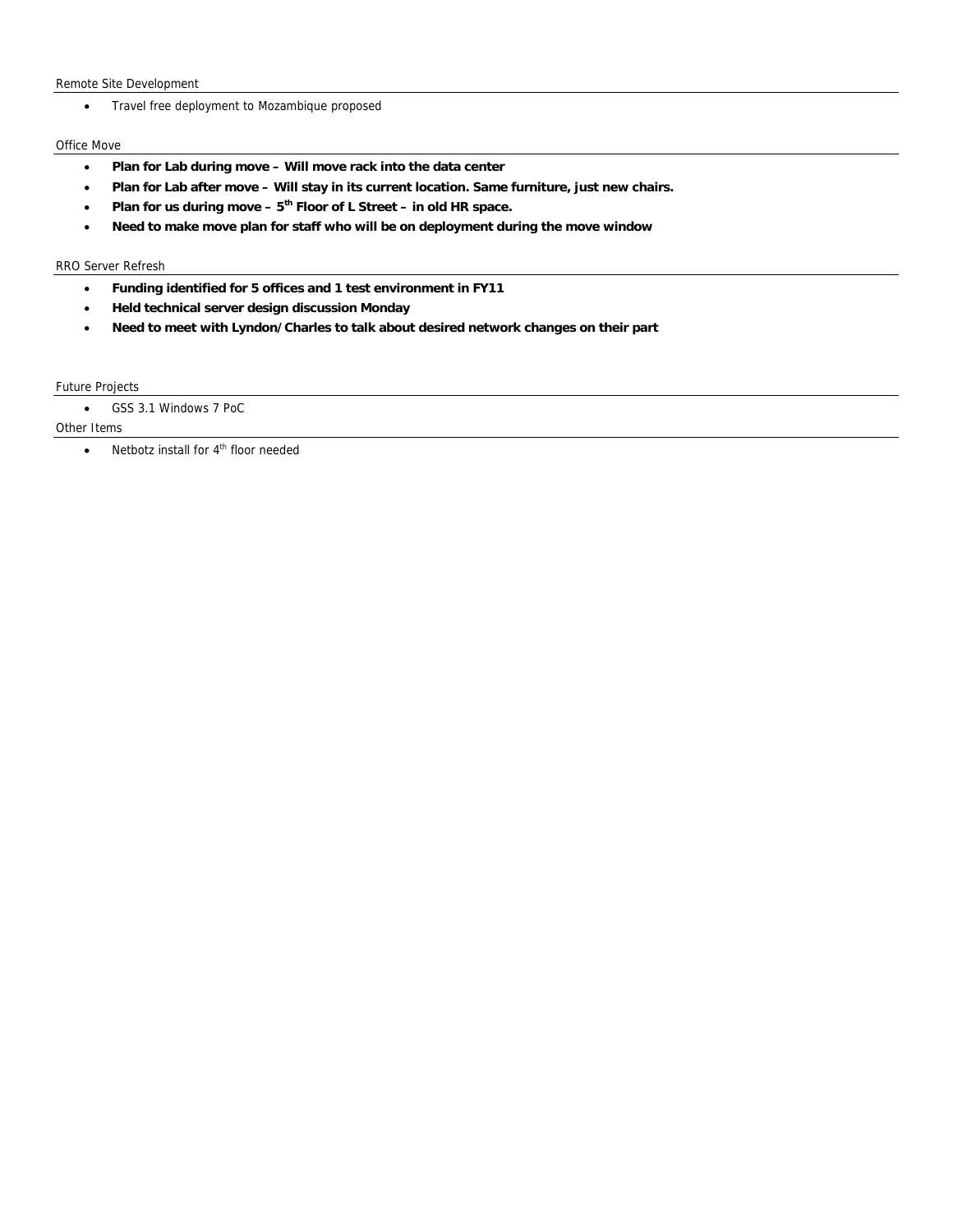## Remote Site Development

- Travel free deployment to Mozambique proposed

## Office Move

- **Plan for Lab during move – Will move rack into the data center**
- **Plan for Lab after move – Will stay in its current location. Same furniture, just new chairs.**
- **Plan for us during move – 5th Floor of L Street – in old HR space.**
- **Need to make move plan for staff who will be on deployment during the move window**

## RRO Server Refresh

- **Funding identified for 5 offices and 1 test environment in FY11**
- **Held technical server design discussion Monday**
- **Need to meet with Lyndon/Charles to talk about desired network changes on their part**

## Future Projects

- GSS 3.1 Windows 7 PoC

## Other Items

- Netbotz install for 4th floor needed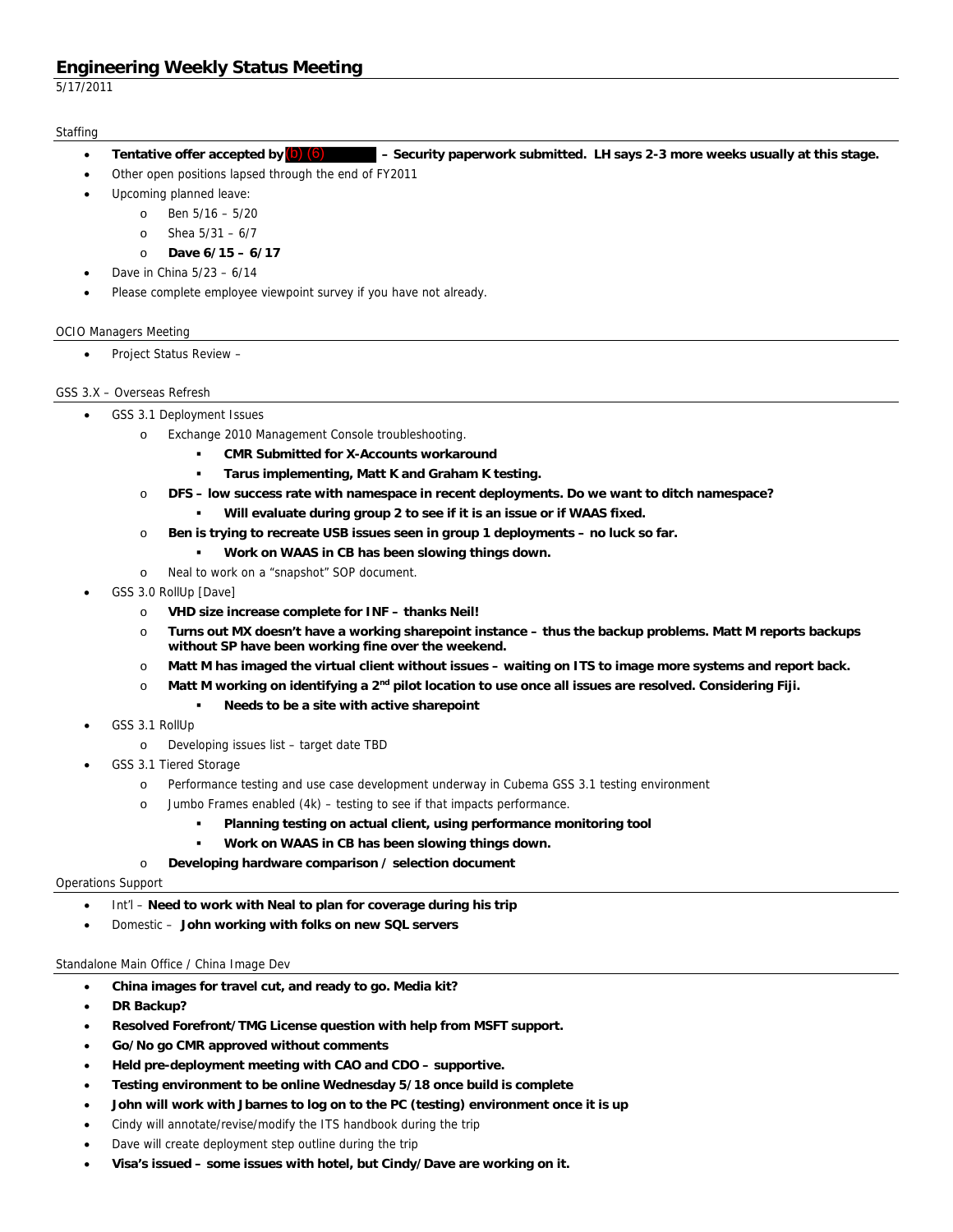# Engineering Weekly Status Meeting

5/17/2011

## Staffing

- **Tentative offer accepted by (b) (6) – Security paperwork submitted. LH says 2-3 more weeks usually at this stage.**
- Other open positions lapsed through the end of FY2011
- Upcoming planned leave:
  - Ben 5/16 – 5/20
  - Shea 5/31 – 6/7
  - **Dave 6/15 – 6/17**
- Dave in China 5/23 – 6/14
- Please complete employee viewpoint survey if you have not already.

## OCIO Managers Meeting

- Project Status Review –

## GSS 3.X – Overseas Refresh

- GSS 3.1 Deployment Issues
  - Exchange 2010 Management Console troubleshooting.
    - **CMR Submitted for X-Accounts workaround**
    - **Tarus implementing, Matt K and Graham K testing.**
  - **DFS – low success rate with namespace in recent deployments. Do we want to ditch namespace?**
    - **Will evaluate during group 2 to see if it is an issue or if WAAS fixed.**
  - **Ben is trying to recreate USB issues seen in group 1 deployments – no luck so far.**
    - **Work on WAAS in CB has been slowing things down.**
  - Neal to work on a "snapshot" SOP document.
- GSS 3.0 RollUp [Dave]
  - **VHD size increase complete for INF – thanks Neil!**
  - **Turns out MX doesn't have a working sharepoint instance – thus the backup problems. Matt M reports backups without SP have been working fine over the weekend.**
  - **Matt M has imaged the virtual client without issues – waiting on ITS to image more systems and report back.**
  - **Matt M working on identifying a 2nd pilot location to use once all issues are resolved. Considering Fiji.**
    - **Needs to be a site with active sharepoint**
- GSS 3.1 RollUp
  - Developing issues list – target date TBD
- GSS 3.1 Tiered Storage
  - Performance testing and use case development underway in Cubema GSS 3.1 testing environment
  - Jumbo Frames enabled (4k) – testing to see if that impacts performance.
    - **Planning testing on actual client, using performance monitoring tool**
    - **Work on WAAS in CB has been slowing things down.**
  - **Developing hardware comparison / selection document**

## Operations Support

- Int'l – **Need to work with Neal to plan for coverage during his trip**
- Domestic – **John working with folks on new SQL servers**

## Standalone Main Office / China Image Dev

- **China images for travel cut, and ready to go. Media kit?**
- **DR Backup?**
- **Resolved Forefront/TMG License question with help from MSFT support.**
- **Go/No go CMR approved without comments**
- **Held pre-deployment meeting with CAO and CDO – supportive.**
- **Testing environment to be online Wednesday 5/18 once build is complete**
- **John will work with Jbarnes to log on to the PC (testing) environment once it is up**
- Cindy will annotate/revise/modify the ITS handbook during the trip
- Dave will create deployment step outline during the trip
- **Visa's issued – some issues with hotel, but Cindy/Dave are working on it.**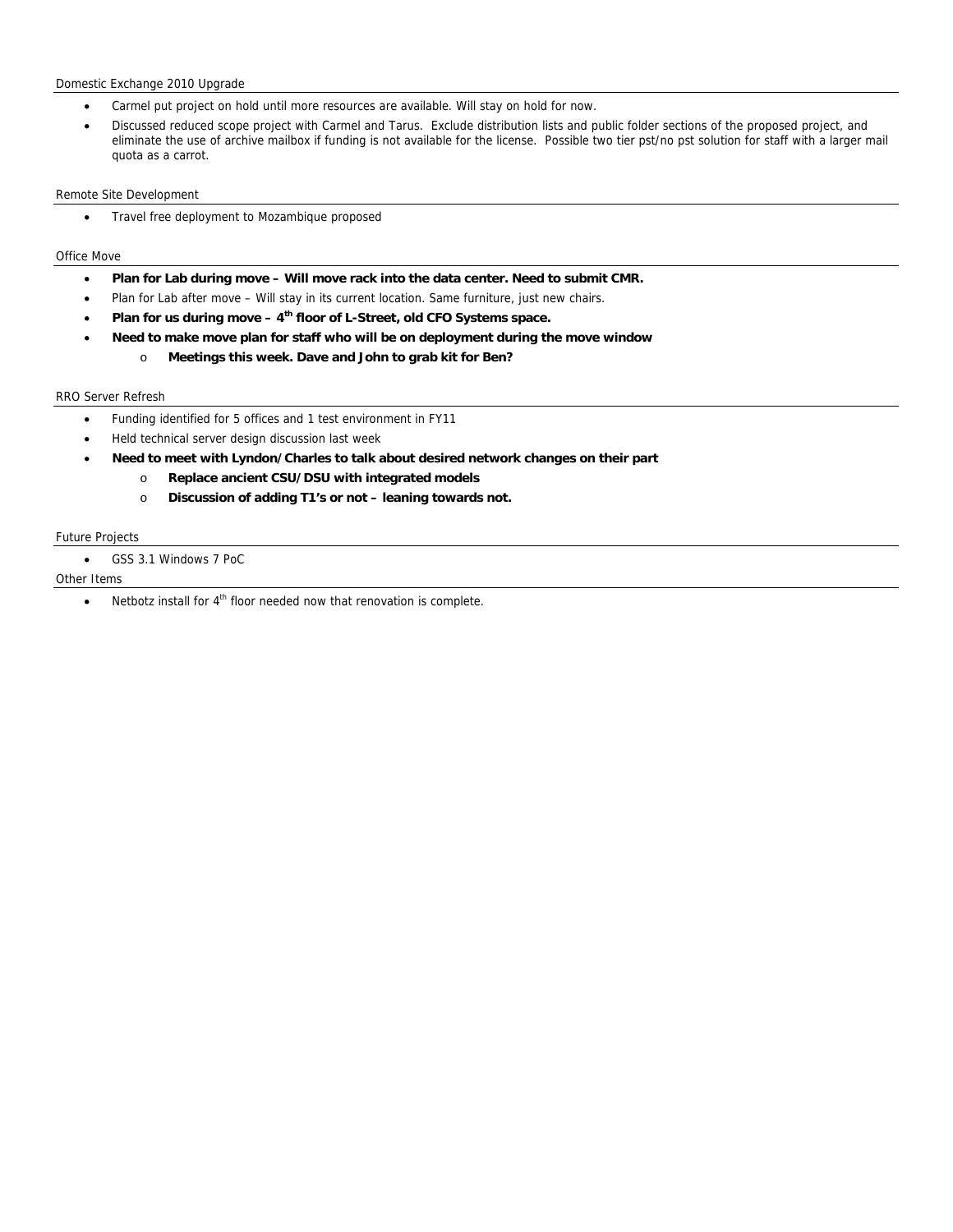## Domestic Exchange 2010 Upgrade

- Carmel put project on hold until more resources are available. Will stay on hold for now.
- Discussed reduced scope project with Carmel and Tarus. Exclude distribution lists and public folder sections of the proposed project, and eliminate the use of archive mailbox if funding is not available for the license. Possible two tier pst/no pst solution for staff with a larger mail quota as a carrot.

## Remote Site Development

- Travel free deployment to Mozambique proposed

## Office Move

- **Plan for Lab during move – Will move rack into the data center. Need to submit CMR.**
- Plan for Lab after move – Will stay in its current location. Same furniture, just new chairs.
- **Plan for us during move – 4th floor of L-Street, old CFO Systems space.**
- **Need to make move plan for staff who will be on deployment during the move window**
  - **Meetings this week. Dave and John to grab kit for Ben?**

## RRO Server Refresh

- Funding identified for 5 offices and 1 test environment in FY11
- Held technical server design discussion last week
- **Need to meet with Lyndon/Charles to talk about desired network changes on their part**
  - **Replace ancient CSU/DSU with integrated models**
  - **Discussion of adding T1's or not – leaning towards not.**

## Future Projects

- GSS 3.1 Windows 7 PoC

## Other Items

- Netbotz install for 4th floor needed now that renovation is complete.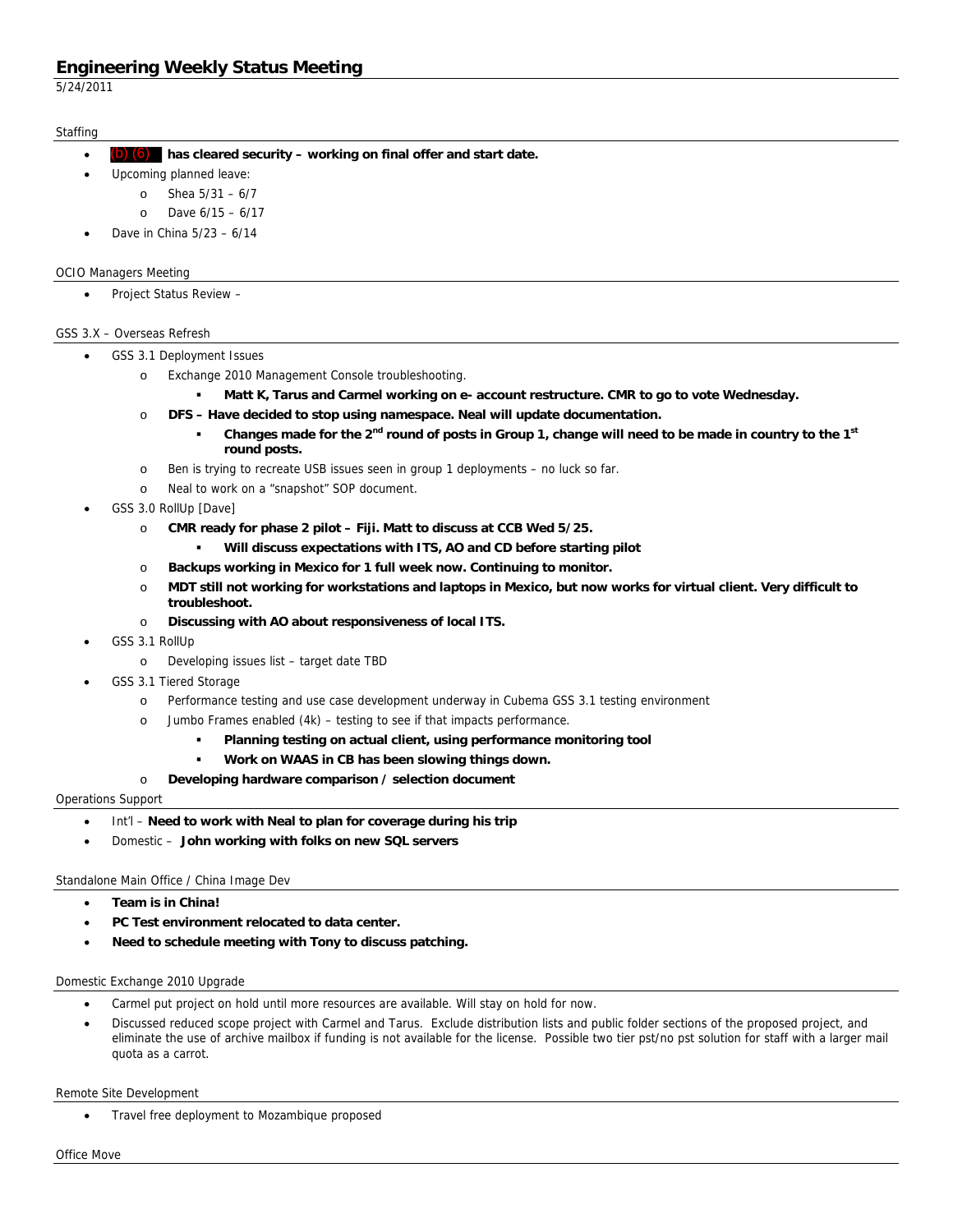# Engineering Weekly Status Meeting

5/24/2011

## Staffing

- **(b) (6) has cleared security – working on final offer and start date.**
- Upcoming planned leave:
  - Shea 5/31 – 6/7
  - Dave 6/15 – 6/17
- Dave in China 5/23 – 6/14

## OCIO Managers Meeting

- Project Status Review –

## GSS 3.X – Overseas Refresh

- GSS 3.1 Deployment Issues
  - Exchange 2010 Management Console troubleshooting.
    - **Matt K, Tarus and Carmel working on e- account restructure. CMR to go to vote Wednesday.**
  - **DFS – Have decided to stop using namespace. Neal will update documentation.**
    - **Changes made for the 2nd round of posts in Group 1, change will need to be made in country to the 1st round posts.**
  - Ben is trying to recreate USB issues seen in group 1 deployments – no luck so far.
  - Neal to work on a "snapshot" SOP document.
- GSS 3.0 RollUp [Dave]
  - **CMR ready for phase 2 pilot – Fiji. Matt to discuss at CCB Wed 5/25.**
    - **Will discuss expectations with ITS, AO and CD before starting pilot**
  - **Backups working in Mexico for 1 full week now. Continuing to monitor.**
  - **MDT still not working for workstations and laptops in Mexico, but now works for virtual client. Very difficult to troubleshoot.**
  - **Discussing with AO about responsiveness of local ITS.**
- GSS 3.1 RollUp
  - Developing issues list – target date TBD
- GSS 3.1 Tiered Storage
  - Performance testing and use case development underway in Cubema GSS 3.1 testing environment
  - Jumbo Frames enabled (4k) – testing to see if that impacts performance.
    - **Planning testing on actual client, using performance monitoring tool**
    - **Work on WAAS in CB has been slowing things down.**
  - **Developing hardware comparison / selection document**

## Operations Support

- Int'l – **Need to work with Neal to plan for coverage during his trip**
- Domestic – **John working with folks on new SQL servers**

## Standalone Main Office / China Image Dev

- **Team is in China!**
- **PC Test environment relocated to data center.**
- **Need to schedule meeting with Tony to discuss patching.**

## Domestic Exchange 2010 Upgrade

- Carmel put project on hold until more resources are available. Will stay on hold for now.
- Discussed reduced scope project with Carmel and Tarus. Exclude distribution lists and public folder sections of the proposed project, and eliminate the use of archive mailbox if funding is not available for the license. Possible two tier pst/no pst solution for staff with a larger mail quota as a carrot.

## Remote Site Development

- Travel free deployment to Mozambique proposed

## Office Move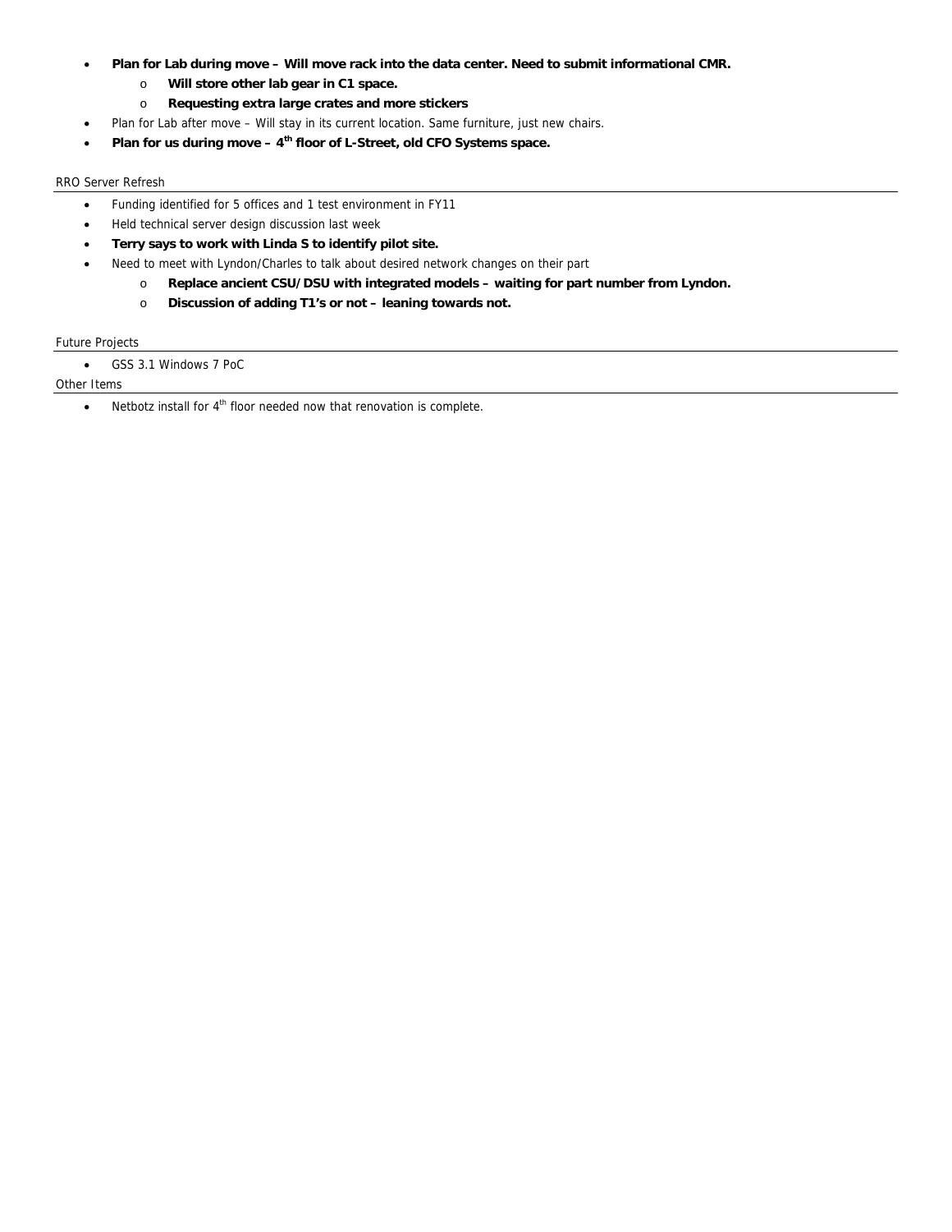- **Plan for Lab during move – Will move rack into the data center. Need to submit informational CMR.**
    - **Will store other lab gear in C1 space.**
    - **Requesting extra large crates and more stickers**
- Plan for Lab after move – Will stay in its current location. Same furniture, just new chairs.
- **Plan for us during move – 4th floor of L-Street, old CFO Systems space.**

RRO Server Refresh

- Funding identified for 5 offices and 1 test environment in FY11
- Held technical server design discussion last week
- **Terry says to work with Linda S to identify pilot site.**
- Need to meet with Lyndon/Charles to talk about desired network changes on their part
    - **Replace ancient CSU/DSU with integrated models – waiting for part number from Lyndon.**
    - **Discussion of adding T1's or not – leaning towards not.**

Future Projects

- GSS 3.1 Windows 7 PoC

Other Items

- Netbotz install for 4th floor needed now that renovation is complete.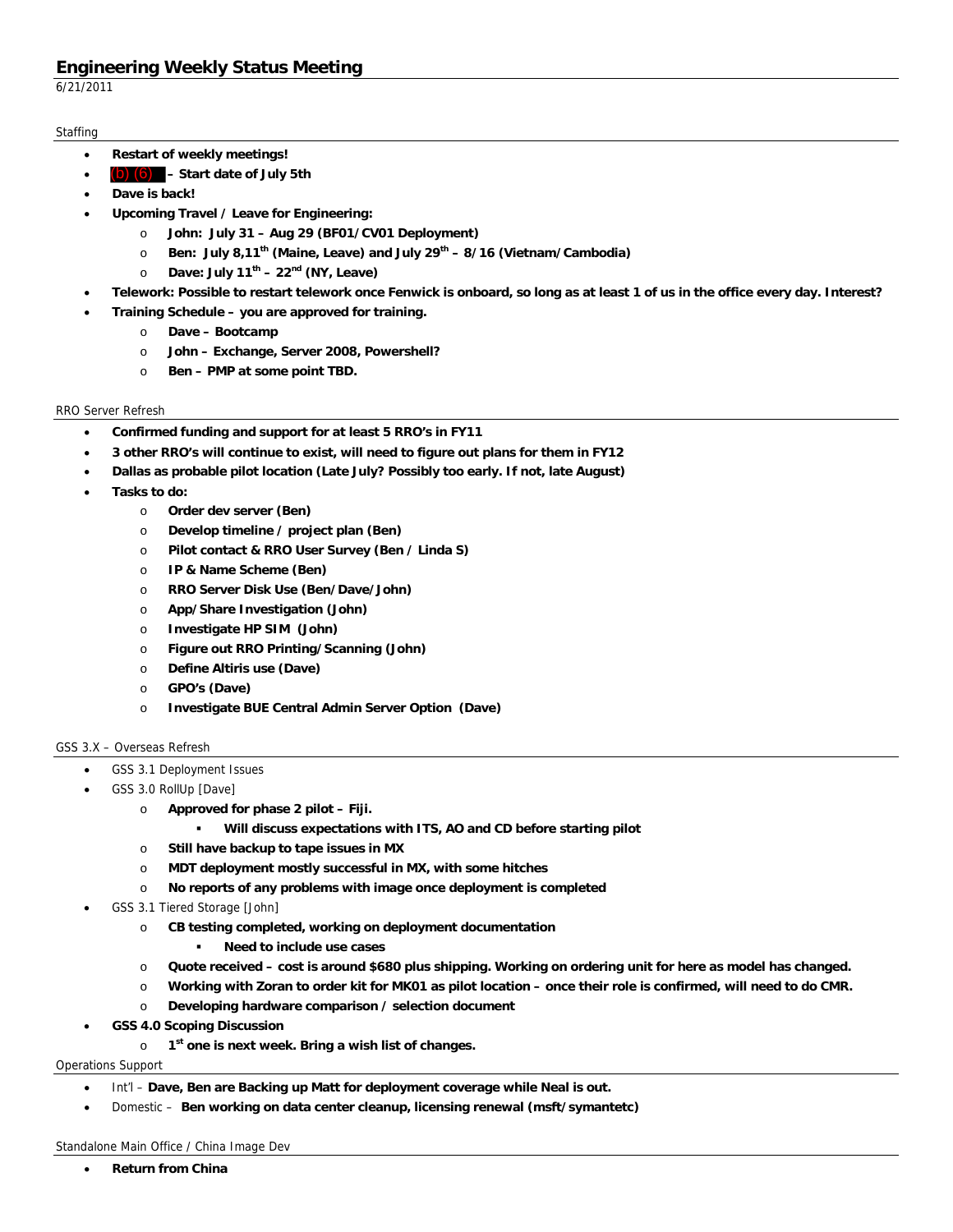# Engineering Weekly Status Meeting

6/21/2011

Staffing

- **Restart of weekly meetings!**
- (b) (6) **– Start date of July 5th**
- **Dave is back!**
- **Upcoming Travel / Leave for Engineering:**
  - **John: July 31 – Aug 29 (BF01/CV01 Deployment)**
  - **Ben: July 8,11th (Maine, Leave) and July 29th – 8/16 (Vietnam/Cambodia)**
  - **Dave: July 11th – 22nd (NY, Leave)**
- **Telework: Possible to restart telework once Fenwick is onboard, so long as at least 1 of us in the office every day. Interest?**
- **Training Schedule – you are approved for training.**
  - **Dave – Bootcamp**
  - **John – Exchange, Server 2008, Powershell?**
  - **Ben – PMP at some point TBD.**

RRO Server Refresh

- **Confirmed funding and support for at least 5 RRO's in FY11**
- **3 other RRO's will continue to exist, will need to figure out plans for them in FY12**
- **Dallas as probable pilot location (Late July? Possibly too early. If not, late August)**
- **Tasks to do:**
  - **Order dev server (Ben)**
  - **Develop timeline / project plan (Ben)**
  - **Pilot contact & RRO User Survey (Ben / Linda S)**
  - **IP & Name Scheme (Ben)**
  - **RRO Server Disk Use (Ben/Dave/John)**
  - **App/Share Investigation (John)**
  - **Investigate HP SIM (John)**
  - **Figure out RRO Printing/Scanning (John)**
  - **Define Altiris use (Dave)**
  - **GPO's (Dave)**
  - **Investigate BUE Central Admin Server Option (Dave)**

GSS 3.X – Overseas Refresh

- GSS 3.1 Deployment Issues
- GSS 3.0 RollUp [Dave]
  - **Approved for phase 2 pilot – Fiji.**
    - **Will discuss expectations with ITS, AO and CD before starting pilot**
  - **Still have backup to tape issues in MX**
  - **MDT deployment mostly successful in MX, with some hitches**
  - **No reports of any problems with image once deployment is completed**
- GSS 3.1 Tiered Storage [John]
  - **CB testing completed, working on deployment documentation**
    - **Need to include use cases**
  - **Quote received – cost is around $680 plus shipping. Working on ordering unit for here as model has changed.**
  - **Working with Zoran to order kit for MK01 as pilot location – once their role is confirmed, will need to do CMR.**
  - **Developing hardware comparison / selection document**
- **GSS 4.0 Scoping Discussion**
  - **1st one is next week. Bring a wish list of changes.**

Operations Support

- Int'l – **Dave, Ben are Backing up Matt for deployment coverage while Neal is out.**
- Domestic – **Ben working on data center cleanup, licensing renewal (msft/symantetc)**

Standalone Main Office / China Image Dev

- **Return from China**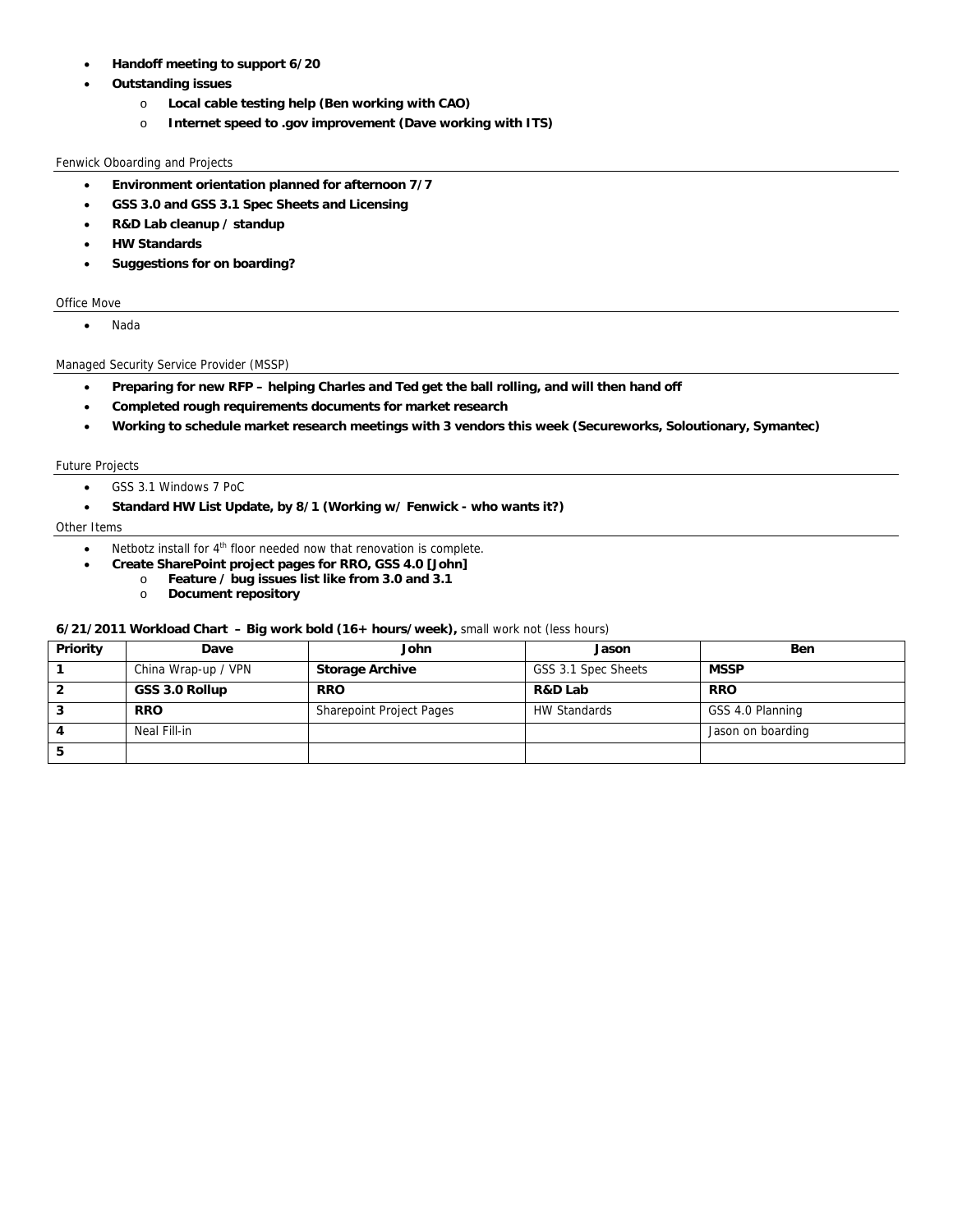- **Handoff meeting to support 6/20**
- **Outstanding issues**
  - **Local cable testing help (Ben working with CAO)**
  - **Internet speed to .gov improvement (Dave working with ITS)**

### Fenwick Oboarding and Projects

- **Environment orientation planned for afternoon 7/7**
- **GSS 3.0 and GSS 3.1 Spec Sheets and Licensing**
- **R&D Lab cleanup / standup**
- **HW Standards**
- **Suggestions for on boarding?**

### Office Move

- Nada

### Managed Security Service Provider (MSSP)

- **Preparing for new RFP – helping Charles and Ted get the ball rolling, and will then hand off**
- **Completed rough requirements documents for market research**
- **Working to schedule market research meetings with 3 vendors this week (Secureworks, Soloutionary, Symantec)**

### Future Projects

- GSS 3.1 Windows 7 PoC
- **Standard HW List Update, by 8/1 (Working w/ Fenwick - who wants it?)**

### Other Items

- Netbotz install for 4th floor needed now that renovation is complete.
- **Create SharePoint project pages for RRO, GSS 4.0 [John]**
  - **Feature / bug issues list like from 3.0 and 3.1**
  - **Document repository**

**6/21/2011 Workload Chart – Big work bold (16+ hours/week),** small work not (less hours)

| Priority | Dave | John | Jason | Ben |
|---|---|---|---|---|
| 1 | China Wrap-up / VPN | **Storage Archive** | GSS 3.1 Spec Sheets | **MSSP** |
| 2 | **GSS 3.0 Rollup** | **RRO** | **R&D Lab** | **RRO** |
| 3 | **RRO** | Sharepoint Project Pages | HW Standards | GSS 4.0 Planning |
| 4 | Neal Fill-in | | | Jason on boarding |
| 5 | | | | |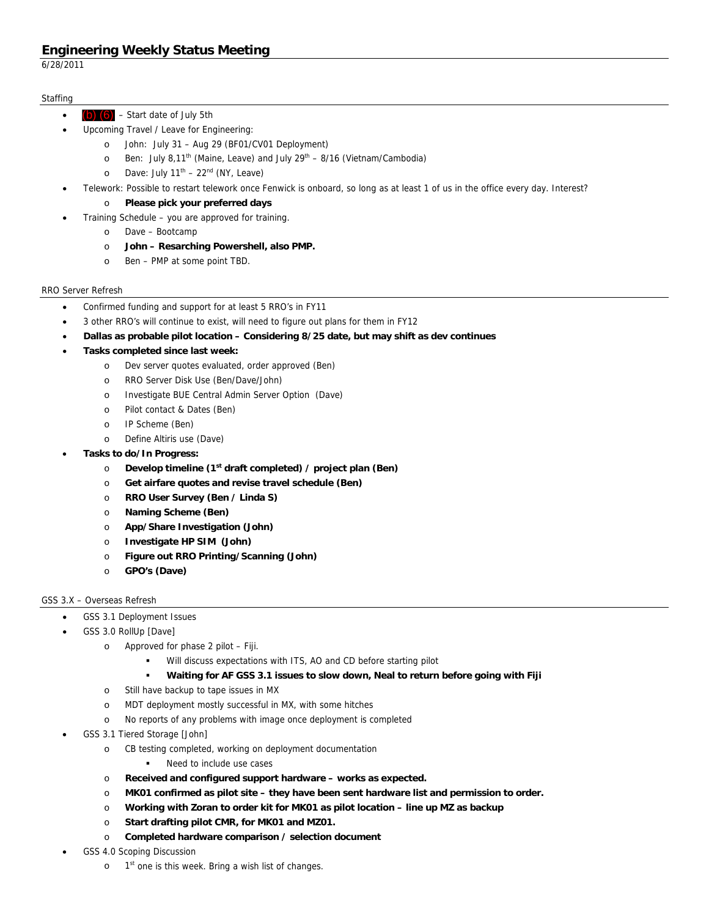# Engineering Weekly Status Meeting

6/28/2011

## Staffing

- (b) (6) – Start date of July 5th
- Upcoming Travel / Leave for Engineering:
  - John: July 31 – Aug 29 (BF01/CV01 Deployment)
  - Ben: July 8,11th (Maine, Leave) and July 29th – 8/16 (Vietnam/Cambodia)
  - Dave: July 11th – 22nd (NY, Leave)
- Telework: Possible to restart telework once Fenwick is onboard, so long as at least 1 of us in the office every day. Interest?
  - **Please pick your preferred days**
- Training Schedule – you are approved for training.
  - Dave – Bootcamp
  - **John – Resarching Powershell, also PMP.**
  - Ben – PMP at some point TBD.

## RRO Server Refresh

- Confirmed funding and support for at least 5 RRO's in FY11
- 3 other RRO's will continue to exist, will need to figure out plans for them in FY12
- **Dallas as probable pilot location – Considering 8/25 date, but may shift as dev continues**
- **Tasks completed since last week:**
  - Dev server quotes evaluated, order approved (Ben)
  - RRO Server Disk Use (Ben/Dave/John)
  - Investigate BUE Central Admin Server Option (Dave)
  - Pilot contact & Dates (Ben)
  - IP Scheme (Ben)
  - Define Altiris use (Dave)
- **Tasks to do/In Progress:**
  - **Develop timeline (1st draft completed) / project plan (Ben)**
  - **Get airfare quotes and revise travel schedule (Ben)**
  - **RRO User Survey (Ben / Linda S)**
  - **Naming Scheme (Ben)**
  - **App/Share Investigation (John)**
  - **Investigate HP SIM (John)**
  - **Figure out RRO Printing/Scanning (John)**
  - **GPO's (Dave)**

## GSS 3.X – Overseas Refresh

- GSS 3.1 Deployment Issues
- GSS 3.0 RollUp [Dave]
  - Approved for phase 2 pilot – Fiji.
    - Will discuss expectations with ITS, AO and CD before starting pilot
    - **Waiting for AF GSS 3.1 issues to slow down, Neal to return before going with Fiji**
  - Still have backup to tape issues in MX
  - MDT deployment mostly successful in MX, with some hitches
  - No reports of any problems with image once deployment is completed
- GSS 3.1 Tiered Storage [John]
  - CB testing completed, working on deployment documentation
    - Need to include use cases
  - **Received and configured support hardware – works as expected.**
  - **MK01 confirmed as pilot site – they have been sent hardware list and permission to order.**
  - **Working with Zoran to order kit for MK01 as pilot location – line up MZ as backup**
  - **Start drafting pilot CMR, for MK01 and MZ01.**
  - **Completed hardware comparison / selection document**
- GSS 4.0 Scoping Discussion
  - 1st one is this week. Bring a wish list of changes.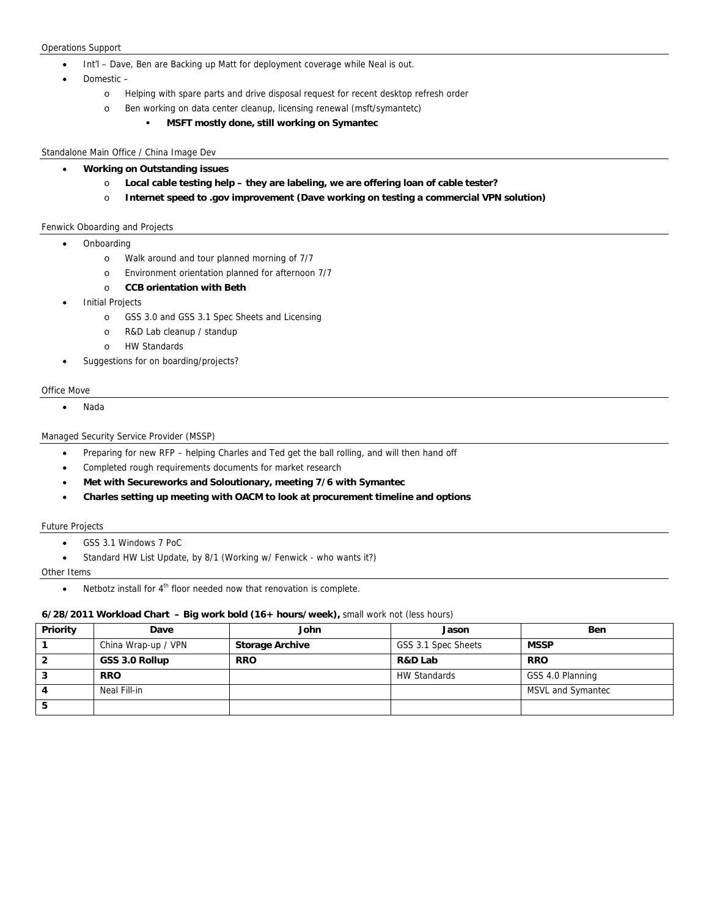Operations Support

- Int'l – Dave, Ben are Backing up Matt for deployment coverage while Neal is out.
- Domestic –
    - Helping with spare parts and drive disposal request for recent desktop refresh order
    - Ben working on data center cleanup, licensing renewal (msft/symantetc)
        - **MSFT mostly done, still working on Symantec**

Standalone Main Office / China Image Dev

- **Working on Outstanding issues**
    - **Local cable testing help – they are labeling, we are offering loan of cable tester?**
    - **Internet speed to .gov improvement (Dave working on testing a commercial VPN solution)**

Fenwick Oboarding and Projects

- Onboarding
    - Walk around and tour planned morning of 7/7
    - Environment orientation planned for afternoon 7/7
    - **CCB orientation with Beth**
- Initial Projects
    - GSS 3.0 and GSS 3.1 Spec Sheets and Licensing
    - R&D Lab cleanup / standup
    - HW Standards
- Suggestions for on boarding/projects?

Office Move

- Nada

Managed Security Service Provider (MSSP)

- Preparing for new RFP – helping Charles and Ted get the ball rolling, and will then hand off
- Completed rough requirements documents for market research
- **Met with Secureworks and Soloutionary, meeting 7/6 with Symantec**
- **Charles setting up meeting with OACM to look at procurement timeline and options**

Future Projects

- GSS 3.1 Windows 7 PoC
- Standard HW List Update, by 8/1 (Working w/ Fenwick - who wants it?)

Other Items

- Netbotz install for 4th floor needed now that renovation is complete.

**6/28/2011 Workload Chart – Big work bold (16+ hours/week),** small work not (less hours)

| Priority | Dave | John | Jason | Ben |
|---|---|---|---|---|
| 1 | China Wrap-up / VPN | **Storage Archive** | GSS 3.1 Spec Sheets | **MSSP** |
| 2 | **GSS 3.0 Rollup** | **RRO** | **R&D Lab** | **RRO** |
| 3 | **RRO** | | HW Standards | GSS 4.0 Planning |
| 4 | Neal Fill-in | | | MSVL and Symantec |
| 5 | | | | |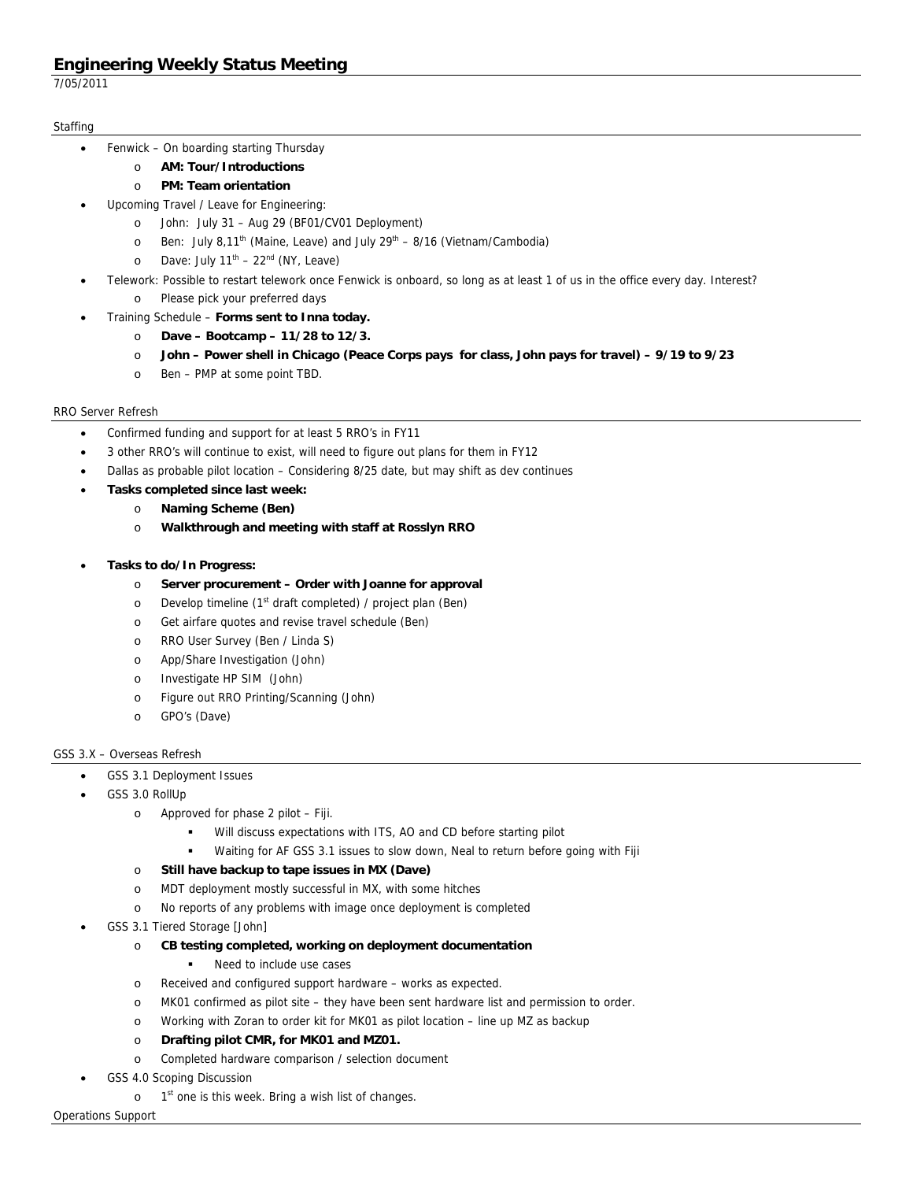# Engineering Weekly Status Meeting

7/05/2011

## Staffing

- Fenwick – On boarding starting Thursday
    - **AM: Tour/Introductions**
    - **PM: Team orientation**
- Upcoming Travel / Leave for Engineering:
    - John: July 31 – Aug 29 (BF01/CV01 Deployment)
    - Ben: July 8,11th (Maine, Leave) and July 29th – 8/16 (Vietnam/Cambodia)
    - Dave: July 11th – 22nd (NY, Leave)
- Telework: Possible to restart telework once Fenwick is onboard, so long as at least 1 of us in the office every day. Interest?
    - Please pick your preferred days
- Training Schedule – **Forms sent to Inna today.**
    - **Dave – Bootcamp – 11/28 to 12/3.**
    - **John – Power shell in Chicago (Peace Corps pays for class, John pays for travel) – 9/19 to 9/23**
    - Ben – PMP at some point TBD.

## RRO Server Refresh

- Confirmed funding and support for at least 5 RRO's in FY11
- 3 other RRO's will continue to exist, will need to figure out plans for them in FY12
- Dallas as probable pilot location – Considering 8/25 date, but may shift as dev continues
- **Tasks completed since last week:**
    - **Naming Scheme (Ben)**
    - **Walkthrough and meeting with staff at Rosslyn RRO**
- **Tasks to do/In Progress:**
    - **Server procurement – Order with Joanne for approval**
    - Develop timeline (1st draft completed) / project plan (Ben)
    - Get airfare quotes and revise travel schedule (Ben)
    - RRO User Survey (Ben / Linda S)
    - App/Share Investigation (John)
    - Investigate HP SIM (John)
    - Figure out RRO Printing/Scanning (John)
    - GPO's (Dave)

## GSS 3.X – Overseas Refresh

- GSS 3.1 Deployment Issues
- GSS 3.0 RollUp
    - Approved for phase 2 pilot – Fiji.
        - Will discuss expectations with ITS, AO and CD before starting pilot
        - Waiting for AF GSS 3.1 issues to slow down, Neal to return before going with Fiji
    - **Still have backup to tape issues in MX (Dave)**
    - MDT deployment mostly successful in MX, with some hitches
    - No reports of any problems with image once deployment is completed
- GSS 3.1 Tiered Storage [John]
    - **CB testing completed, working on deployment documentation**
        - Need to include use cases
    - Received and configured support hardware – works as expected.
    - MK01 confirmed as pilot site – they have been sent hardware list and permission to order.
    - Working with Zoran to order kit for MK01 as pilot location – line up MZ as backup
    - **Drafting pilot CMR, for MK01 and MZ01.**
    - Completed hardware comparison / selection document
- GSS 4.0 Scoping Discussion
    - 1st one is this week. Bring a wish list of changes.

## Operations Support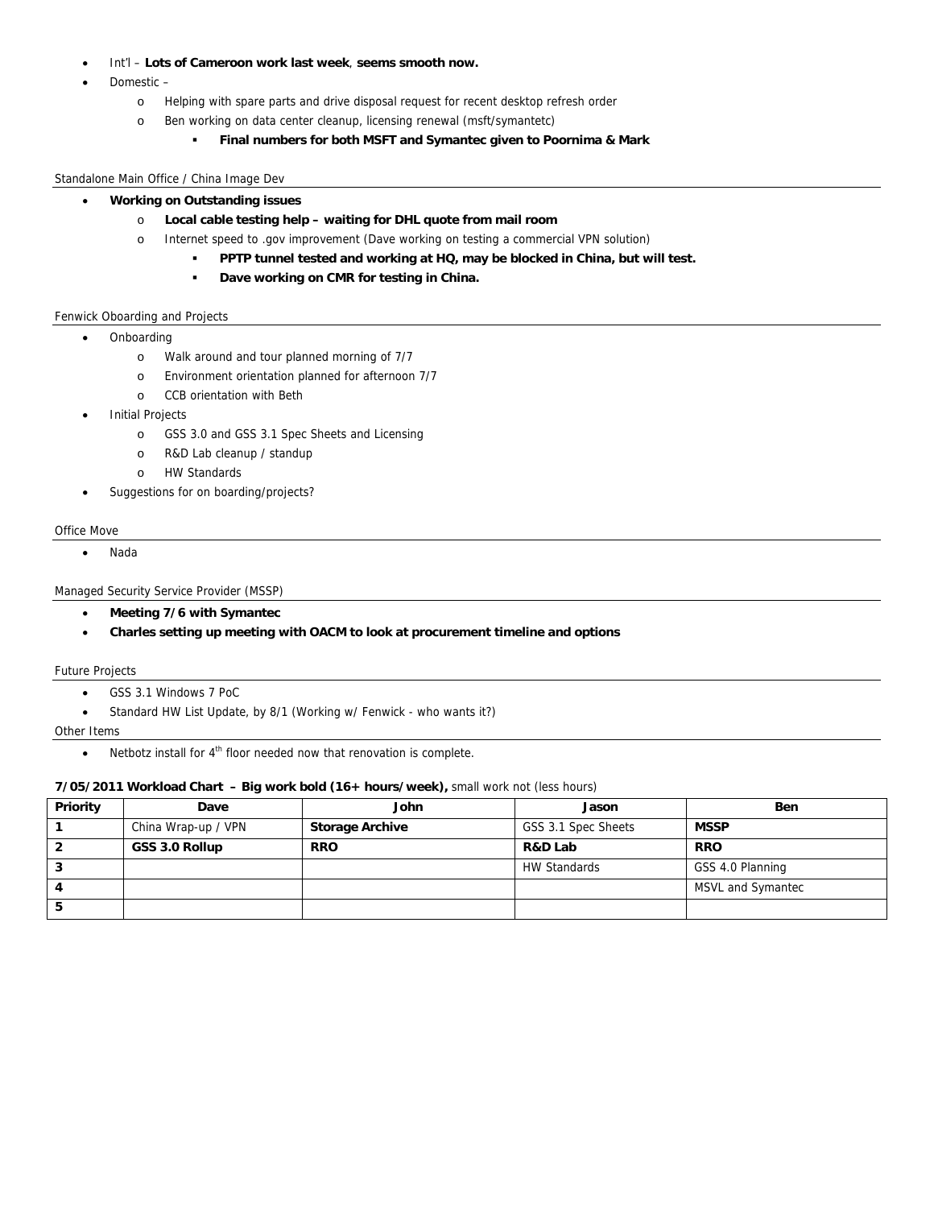- Int'l – **Lots of Cameroon work last week**, **seems smooth now.**
- Domestic –
  - Helping with spare parts and drive disposal request for recent desktop refresh order
  - Ben working on data center cleanup, licensing renewal (msft/symantetc)
    - **Final numbers for both MSFT and Symantec given to Poornima & Mark**

Standalone Main Office / China Image Dev

- **Working on Outstanding issues**
  - **Local cable testing help – waiting for DHL quote from mail room**
  - Internet speed to .gov improvement (Dave working on testing a commercial VPN solution)
    - **PPTP tunnel tested and working at HQ, may be blocked in China, but will test.**
    - **Dave working on CMR for testing in China.**

Fenwick Oboarding and Projects

- Onboarding
  - Walk around and tour planned morning of 7/7
  - Environment orientation planned for afternoon 7/7
  - CCB orientation with Beth
- Initial Projects
  - GSS 3.0 and GSS 3.1 Spec Sheets and Licensing
  - R&D Lab cleanup / standup
  - HW Standards
- Suggestions for on boarding/projects?

Office Move

- Nada

Managed Security Service Provider (MSSP)

- **Meeting 7/6 with Symantec**
- **Charles setting up meeting with OACM to look at procurement timeline and options**

Future Projects

- GSS 3.1 Windows 7 PoC
- Standard HW List Update, by 8/1 (Working w/ Fenwick - who wants it?)

Other Items

- Netbotz install for 4th floor needed now that renovation is complete.

**7/05/2011 Workload Chart – Big work bold (16+ hours/week),** small work not (less hours)

| Priority | Dave | John | Jason | Ben |
|---|---|---|---|---|
| 1 | China Wrap-up / VPN | **Storage Archive** | GSS 3.1 Spec Sheets | **MSSP** |
| 2 | **GSS 3.0 Rollup** | **RRO** | **R&D Lab** | **RRO** |
| 3 | | | HW Standards | GSS 4.0 Planning |
| 4 | | | | MSVL and Symantec |
| 5 | | | | |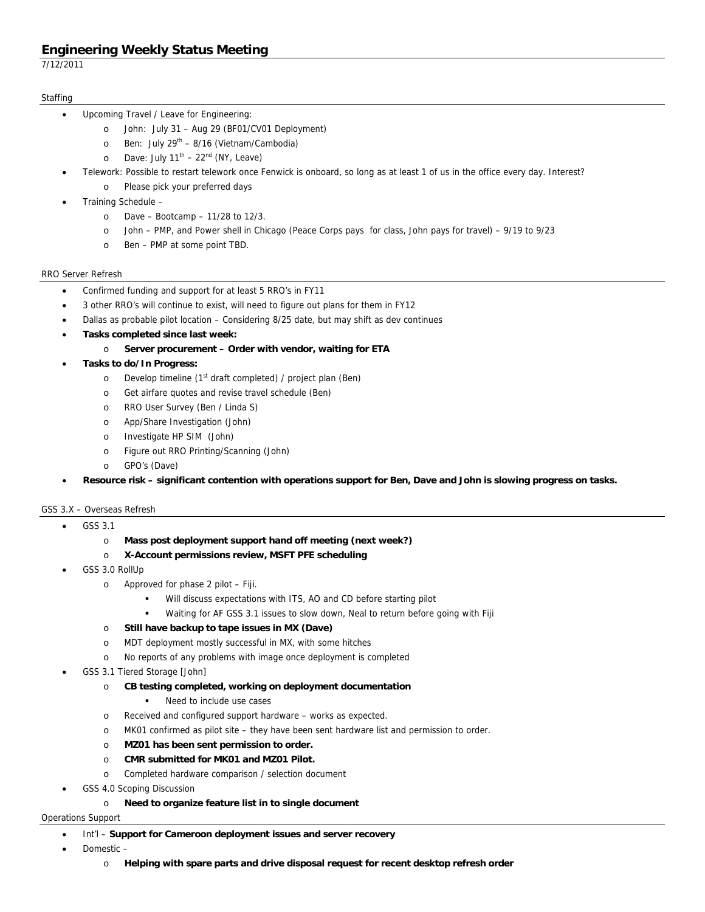# Engineering Weekly Status Meeting

7/12/2011

## Staffing

- Upcoming Travel / Leave for Engineering:
  - John: July 31 – Aug 29 (BF01/CV01 Deployment)
  - Ben: July 29th – 8/16 (Vietnam/Cambodia)
  - Dave: July 11th – 22nd (NY, Leave)
- Telework: Possible to restart telework once Fenwick is onboard, so long as at least 1 of us in the office every day. Interest?
  - Please pick your preferred days
- Training Schedule –
  - Dave – Bootcamp – 11/28 to 12/3.
  - John – PMP, and Power shell in Chicago (Peace Corps pays for class, John pays for travel) – 9/19 to 9/23
  - Ben – PMP at some point TBD.

## RRO Server Refresh

- Confirmed funding and support for at least 5 RRO's in FY11
- 3 other RRO's will continue to exist, will need to figure out plans for them in FY12
- Dallas as probable pilot location – Considering 8/25 date, but may shift as dev continues
- **Tasks completed since last week:**
  - **Server procurement – Order with vendor, waiting for ETA**
- **Tasks to do/In Progress:**
  - Develop timeline (1st draft completed) / project plan (Ben)
  - Get airfare quotes and revise travel schedule (Ben)
  - RRO User Survey (Ben / Linda S)
  - App/Share Investigation (John)
  - Investigate HP SIM (John)
  - Figure out RRO Printing/Scanning (John)
  - GPO's (Dave)
- **Resource risk – significant contention with operations support for Ben, Dave and John is slowing progress on tasks.**

## GSS 3.X – Overseas Refresh

- GSS 3.1
  - **Mass post deployment support hand off meeting (next week?)**
  - **X-Account permissions review, MSFT PFE scheduling**
- GSS 3.0 RollUp
  - Approved for phase 2 pilot – Fiji.
    - Will discuss expectations with ITS, AO and CD before starting pilot
    - Waiting for AF GSS 3.1 issues to slow down, Neal to return before going with Fiji
  - **Still have backup to tape issues in MX (Dave)**
  - MDT deployment mostly successful in MX, with some hitches
  - No reports of any problems with image once deployment is completed
- GSS 3.1 Tiered Storage [John]
  - **CB testing completed, working on deployment documentation**
    - Need to include use cases
  - Received and configured support hardware – works as expected.
  - MK01 confirmed as pilot site – they have been sent hardware list and permission to order.
  - **MZ01 has been sent permission to order.**
  - **CMR submitted for MK01 and MZ01 Pilot.**
  - Completed hardware comparison / selection document
- GSS 4.0 Scoping Discussion
  - **Need to organize feature list in to single document**

## Operations Support

- Int'l – **Support for Cameroon deployment issues and server recovery**
- Domestic –
  - **Helping with spare parts and drive disposal request for recent desktop refresh order**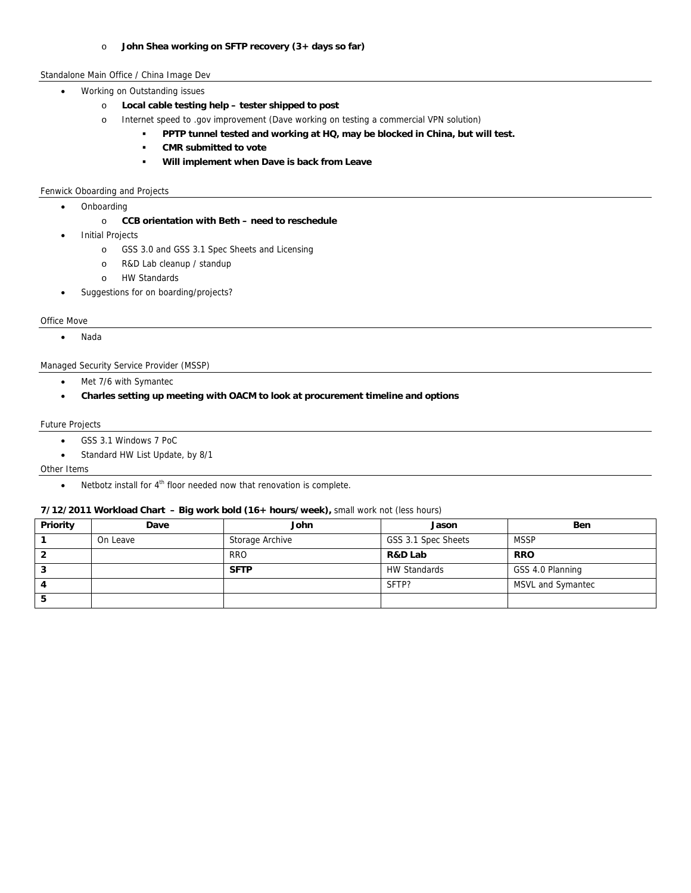- **John Shea working on SFTP recovery (3+ days so far)**

Standalone Main Office / China Image Dev

- Working on Outstanding issues
  - **Local cable testing help – tester shipped to post**
  - Internet speed to .gov improvement (Dave working on testing a commercial VPN solution)
    - **PPTP tunnel tested and working at HQ, may be blocked in China, but will test.**
    - **CMR submitted to vote**
    - **Will implement when Dave is back from Leave**

Fenwick Oboarding and Projects

- Onboarding
  - **CCB orientation with Beth – need to reschedule**
- Initial Projects
  - GSS 3.0 and GSS 3.1 Spec Sheets and Licensing
  - R&D Lab cleanup / standup
  - HW Standards
- Suggestions for on boarding/projects?

Office Move

- Nada

Managed Security Service Provider (MSSP)

- Met 7/6 with Symantec
- **Charles setting up meeting with OACM to look at procurement timeline and options**

Future Projects

- GSS 3.1 Windows 7 PoC
- Standard HW List Update, by 8/1

Other Items

- Netbotz install for 4th floor needed now that renovation is complete.

**7/12/2011 Workload Chart – Big work bold (16+ hours/week),** small work not (less hours)

| Priority | Dave | John | Jason | Ben |
|---|---|---|---|---|
| **1** | On Leave | Storage Archive | GSS 3.1 Spec Sheets | MSSP |
| **2** | | RRO | **R&D Lab** | **RRO** |
| **3** | | **SFTP** | HW Standards | GSS 4.0 Planning |
| **4** | | | SFTP? | MSVL and Symantec |
| **5** | | | | |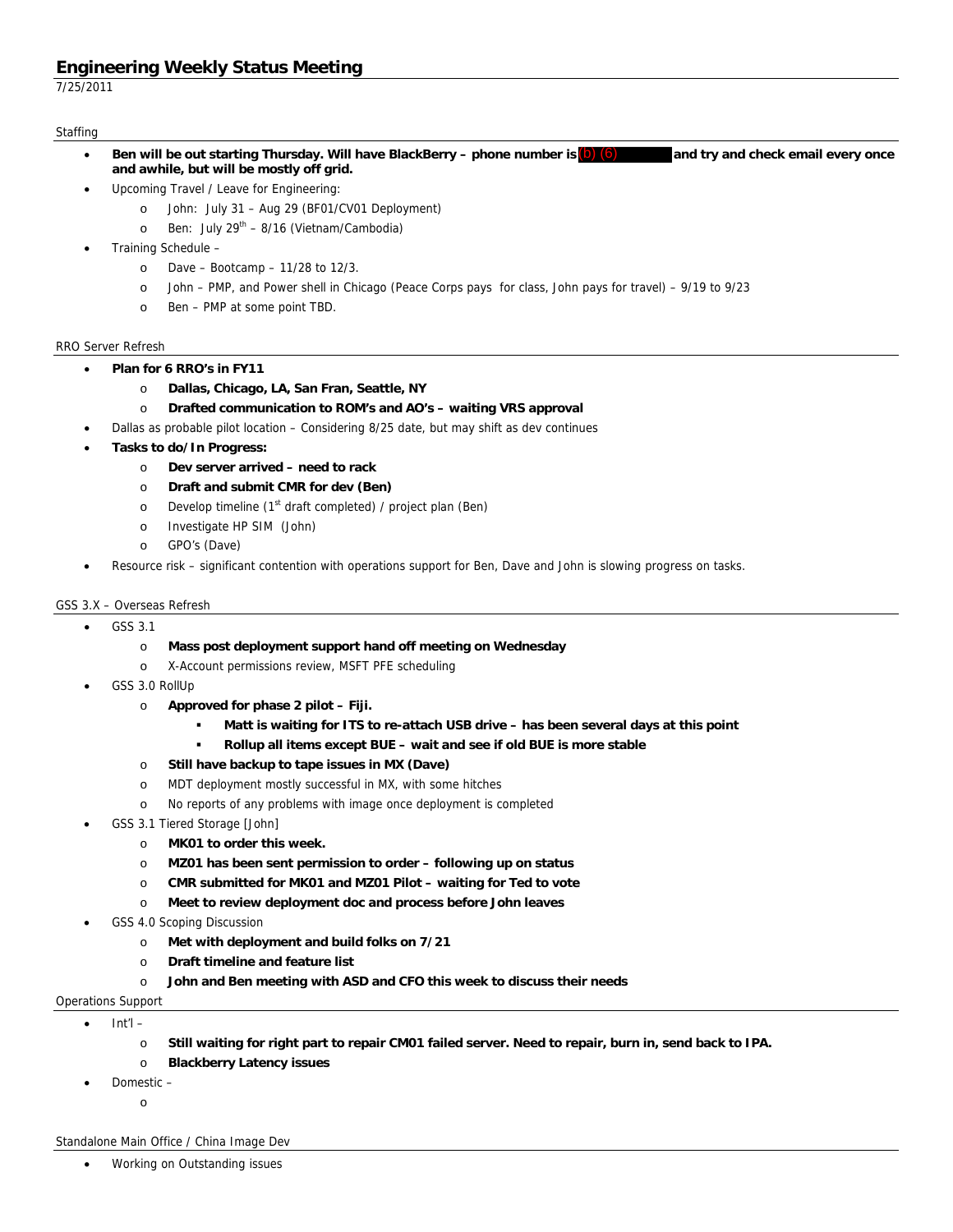# Engineering Weekly Status Meeting

7/25/2011

## Staffing

- **Ben will be out starting Thursday. Will have BlackBerry – phone number is (b) (6) and try and check email every once and awhile, but will be mostly off grid.**
- Upcoming Travel / Leave for Engineering:
  - John: July 31 – Aug 29 (BF01/CV01 Deployment)
  - Ben: July 29th – 8/16 (Vietnam/Cambodia)
- Training Schedule –
  - Dave – Bootcamp – 11/28 to 12/3.
  - John – PMP, and Power shell in Chicago (Peace Corps pays for class, John pays for travel) – 9/19 to 9/23
  - Ben – PMP at some point TBD.

## RRO Server Refresh

- **Plan for 6 RRO's in FY11**
  - **Dallas, Chicago, LA, San Fran, Seattle, NY**
  - **Drafted communication to ROM's and AO's – waiting VRS approval**
- Dallas as probable pilot location – Considering 8/25 date, but may shift as dev continues
- **Tasks to do/In Progress:**
  - **Dev server arrived – need to rack**
  - **Draft and submit CMR for dev (Ben)**
  - Develop timeline (1st draft completed) / project plan (Ben)
  - Investigate HP SIM (John)
  - GPO's (Dave)
- Resource risk – significant contention with operations support for Ben, Dave and John is slowing progress on tasks.

## GSS 3.X – Overseas Refresh

- GSS 3.1
  - **Mass post deployment support hand off meeting on Wednesday**
  - X-Account permissions review, MSFT PFE scheduling
- GSS 3.0 RollUp
  - **Approved for phase 2 pilot – Fiji.**
    - **Matt is waiting for ITS to re-attach USB drive – has been several days at this point**
    - **Rollup all items except BUE – wait and see if old BUE is more stable**
  - **Still have backup to tape issues in MX (Dave)**
  - MDT deployment mostly successful in MX, with some hitches
  - No reports of any problems with image once deployment is completed
- GSS 3.1 Tiered Storage [John]
  - **MK01 to order this week.**
  - **MZ01 has been sent permission to order – following up on status**
  - **CMR submitted for MK01 and MZ01 Pilot – waiting for Ted to vote**
  - **Meet to review deployment doc and process before John leaves**
- GSS 4.0 Scoping Discussion
  - **Met with deployment and build folks on 7/21**
  - **Draft timeline and feature list**
  - **John and Ben meeting with ASD and CFO this week to discuss their needs**

## Operations Support

- Int'l –
  - **Still waiting for right part to repair CM01 failed server. Need to repair, burn in, send back to IPA.**
  - **Blackberry Latency issues**
- Domestic –
  -

## Standalone Main Office / China Image Dev

- Working on Outstanding issues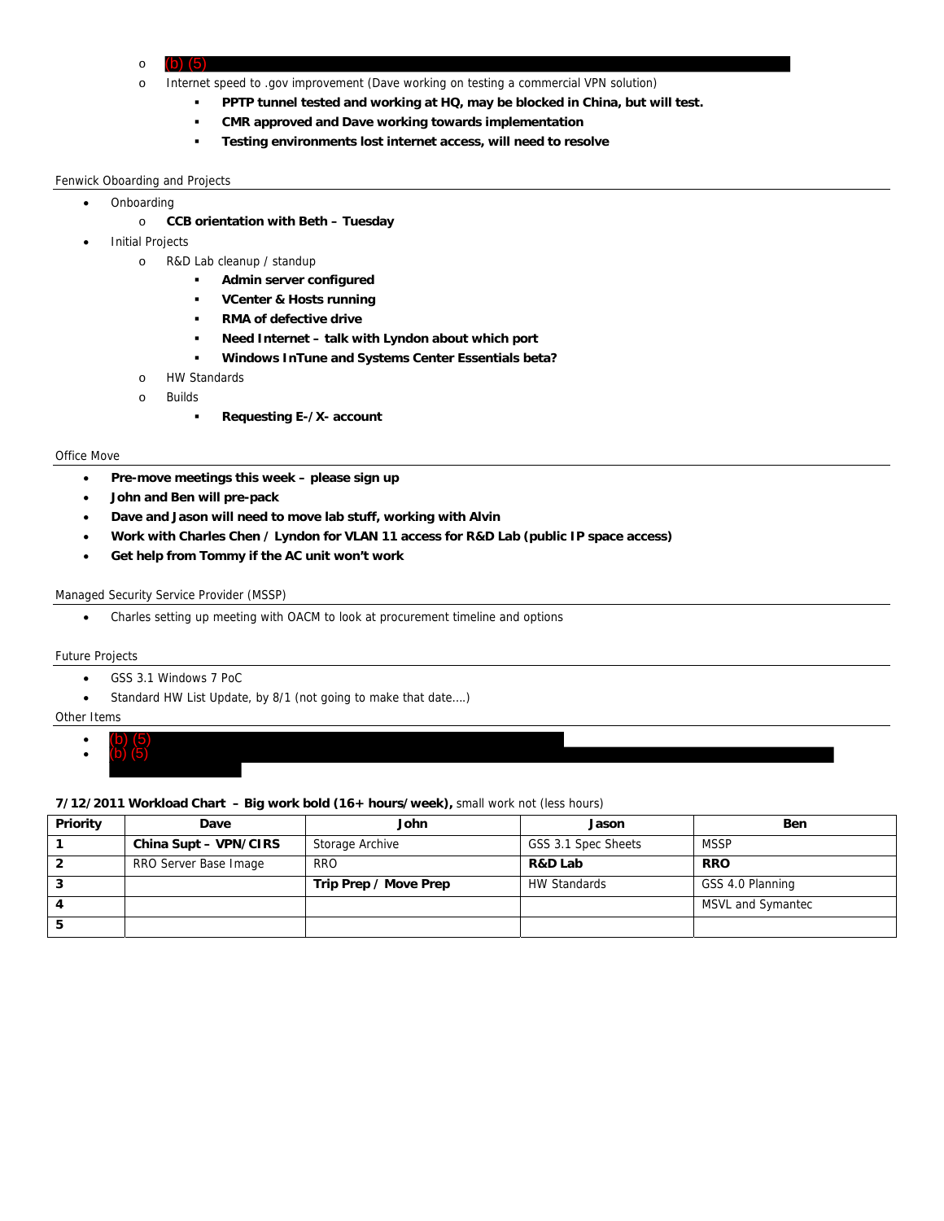- (b) (5)
- Internet speed to .gov improvement (Dave working on testing a commercial VPN solution)
  - **PPTP tunnel tested and working at HQ, may be blocked in China, but will test.**
  - **CMR approved and Dave working towards implementation**
  - **Testing environments lost internet access, will need to resolve**

## Fenwick Oboarding and Projects

- Onboarding
  - **CCB orientation with Beth – Tuesday**
- Initial Projects
  - R&D Lab cleanup / standup
    - **Admin server configured**
    - **VCenter & Hosts running**
    - **RMA of defective drive**
    - **Need Internet – talk with Lyndon about which port**
    - **Windows InTune and Systems Center Essentials beta?**
  - HW Standards
  - Builds
    - **Requesting E-/X- account**

## Office Move

- **Pre-move meetings this week – please sign up**
- **John and Ben will pre-pack**
- **Dave and Jason will need to move lab stuff, working with Alvin**
- **Work with Charles Chen / Lyndon for VLAN 11 access for R&D Lab (public IP space access)**
- **Get help from Tommy if the AC unit won't work**

## Managed Security Service Provider (MSSP)

- Charles setting up meeting with OACM to look at procurement timeline and options

## Future Projects

- GSS 3.1 Windows 7 PoC
- Standard HW List Update, by 8/1 (not going to make that date….)

## Other Items

- (b) (5)
- (b) (5)

**7/12/2011 Workload Chart – Big work bold (16+ hours/week),** small work not (less hours)

| Priority | Dave | John | Jason | Ben |
|---|---|---|---|---|
| 1 | **China Supt – VPN/CIRS** | Storage Archive | GSS 3.1 Spec Sheets | MSSP |
| 2 | RRO Server Base Image | RRO | **R&D Lab** | **RRO** |
| 3 | | **Trip Prep / Move Prep** | HW Standards | GSS 4.0 Planning |
| 4 | | | | MSVL and Symantec |
| 5 | | | | |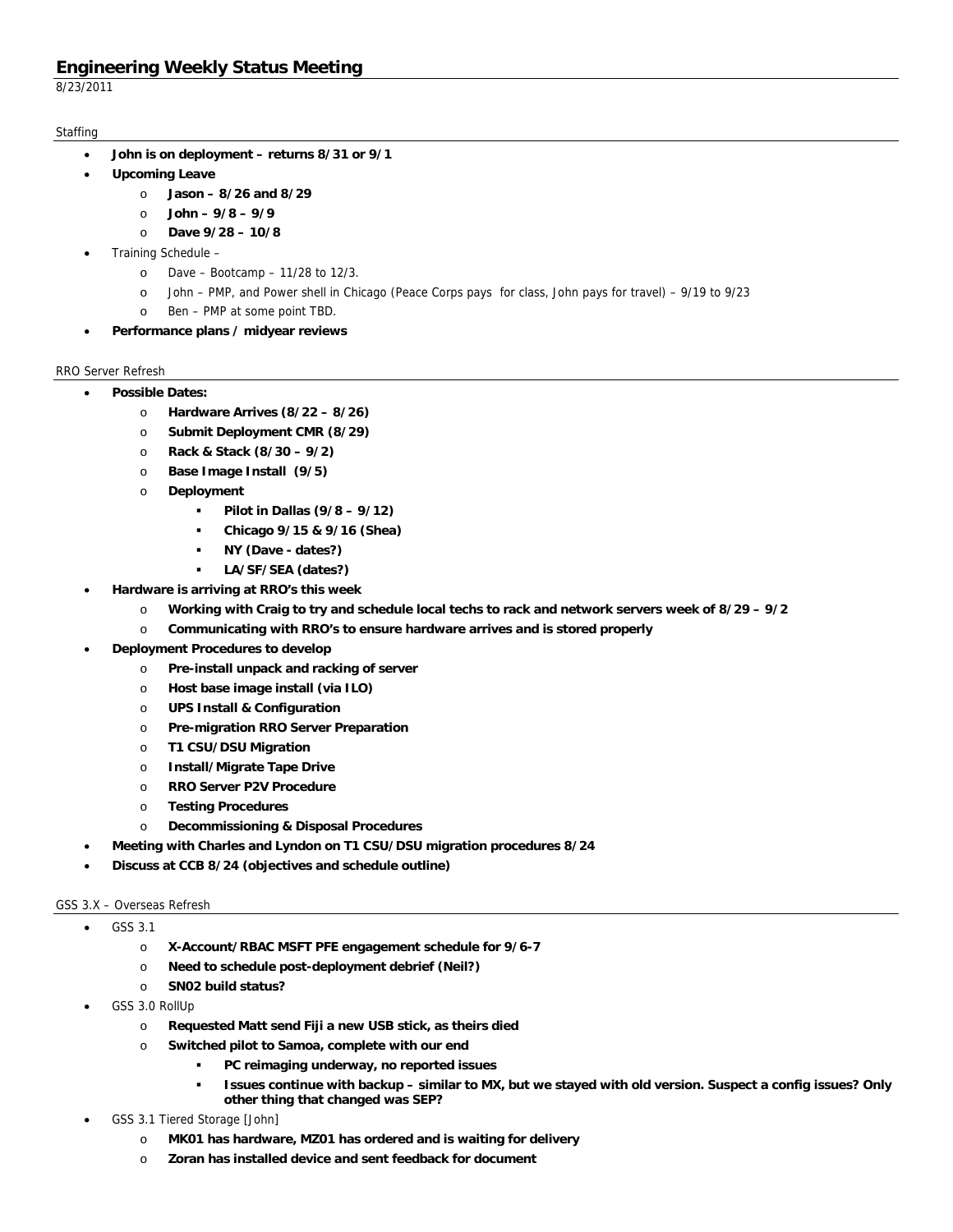# Engineering Weekly Status Meeting

8/23/2011

## Staffing

- **John is on deployment – returns 8/31 or 9/1**
- **Upcoming Leave**
  - **Jason – 8/26 and 8/29**
  - **John – 9/8 – 9/9**
  - **Dave 9/28 – 10/8**
- Training Schedule –
  - Dave – Bootcamp – 11/28 to 12/3.
  - John – PMP, and Power shell in Chicago (Peace Corps pays for class, John pays for travel) – 9/19 to 9/23
  - Ben – PMP at some point TBD.
- **Performance plans / midyear reviews**

## RRO Server Refresh

- **Possible Dates:**
  - **Hardware Arrives (8/22 – 8/26)**
  - **Submit Deployment CMR (8/29)**
  - **Rack & Stack (8/30 – 9/2)**
  - **Base Image Install (9/5)**
  - **Deployment**
    - **Pilot in Dallas (9/8 – 9/12)**
    - **Chicago 9/15 & 9/16 (Shea)**
    - **NY (Dave - dates?)**
    - **LA/SF/SEA (dates?)**
- **Hardware is arriving at RRO's this week**
  - **Working with Craig to try and schedule local techs to rack and network servers week of 8/29 – 9/2**
  - **Communicating with RRO's to ensure hardware arrives and is stored properly**
- **Deployment Procedures to develop**
  - **Pre-install unpack and racking of server**
  - **Host base image install (via ILO)**
  - **UPS Install & Configuration**
  - **Pre-migration RRO Server Preparation**
  - **T1 CSU/DSU Migration**
  - **Install/Migrate Tape Drive**
  - **RRO Server P2V Procedure**
  - **Testing Procedures**
  - **Decommissioning & Disposal Procedures**
- **Meeting with Charles and Lyndon on T1 CSU/DSU migration procedures 8/24**
- **Discuss at CCB 8/24 (objectives and schedule outline)**

## GSS 3.X – Overseas Refresh

- GSS 3.1
  - **X-Account/RBAC MSFT PFE engagement schedule for 9/6-7**
  - **Need to schedule post-deployment debrief (Neil?)**
  - **SN02 build status?**
- GSS 3.0 RollUp
  - **Requested Matt send Fiji a new USB stick, as theirs died**
  - **Switched pilot to Samoa, complete with our end**
    - **PC reimaging underway, no reported issues**
    - **Issues continue with backup – similar to MX, but we stayed with old version. Suspect a config issues? Only other thing that changed was SEP?**
- GSS 3.1 Tiered Storage [John]
  - **MK01 has hardware, MZ01 has ordered and is waiting for delivery**
  - **Zoran has installed device and sent feedback for document**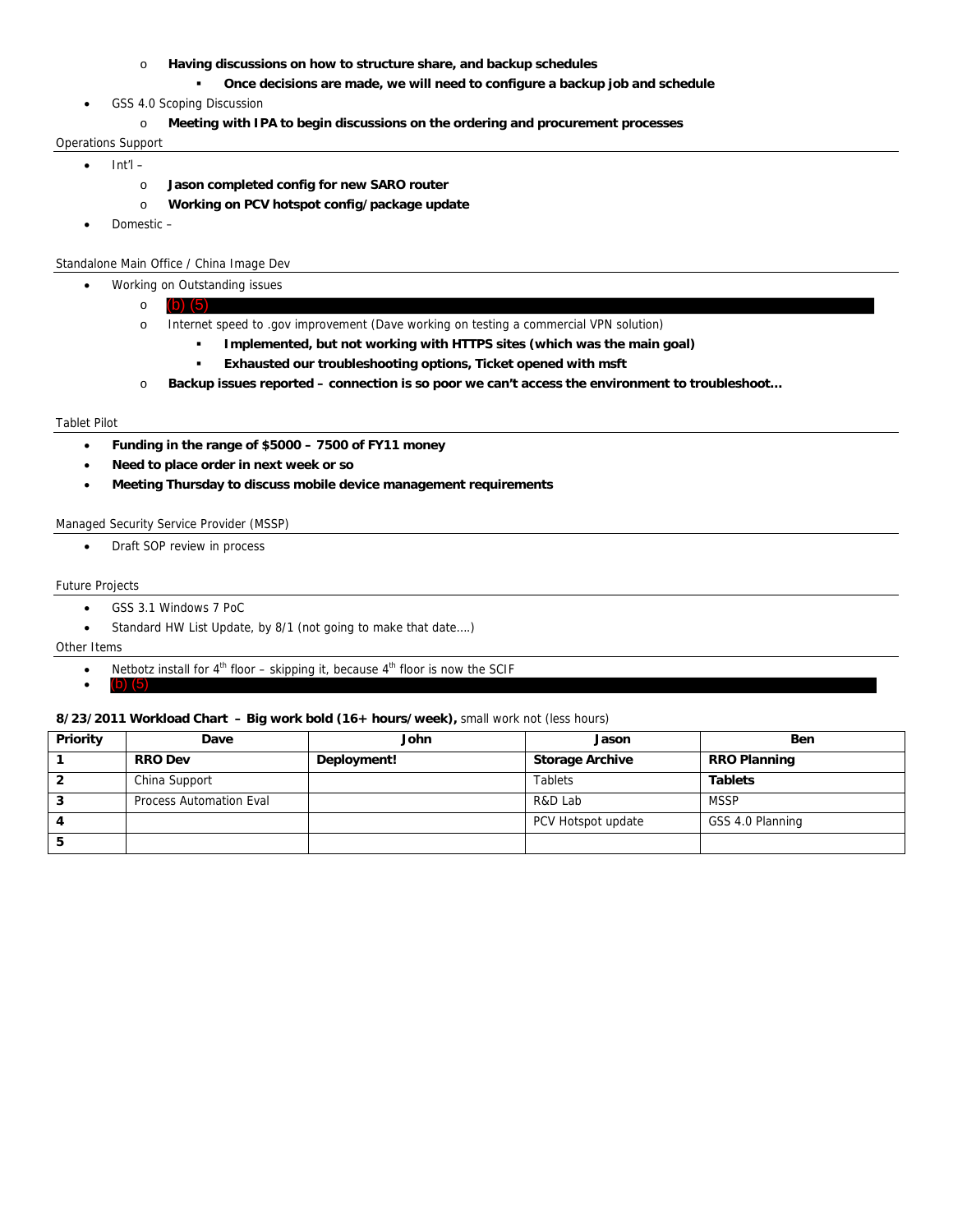- **Having discussions on how to structure share, and backup schedules**
     - **Once decisions are made, we will need to configure a backup job and schedule**
- GSS 4.0 Scoping Discussion
   - **Meeting with IPA to begin discussions on the ordering and procurement processes**

Operations Support

- Int'l –
   - **Jason completed config for new SARO router**
   - **Working on PCV hotspot config/package update**
- Domestic –

Standalone Main Office / China Image Dev

- Working on Outstanding issues
   - (b) (5)
   - Internet speed to .gov improvement (Dave working on testing a commercial VPN solution)
     - **Implemented, but not working with HTTPS sites (which was the main goal)**
     - **Exhausted our troubleshooting options, Ticket opened with msft**
   - **Backup issues reported – connection is so poor we can't access the environment to troubleshoot…**

Tablet Pilot

- **Funding in the range of $5000 – 7500 of FY11 money**
- **Need to place order in next week or so**
- **Meeting Thursday to discuss mobile device management requirements**

Managed Security Service Provider (MSSP)

- Draft SOP review in process

Future Projects

- GSS 3.1 Windows 7 PoC
- Standard HW List Update, by 8/1 (not going to make that date….)

Other Items

- Netbotz install for 4th floor – skipping it, because 4th floor is now the SCIF
- (b) (5)

**8/23/2011 Workload Chart – Big work bold (16+ hours/week),** small work not (less hours)

| Priority | Dave | John | Jason | Ben |
|---|---|---|---|---|
| 1 | **RRO Dev** | **Deployment!** | **Storage Archive** | **RRO Planning** |
| 2 | China Support | | Tablets | **Tablets** |
| 3 | Process Automation Eval | | R&D Lab | MSSP |
| 4 | | | PCV Hotspot update | GSS 4.0 Planning |
| 5 | | | | |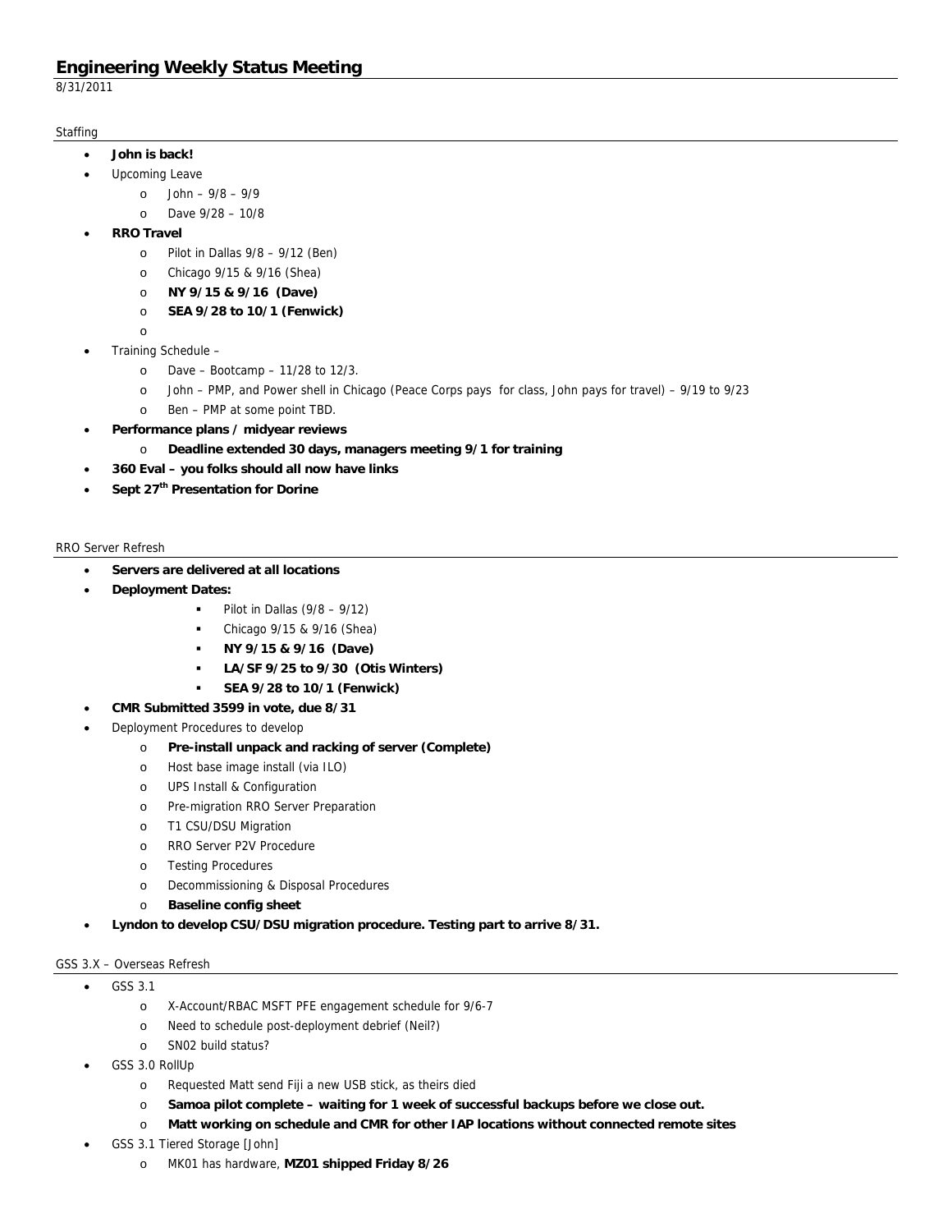# Engineering Weekly Status Meeting

8/31/2011

## Staffing

- **John is back!**
- Upcoming Leave
  - John – 9/8 – 9/9
  - Dave 9/28 – 10/8
- **RRO Travel**
  - Pilot in Dallas 9/8 – 9/12 (Ben)
  - Chicago 9/15 & 9/16 (Shea)
  - **NY 9/15 & 9/16 (Dave)**
  - **SEA 9/28 to 10/1 (Fenwick)**
  -
- Training Schedule –
  - Dave – Bootcamp – 11/28 to 12/3.
  - John – PMP, and Power shell in Chicago (Peace Corps pays for class, John pays for travel) – 9/19 to 9/23
  - Ben – PMP at some point TBD.
- **Performance plans / midyear reviews**
  - **Deadline extended 30 days, managers meeting 9/1 for training**
- **360 Eval – you folks should all now have links**
- **Sept 27th Presentation for Dorine**

## RRO Server Refresh

- **Servers are delivered at all locations**
- **Deployment Dates:**
  - Pilot in Dallas (9/8 – 9/12)
  - Chicago 9/15 & 9/16 (Shea)
  - **NY 9/15 & 9/16 (Dave)**
  - **LA/SF 9/25 to 9/30 (Otis Winters)**
  - **SEA 9/28 to 10/1 (Fenwick)**
- **CMR Submitted 3599 in vote, due 8/31**
- Deployment Procedures to develop
  - **Pre-install unpack and racking of server (Complete)**
  - Host base image install (via ILO)
  - UPS Install & Configuration
  - Pre-migration RRO Server Preparation
  - T1 CSU/DSU Migration
  - RRO Server P2V Procedure
  - Testing Procedures
  - Decommissioning & Disposal Procedures
  - **Baseline config sheet**
- **Lyndon to develop CSU/DSU migration procedure. Testing part to arrive 8/31.**

## GSS 3.X – Overseas Refresh

- GSS 3.1
  - X-Account/RBAC MSFT PFE engagement schedule for 9/6-7
  - Need to schedule post-deployment debrief (Neil?)
  - SN02 build status?
- GSS 3.0 RollUp
  - Requested Matt send Fiji a new USB stick, as theirs died
  - **Samoa pilot complete – waiting for 1 week of successful backups before we close out.**
  - **Matt working on schedule and CMR for other IAP locations without connected remote sites**
- GSS 3.1 Tiered Storage [John]
  - MK01 has hardware, **MZ01 shipped Friday 8/26**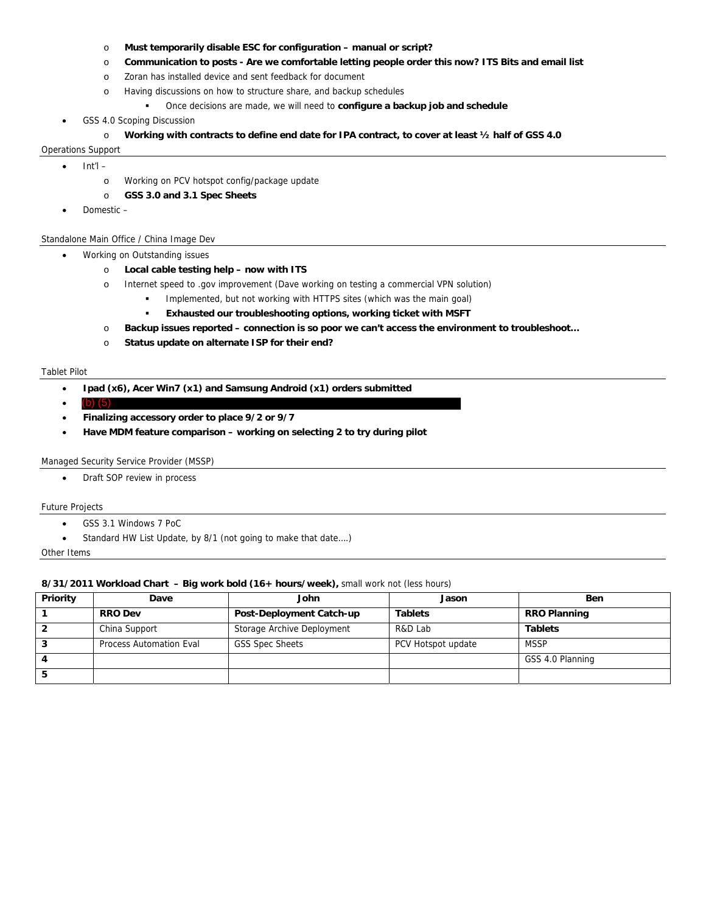- **Must temporarily disable ESC for configuration – manual or script?**
  - **Communication to posts - Are we comfortable letting people order this now? ITS Bits and email list**
  - Zoran has installed device and sent feedback for document
  - Having discussions on how to structure share, and backup schedules
    - Once decisions are made, we will need to **configure a backup job and schedule**
- GSS 4.0 Scoping Discussion
  - **Working with contracts to define end date for IPA contract, to cover at least ½ half of GSS 4.0**

Operations Support

- Int'l –
  - Working on PCV hotspot config/package update
  - **GSS 3.0 and 3.1 Spec Sheets**
- Domestic –

Standalone Main Office / China Image Dev

- Working on Outstanding issues
  - **Local cable testing help – now with ITS**
  - Internet speed to .gov improvement (Dave working on testing a commercial VPN solution)
    - Implemented, but not working with HTTPS sites (which was the main goal)
    - **Exhausted our troubleshooting options, working ticket with MSFT**
  - **Backup issues reported – connection is so poor we can't access the environment to troubleshoot…**
  - **Status update on alternate ISP for their end?**

Tablet Pilot

- **Ipad (x6), Acer Win7 (x1) and Samsung Android (x1) orders submitted**
- (b) (5)
- **Finalizing accessory order to place 9/2 or 9/7**
- **Have MDM feature comparison – working on selecting 2 to try during pilot**

Managed Security Service Provider (MSSP)

- Draft SOP review in process

Future Projects

- GSS 3.1 Windows 7 PoC
- Standard HW List Update, by 8/1 (not going to make that date….)

Other Items

**8/31/2011 Workload Chart – Big work bold (16+ hours/week),** small work not (less hours)

| Priority | Dave | John | Jason | Ben |
|---|---|---|---|---|
| 1 | **RRO Dev** | **Post-Deployment Catch-up** | **Tablets** | **RRO Planning** |
| 2 | China Support | Storage Archive Deployment | R&D Lab | **Tablets** |
| 3 | Process Automation Eval | GSS Spec Sheets | PCV Hotspot update | MSSP |
| 4 | | | | GSS 4.0 Planning |
| 5 | | | | |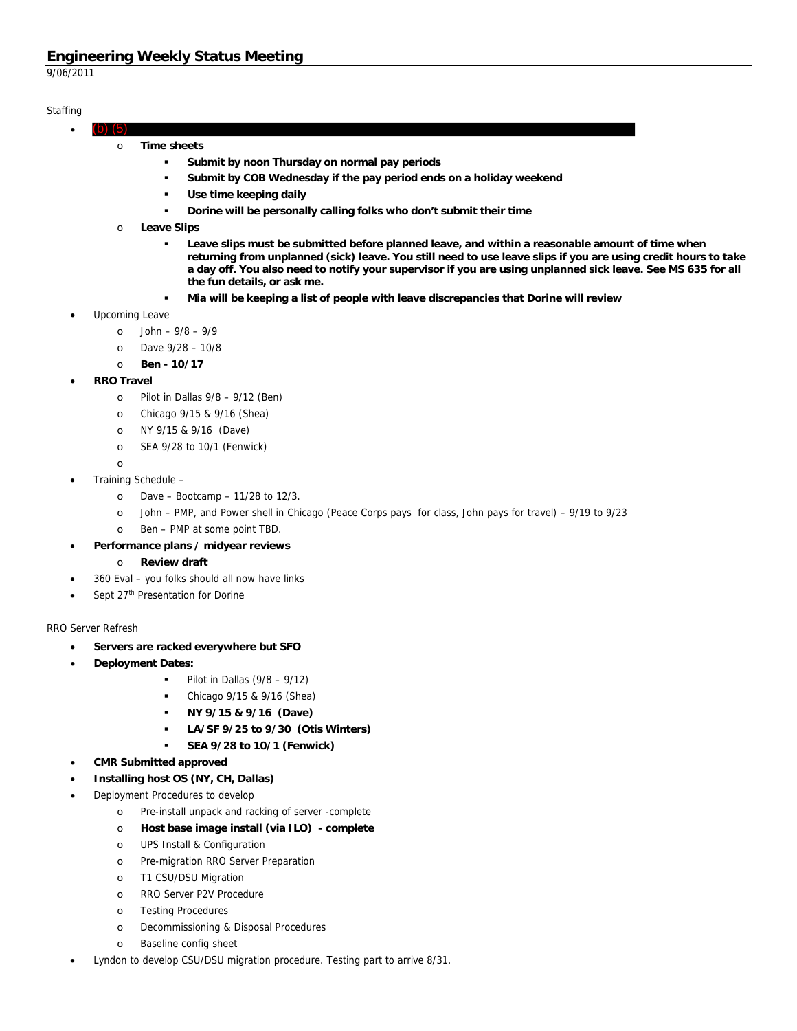# Engineering Weekly Status Meeting

9/06/2011

## Staffing

- (b) (5)
  - **Time sheets**
    - **Submit by noon Thursday on normal pay periods**
    - **Submit by COB Wednesday if the pay period ends on a holiday weekend**
    - **Use time keeping daily**
    - **Dorine will be personally calling folks who don't submit their time**
  - **Leave Slips**
    - **Leave slips must be submitted before planned leave, and within a reasonable amount of time when returning from unplanned (sick) leave. You still need to use leave slips if you are using credit hours to take a day off. You also need to notify your supervisor if you are using unplanned sick leave. See MS 635 for all the fun details, or ask me.**
    - **Mia will be keeping a list of people with leave discrepancies that Dorine will review**
- Upcoming Leave
  - John – 9/8 – 9/9
  - Dave 9/28 – 10/8
  - **Ben - 10/17**
- **RRO Travel**
  - Pilot in Dallas 9/8 – 9/12 (Ben)
  - Chicago 9/15 & 9/16 (Shea)
  - NY 9/15 & 9/16 (Dave)
  - SEA 9/28 to 10/1 (Fenwick)
  - 
- Training Schedule –
  - Dave – Bootcamp – 11/28 to 12/3.
  - John – PMP, and Power shell in Chicago (Peace Corps pays for class, John pays for travel) – 9/19 to 9/23
  - Ben – PMP at some point TBD.
- **Performance plans / midyear reviews**
  - **Review draft**
- 360 Eval – you folks should all now have links
- Sept 27th Presentation for Dorine

## RRO Server Refresh

- **Servers are racked everywhere but SFO**
- **Deployment Dates:**
  - Pilot in Dallas (9/8 – 9/12)
  - Chicago 9/15 & 9/16 (Shea)
  - **NY 9/15 & 9/16 (Dave)**
  - **LA/SF 9/25 to 9/30 (Otis Winters)**
  - **SEA 9/28 to 10/1 (Fenwick)**
- **CMR Submitted approved**
- **Installing host OS (NY, CH, Dallas)**
- Deployment Procedures to develop
  - Pre-install unpack and racking of server -complete
  - **Host base image install (via ILO) - complete**
  - UPS Install & Configuration
  - Pre-migration RRO Server Preparation
  - T1 CSU/DSU Migration
  - RRO Server P2V Procedure
  - Testing Procedures
  - Decommissioning & Disposal Procedures
  - Baseline config sheet
- Lyndon to develop CSU/DSU migration procedure. Testing part to arrive 8/31.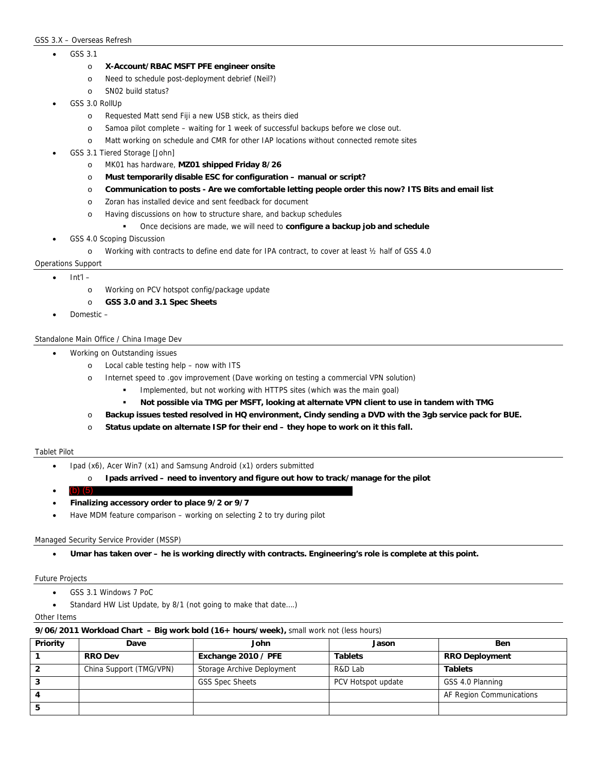GSS 3.X – Overseas Refresh

- GSS 3.1
  - **X-Account/RBAC MSFT PFE engineer onsite**
  - Need to schedule post-deployment debrief (Neil?)
  - SN02 build status?
- GSS 3.0 RollUp
  - Requested Matt send Fiji a new USB stick, as theirs died
  - Samoa pilot complete – waiting for 1 week of successful backups before we close out.
  - Matt working on schedule and CMR for other IAP locations without connected remote sites
- GSS 3.1 Tiered Storage [John]
  - MK01 has hardware, **MZ01 shipped Friday 8/26**
  - **Must temporarily disable ESC for configuration – manual or script?**
  - **Communication to posts - Are we comfortable letting people order this now? ITS Bits and email list**
  - Zoran has installed device and sent feedback for document
  - Having discussions on how to structure share, and backup schedules
    - Once decisions are made, we will need to **configure a backup job and schedule**
- GSS 4.0 Scoping Discussion
  - Working with contracts to define end date for IPA contract, to cover at least ½ half of GSS 4.0

Operations Support

- Int'l –
  - Working on PCV hotspot config/package update
  - **GSS 3.0 and 3.1 Spec Sheets**
- Domestic –

Standalone Main Office / China Image Dev

- Working on Outstanding issues
  - Local cable testing help – now with ITS
  - Internet speed to .gov improvement (Dave working on testing a commercial VPN solution)
    - Implemented, but not working with HTTPS sites (which was the main goal)
    - **Not possible via TMG per MSFT, looking at alternate VPN client to use in tandem with TMG**
  - **Backup issues tested resolved in HQ environment, Cindy sending a DVD with the 3gb service pack for BUE.**
  - **Status update on alternate ISP for their end – they hope to work on it this fall.**

Tablet Pilot

- Ipad (x6), Acer Win7 (x1) and Samsung Android (x1) orders submitted
  - **Ipads arrived – need to inventory and figure out how to track/manage for the pilot**
- (b) (5)
- **Finalizing accessory order to place 9/2 or 9/7**
- Have MDM feature comparison – working on selecting 2 to try during pilot

Managed Security Service Provider (MSSP)

- **Umar has taken over – he is working directly with contracts. Engineering's role is complete at this point.**

Future Projects

- GSS 3.1 Windows 7 PoC
- Standard HW List Update, by 8/1 (not going to make that date….)

Other Items

**9/06/2011 Workload Chart – Big work bold (16+ hours/week),** small work not (less hours)

| Priority | Dave | John | Jason | Ben |
|---|---|---|---|---|
| **1** | **RRO Dev** | **Exchange 2010 / PFE** | **Tablets** | **RRO Deployment** |
| 2 | China Support (TMG/VPN) | Storage Archive Deployment | R&D Lab | **Tablets** |
| 3 | | GSS Spec Sheets | PCV Hotspot update | GSS 4.0 Planning |
| 4 | | | | AF Region Communications |
| 5 | | | | |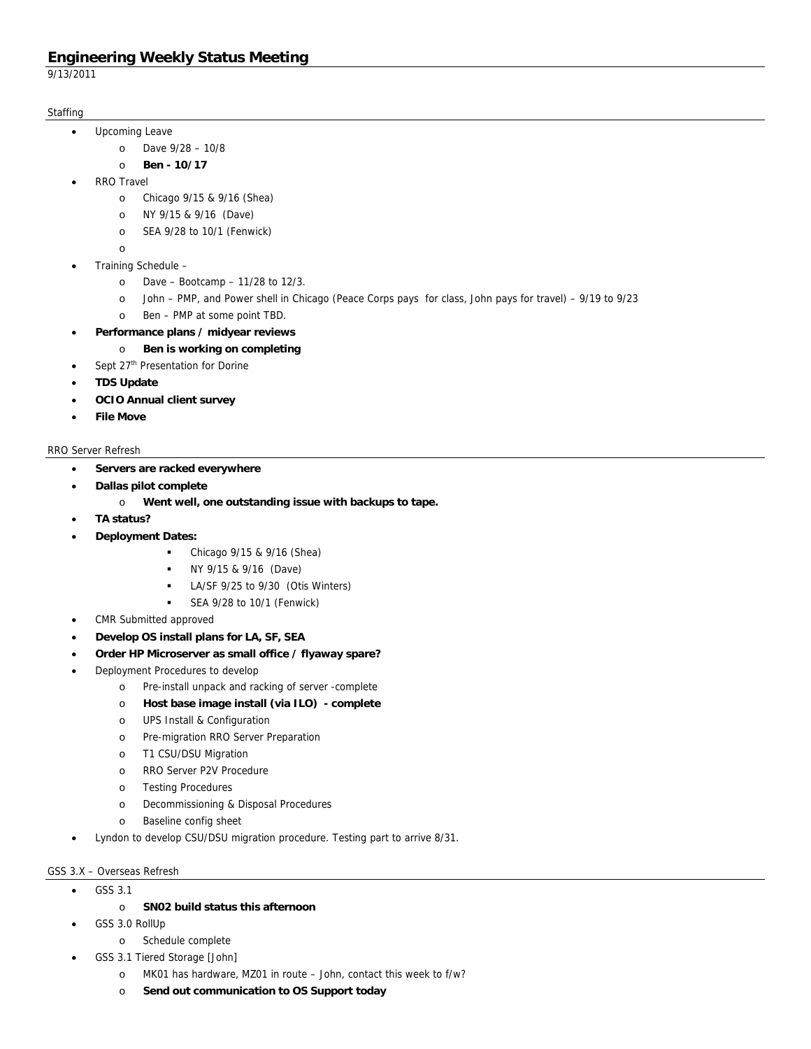# Engineering Weekly Status Meeting

9/13/2011

## Staffing

- Upcoming Leave
  - Dave 9/28 – 10/8
  - **Ben - 10/17**
- RRO Travel
  - Chicago 9/15 & 9/16 (Shea)
  - NY 9/15 & 9/16 (Dave)
  - SEA 9/28 to 10/1 (Fenwick)
  - 
- Training Schedule –
  - Dave – Bootcamp – 11/28 to 12/3.
  - John – PMP, and Power shell in Chicago (Peace Corps pays for class, John pays for travel) – 9/19 to 9/23
  - Ben – PMP at some point TBD.
- **Performance plans / midyear reviews**
  - **Ben is working on completing**
- Sept 27th Presentation for Dorine
- **TDS Update**
- **OCIO Annual client survey**
- **File Move**

## RRO Server Refresh

- **Servers are racked everywhere**
- **Dallas pilot complete**
  - **Went well, one outstanding issue with backups to tape.**
- **TA status?**
- **Deployment Dates:**
  - Chicago 9/15 & 9/16 (Shea)
  - NY 9/15 & 9/16 (Dave)
  - LA/SF 9/25 to 9/30 (Otis Winters)
  - SEA 9/28 to 10/1 (Fenwick)
- CMR Submitted approved
- **Develop OS install plans for LA, SF, SEA**
- **Order HP Microserver as small office / flyaway spare?**
- Deployment Procedures to develop
  - Pre-install unpack and racking of server -complete
  - **Host base image install (via ILO) - complete**
  - UPS Install & Configuration
  - Pre-migration RRO Server Preparation
  - T1 CSU/DSU Migration
  - RRO Server P2V Procedure
  - Testing Procedures
  - Decommissioning & Disposal Procedures
  - Baseline config sheet
- Lyndon to develop CSU/DSU migration procedure. Testing part to arrive 8/31.

## GSS 3.X – Overseas Refresh

- GSS 3.1
  - **SN02 build status this afternoon**
- GSS 3.0 RollUp
  - Schedule complete
- GSS 3.1 Tiered Storage [John]
  - MK01 has hardware, MZ01 in route – John, contact this week to f/w?
  - **Send out communication to OS Support today**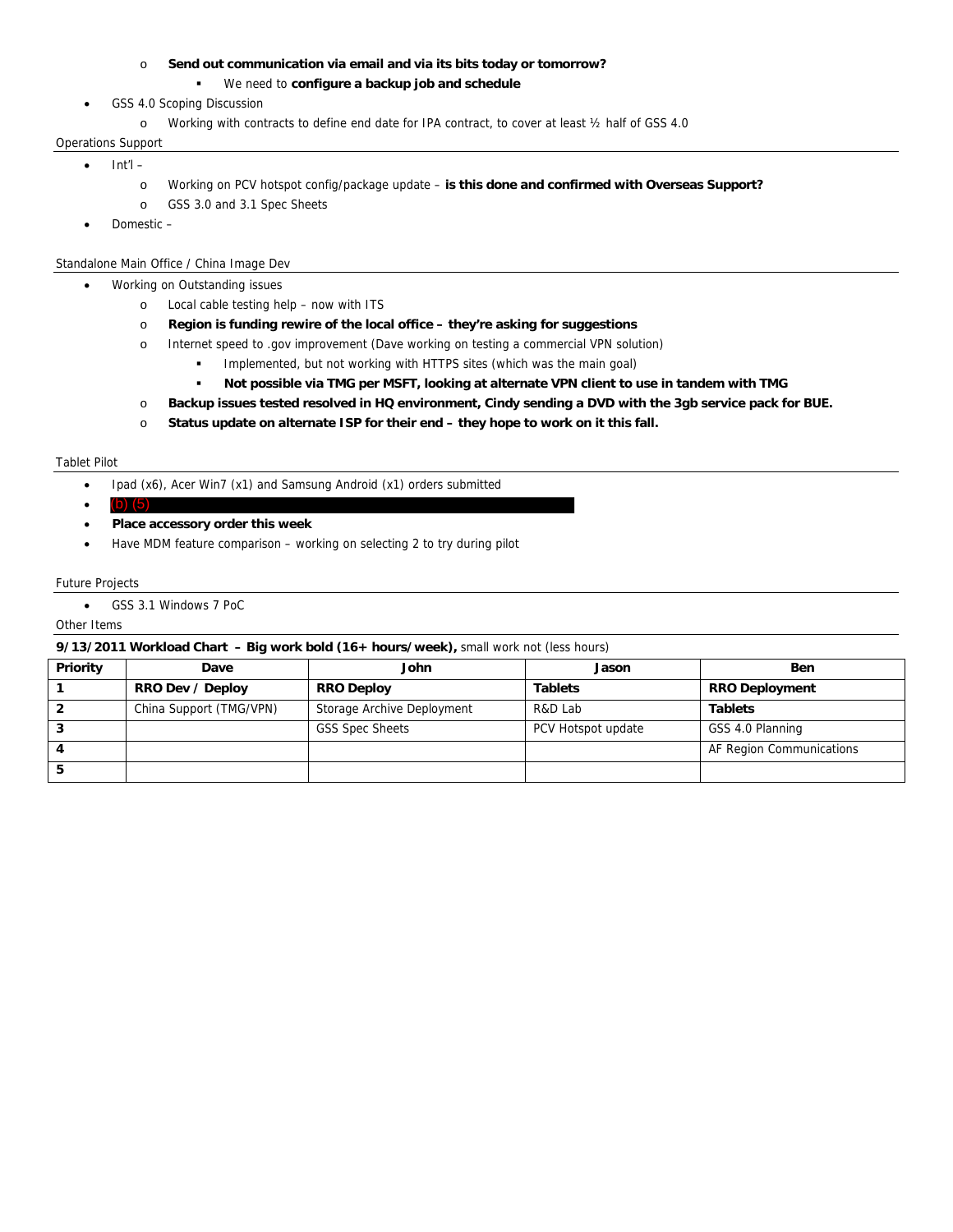- **Send out communication via email and via its bits today or tomorrow?**
     - We need to **configure a backup job and schedule**
- GSS 4.0 Scoping Discussion
  - Working with contracts to define end date for IPA contract, to cover at least ½ half of GSS 4.0

Operations Support

- Int'l –
  - Working on PCV hotspot config/package update – **is this done and confirmed with Overseas Support?**
  - GSS 3.0 and 3.1 Spec Sheets
- Domestic –

Standalone Main Office / China Image Dev

- Working on Outstanding issues
  - Local cable testing help – now with ITS
  - **Region is funding rewire of the local office – they're asking for suggestions**
  - Internet speed to .gov improvement (Dave working on testing a commercial VPN solution)
    - Implemented, but not working with HTTPS sites (which was the main goal)
    - **Not possible via TMG per MSFT, looking at alternate VPN client to use in tandem with TMG**
  - **Backup issues tested resolved in HQ environment, Cindy sending a DVD with the 3gb service pack for BUE.**
  - **Status update on alternate ISP for their end – they hope to work on it this fall.**

Tablet Pilot

- Ipad (x6), Acer Win7 (x1) and Samsung Android (x1) orders submitted
- (b) (5)
- **Place accessory order this week**
- Have MDM feature comparison – working on selecting 2 to try during pilot

Future Projects

- GSS 3.1 Windows 7 PoC

Other Items

**9/13/2011 Workload Chart – Big work bold (16+ hours/week),** small work not (less hours)

| Priority | Dave | John | Jason | Ben |
|---|---|---|---|---|
| 1 | **RRO Dev / Deploy** | **RRO Deploy** | **Tablets** | **RRO Deployment** |
| 2 | China Support (TMG/VPN) | Storage Archive Deployment | R&D Lab | **Tablets** |
| 3 | | GSS Spec Sheets | PCV Hotspot update | GSS 4.0 Planning |
| 4 | | | | AF Region Communications |
| 5 | | | | |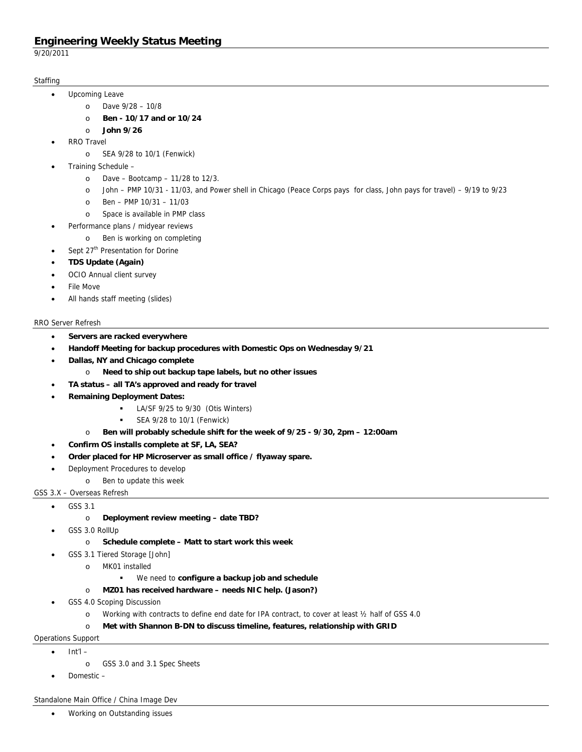# Engineering Weekly Status Meeting

9/20/2011

## Staffing

- Upcoming Leave
  - Dave 9/28 – 10/8
  - **Ben - 10/17 and or 10/24**
  - **John 9/26**
- RRO Travel
  - SEA 9/28 to 10/1 (Fenwick)
- Training Schedule –
  - Dave – Bootcamp – 11/28 to 12/3.
  - John – PMP 10/31 - 11/03, and Power shell in Chicago (Peace Corps pays for class, John pays for travel) – 9/19 to 9/23
  - Ben – PMP 10/31 – 11/03
  - Space is available in PMP class
- Performance plans / midyear reviews
  - Ben is working on completing
- Sept 27th Presentation for Dorine
- **TDS Update (Again)**
- OCIO Annual client survey
- File Move
- All hands staff meeting (slides)

## RRO Server Refresh

- **Servers are racked everywhere**
- **Handoff Meeting for backup procedures with Domestic Ops on Wednesday 9/21**
- **Dallas, NY and Chicago complete**
  - **Need to ship out backup tape labels, but no other issues**
- **TA status – all TA's approved and ready for travel**
- **Remaining Deployment Dates:**
    - LA/SF 9/25 to 9/30 (Otis Winters)
    - SEA 9/28 to 10/1 (Fenwick)
  - **Ben will probably schedule shift for the week of 9/25 - 9/30, 2pm – 12:00am**
- **Confirm OS installs complete at SF, LA, SEA?**
- **Order placed for HP Microserver as small office / flyaway spare.**
- Deployment Procedures to develop
  - Ben to update this week

## GSS 3.X – Overseas Refresh

- GSS 3.1
  - **Deployment review meeting – date TBD?**
- GSS 3.0 RollUp
  - **Schedule complete – Matt to start work this week**
- GSS 3.1 Tiered Storage [John]
  - MK01 installed
    - We need to **configure a backup job and schedule**
  - **MZ01 has received hardware – needs NIC help. (Jason?)**
- GSS 4.0 Scoping Discussion
  - Working with contracts to define end date for IPA contract, to cover at least ½ half of GSS 4.0
  - **Met with Shannon B-DN to discuss timeline, features, relationship with GRID**

## Operations Support

- Int'l –
  - GSS 3.0 and 3.1 Spec Sheets
- Domestic –

## Standalone Main Office / China Image Dev

- Working on Outstanding issues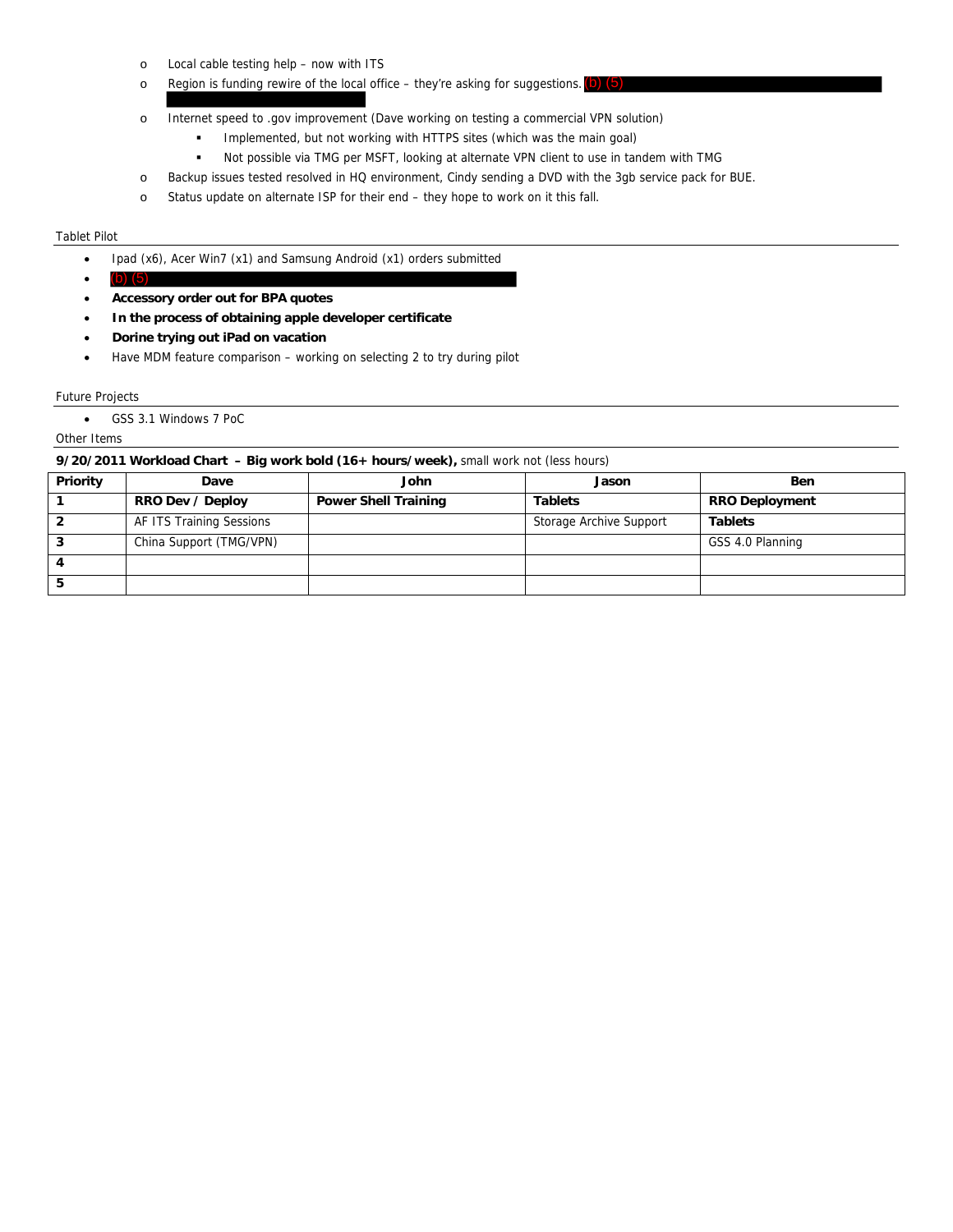- Local cable testing help – now with ITS
- Region is funding rewire of the local office – they're asking for suggestions. (b) (5)
- Internet speed to .gov improvement (Dave working on testing a commercial VPN solution)
  - Implemented, but not working with HTTPS sites (which was the main goal)
  - Not possible via TMG per MSFT, looking at alternate VPN client to use in tandem with TMG
- Backup issues tested resolved in HQ environment, Cindy sending a DVD with the 3gb service pack for BUE.
- Status update on alternate ISP for their end – they hope to work on it this fall.

Tablet Pilot

- Ipad (x6), Acer Win7 (x1) and Samsung Android (x1) orders submitted
- (b) (5)
- **Accessory order out for BPA quotes**
- **In the process of obtaining apple developer certificate**
- **Dorine trying out iPad on vacation**
- Have MDM feature comparison – working on selecting 2 to try during pilot

Future Projects

- GSS 3.1 Windows 7 PoC

Other Items

**9/20/2011 Workload Chart – Big work bold (16+ hours/week),** small work not (less hours)

| Priority | Dave | John | Jason | Ben |
|---|---|---|---|---|
| 1 | **RRO Dev / Deploy** | **Power Shell Training** | **Tablets** | **RRO Deployment** |
| 2 | AF ITS Training Sessions | | Storage Archive Support | **Tablets** |
| 3 | China Support (TMG/VPN) | | | GSS 4.0 Planning |
| 4 | | | | |
| 5 | | | | |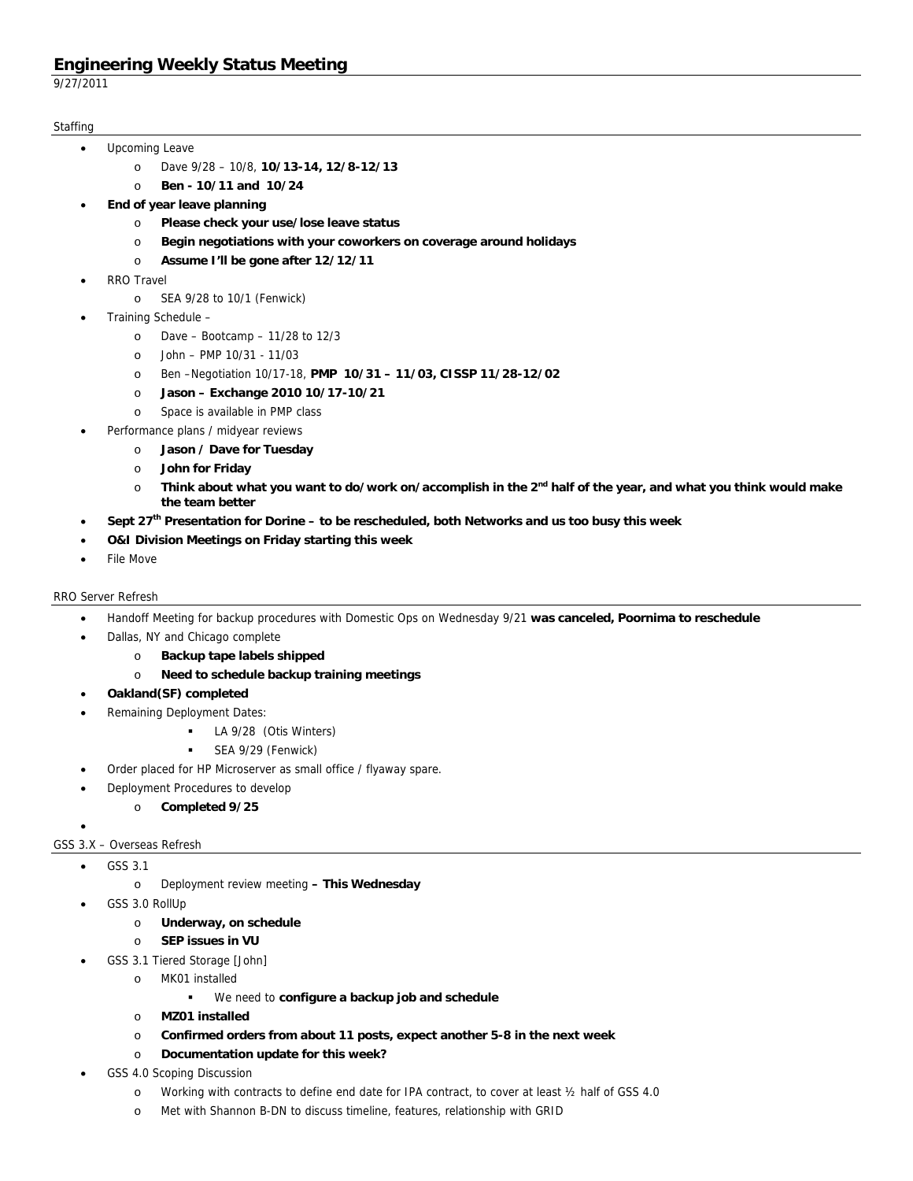# Engineering Weekly Status Meeting

9/27/2011

## Staffing

- Upcoming Leave
  - Dave 9/28 – 10/8, **10/13-14, 12/8-12/13**
  - **Ben - 10/11 and 10/24**
- **End of year leave planning**
  - **Please check your use/lose leave status**
  - **Begin negotiations with your coworkers on coverage around holidays**
  - **Assume I'll be gone after 12/12/11**
- RRO Travel
  - SEA 9/28 to 10/1 (Fenwick)
- Training Schedule –
  - Dave – Bootcamp – 11/28 to 12/3
  - John – PMP 10/31 - 11/03
  - Ben –Negotiation 10/17-18, **PMP 10/31 – 11/03, CISSP 11/28-12/02**
  - **Jason – Exchange 2010 10/17-10/21**
  - Space is available in PMP class
- Performance plans / midyear reviews
  - **Jason / Dave for Tuesday**
  - **John for Friday**
  - **Think about what you want to do/work on/accomplish in the 2nd half of the year, and what you think would make the team better**
- **Sept 27th Presentation for Dorine – to be rescheduled, both Networks and us too busy this week**
- **O&I Division Meetings on Friday starting this week**
- File Move

## RRO Server Refresh

- Handoff Meeting for backup procedures with Domestic Ops on Wednesday 9/21 **was canceled, Poornima to reschedule**
- Dallas, NY and Chicago complete
  - **Backup tape labels shipped**
  - **Need to schedule backup training meetings**
- **Oakland(SF) completed**
- Remaining Deployment Dates:
  - LA 9/28 (Otis Winters)
  - SEA 9/29 (Fenwick)
- Order placed for HP Microserver as small office / flyaway spare.
- Deployment Procedures to develop
  - **Completed 9/25**

## GSS 3.X – Overseas Refresh

- GSS 3.1
  - Deployment review meeting **– This Wednesday**
- GSS 3.0 RollUp
  - **Underway, on schedule**
  - **SEP issues in VU**
- GSS 3.1 Tiered Storage [John]
  - MK01 installed
    - We need to **configure a backup job and schedule**
  - **MZ01 installed**
  - **Confirmed orders from about 11 posts, expect another 5-8 in the next week**
  - **Documentation update for this week?**
- GSS 4.0 Scoping Discussion
  - Working with contracts to define end date for IPA contract, to cover at least ½ half of GSS 4.0
  - Met with Shannon B-DN to discuss timeline, features, relationship with GRID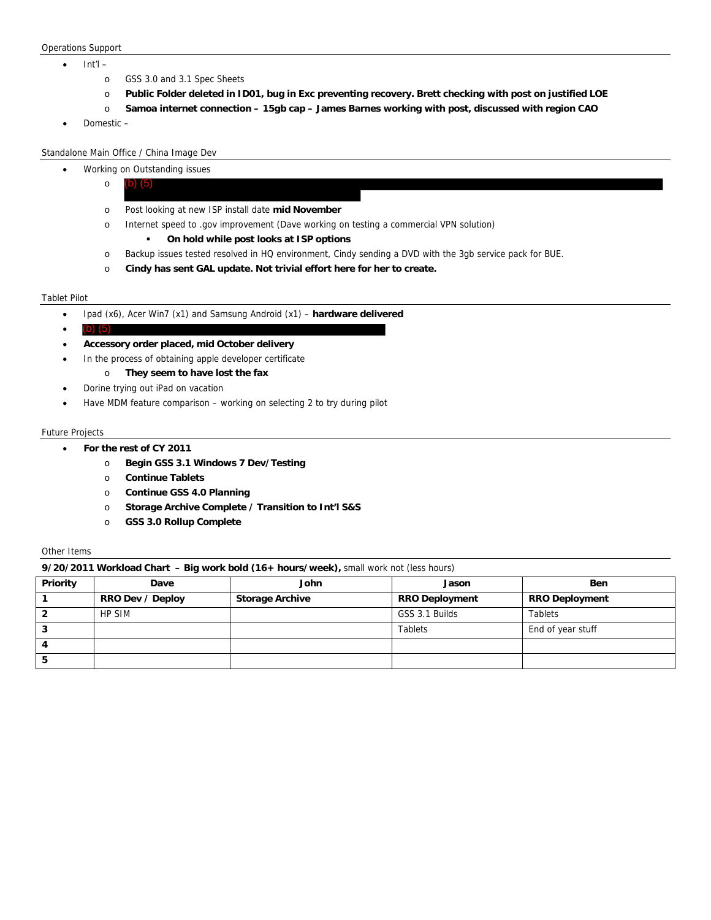Operations Support

- Int'l –
  - GSS 3.0 and 3.1 Spec Sheets
  - **Public Folder deleted in ID01, bug in Exc preventing recovery. Brett checking with post on justified LOE**
  - **Samoa internet connection – 15gb cap – James Barnes working with post, discussed with region CAO**
- Domestic –

Standalone Main Office / China Image Dev

- Working on Outstanding issues
  - (b) (5)
  - Post looking at new ISP install date **mid November**
  - Internet speed to .gov improvement (Dave working on testing a commercial VPN solution)
    - **On hold while post looks at ISP options**
  - Backup issues tested resolved in HQ environment, Cindy sending a DVD with the 3gb service pack for BUE.
  - **Cindy has sent GAL update. Not trivial effort here for her to create.**

Tablet Pilot

- Ipad (x6), Acer Win7 (x1) and Samsung Android (x1) – **hardware delivered**
- (b) (5)
- **Accessory order placed, mid October delivery**
- In the process of obtaining apple developer certificate
  - **They seem to have lost the fax**
- Dorine trying out iPad on vacation
- Have MDM feature comparison – working on selecting 2 to try during pilot

Future Projects

- **For the rest of CY 2011**
  - **Begin GSS 3.1 Windows 7 Dev/Testing**
  - **Continue Tablets**
  - **Continue GSS 4.0 Planning**
  - **Storage Archive Complete / Transition to Int'l S&S**
  - **GSS 3.0 Rollup Complete**

Other Items

**9/20/2011 Workload Chart – Big work bold (16+ hours/week),** small work not (less hours)

| Priority | Dave | John | Jason | Ben |
|---|---|---|---|---|
| **1** | **RRO Dev / Deploy** | **Storage Archive** | **RRO Deployment** | **RRO Deployment** |
| **2** | HP SIM | | GSS 3.1 Builds | Tablets |
| **3** | | | Tablets | End of year stuff |
| **4** | | | | |
| **5** | | | | |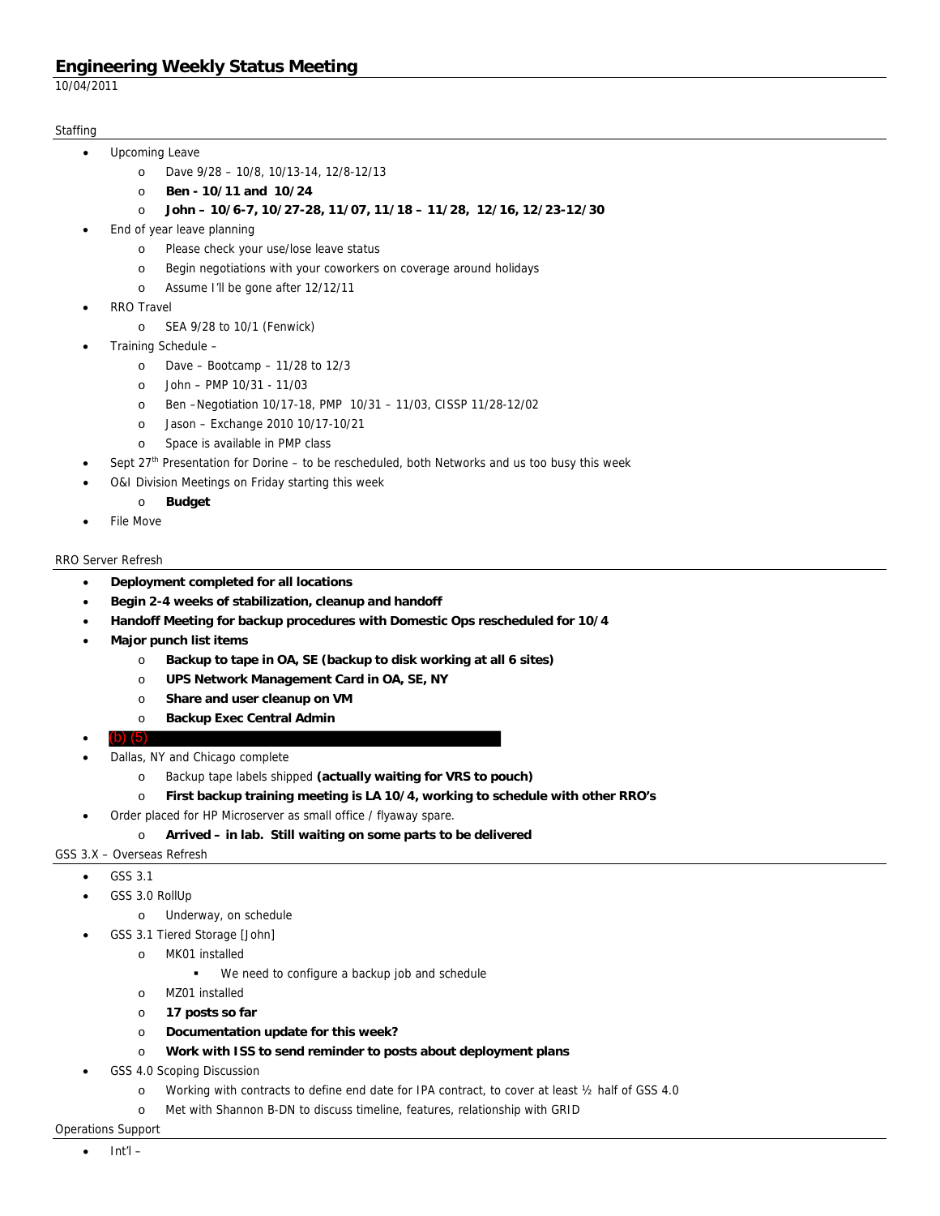# Engineering Weekly Status Meeting

10/04/2011

## Staffing

- Upcoming Leave
  - Dave 9/28 – 10/8, 10/13-14, 12/8-12/13
  - **Ben - 10/11 and 10/24**
  - **John – 10/6-7, 10/27-28, 11/07, 11/18 – 11/28, 12/16, 12/23-12/30**
- End of year leave planning
  - Please check your use/lose leave status
  - Begin negotiations with your coworkers on coverage around holidays
  - Assume I'll be gone after 12/12/11
- RRO Travel
  - SEA 9/28 to 10/1 (Fenwick)
- Training Schedule –
  - Dave – Bootcamp – 11/28 to 12/3
  - John – PMP 10/31 - 11/03
  - Ben –Negotiation 10/17-18, PMP 10/31 – 11/03, CISSP 11/28-12/02
  - Jason – Exchange 2010 10/17-10/21
  - Space is available in PMP class
- Sept 27th Presentation for Dorine – to be rescheduled, both Networks and us too busy this week
- O&I Division Meetings on Friday starting this week
  - **Budget**
- File Move

## RRO Server Refresh

- **Deployment completed for all locations**
- **Begin 2-4 weeks of stabilization, cleanup and handoff**
- **Handoff Meeting for backup procedures with Domestic Ops rescheduled for 10/4**
- **Major punch list items**
  - **Backup to tape in OA, SE (backup to disk working at all 6 sites)**
  - **UPS Network Management Card in OA, SE, NY**
  - **Share and user cleanup on VM**
  - **Backup Exec Central Admin**
- (b) (5)
- Dallas, NY and Chicago complete
  - Backup tape labels shipped **(actually waiting for VRS to pouch)**
  - **First backup training meeting is LA 10/4, working to schedule with other RRO's**
- Order placed for HP Microserver as small office / flyaway spare.
  - **Arrived – in lab. Still waiting on some parts to be delivered**

## GSS 3.X – Overseas Refresh

- GSS 3.1
- GSS 3.0 RollUp
  - Underway, on schedule
- GSS 3.1 Tiered Storage [John]
  - MK01 installed
    - We need to configure a backup job and schedule
  - MZ01 installed
  - **17 posts so far**
  - **Documentation update for this week?**
  - **Work with ISS to send reminder to posts about deployment plans**
- GSS 4.0 Scoping Discussion
  - Working with contracts to define end date for IPA contract, to cover at least ½ half of GSS 4.0
  - Met with Shannon B-DN to discuss timeline, features, relationship with GRID

## Operations Support

- Int'l –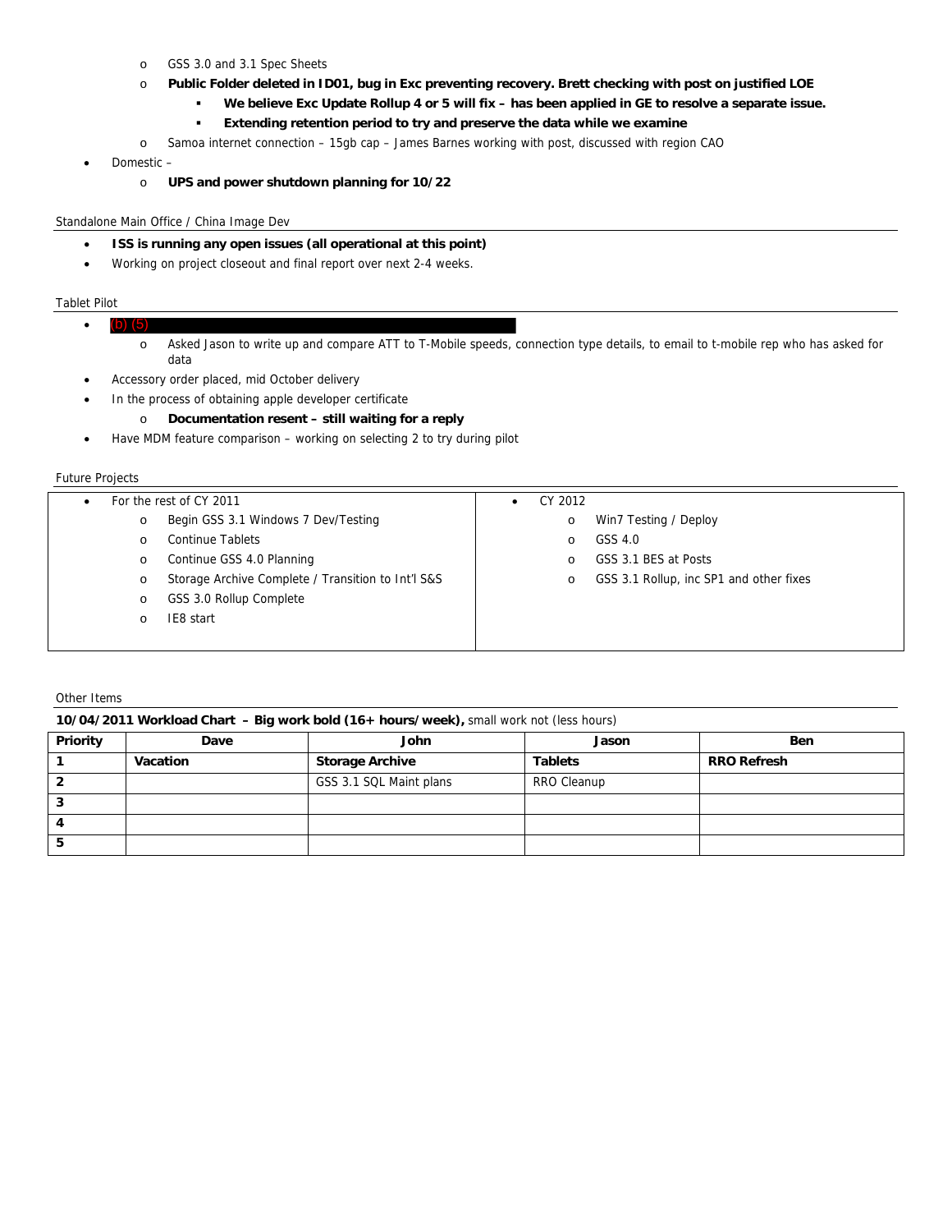- GSS 3.0 and 3.1 Spec Sheets
  - **Public Folder deleted in ID01, bug in Exc preventing recovery. Brett checking with post on justified LOE**
    - **We believe Exc Update Rollup 4 or 5 will fix – has been applied in GE to resolve a separate issue.**
    - **Extending retention period to try and preserve the data while we examine**
  - Samoa internet connection – 15gb cap – James Barnes working with post, discussed with region CAO
- Domestic –
  - **UPS and power shutdown planning for 10/22**

Standalone Main Office / China Image Dev

- **ISS is running any open issues (all operational at this point)**
- Working on project closeout and final report over next 2-4 weeks.

Tablet Pilot

- (b) (5)
  - Asked Jason to write up and compare ATT to T-Mobile speeds, connection type details, to email to t-mobile rep who has asked for data
- Accessory order placed, mid October delivery
- In the process of obtaining apple developer certificate
  - **Documentation resent – still waiting for a reply**
- Have MDM feature comparison – working on selecting 2 to try during pilot

Future Projects

- For the rest of CY 2011
  - Begin GSS 3.1 Windows 7 Dev/Testing
  - Continue Tablets
  - Continue GSS 4.0 Planning
  - Storage Archive Complete / Transition to Int'l S&S
  - GSS 3.0 Rollup Complete
  - IE8 start
- CY 2012
  - Win7 Testing / Deploy
  - GSS 4.0
  - GSS 3.1 BES at Posts
  - GSS 3.1 Rollup, inc SP1 and other fixes

Other Items

**10/04/2011 Workload Chart – Big work bold (16+ hours/week),** small work not (less hours)

| Priority | Dave | John | Jason | Ben |
|---|---|---|---|---|
| 1 | **Vacation** | **Storage Archive** | **Tablets** | **RRO Refresh** |
| 2 | | GSS 3.1 SQL Maint plans | RRO Cleanup | |
| 3 | | | | |
| 4 | | | | |
| 5 | | | | |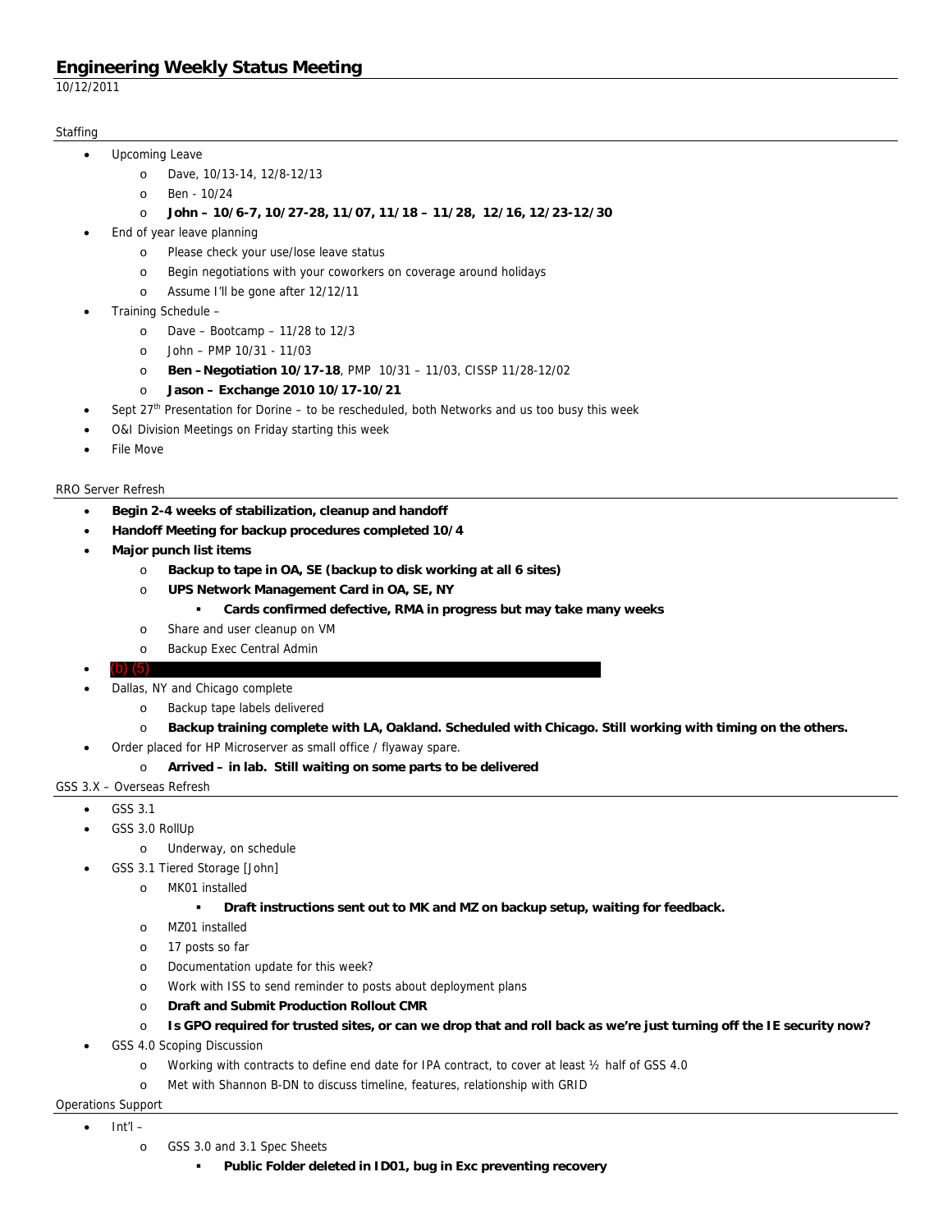# Engineering Weekly Status Meeting

10/12/2011

## Staffing

- Upcoming Leave
  - Dave, 10/13-14, 12/8-12/13
  - Ben - 10/24
  - **John – 10/6-7, 10/27-28, 11/07, 11/18 – 11/28, 12/16, 12/23-12/30**
- End of year leave planning
  - Please check your use/lose leave status
  - Begin negotiations with your coworkers on coverage around holidays
  - Assume I'll be gone after 12/12/11
- Training Schedule –
  - Dave – Bootcamp – 11/28 to 12/3
  - John – PMP 10/31 - 11/03
  - **Ben –Negotiation 10/17-18**, PMP 10/31 – 11/03, CISSP 11/28-12/02
  - **Jason – Exchange 2010 10/17-10/21**
- Sept 27th Presentation for Dorine – to be rescheduled, both Networks and us too busy this week
- O&I Division Meetings on Friday starting this week
- File Move

## RRO Server Refresh

- **Begin 2-4 weeks of stabilization, cleanup and handoff**
- **Handoff Meeting for backup procedures completed 10/4**
- **Major punch list items**
  - **Backup to tape in OA, SE (backup to disk working at all 6 sites)**
  - **UPS Network Management Card in OA, SE, NY**
    - **Cards confirmed defective, RMA in progress but may take many weeks**
  - Share and user cleanup on VM
  - Backup Exec Central Admin
- (b) (5)
- Dallas, NY and Chicago complete
  - Backup tape labels delivered
  - **Backup training complete with LA, Oakland. Scheduled with Chicago. Still working with timing on the others.**
- Order placed for HP Microserver as small office / flyaway spare.
  - **Arrived – in lab. Still waiting on some parts to be delivered**

## GSS 3.X – Overseas Refresh

- GSS 3.1
- GSS 3.0 RollUp
  - Underway, on schedule
- GSS 3.1 Tiered Storage [John]
  - MK01 installed
    - **Draft instructions sent out to MK and MZ on backup setup, waiting for feedback.**
  - MZ01 installed
  - 17 posts so far
  - Documentation update for this week?
  - Work with ISS to send reminder to posts about deployment plans
  - **Draft and Submit Production Rollout CMR**
  - **Is GPO required for trusted sites, or can we drop that and roll back as we're just turning off the IE security now?**
- GSS 4.0 Scoping Discussion
  - Working with contracts to define end date for IPA contract, to cover at least ½ half of GSS 4.0
  - Met with Shannon B-DN to discuss timeline, features, relationship with GRID

## Operations Support

- Int'l –
  - GSS 3.0 and 3.1 Spec Sheets
    - **Public Folder deleted in ID01, bug in Exc preventing recovery**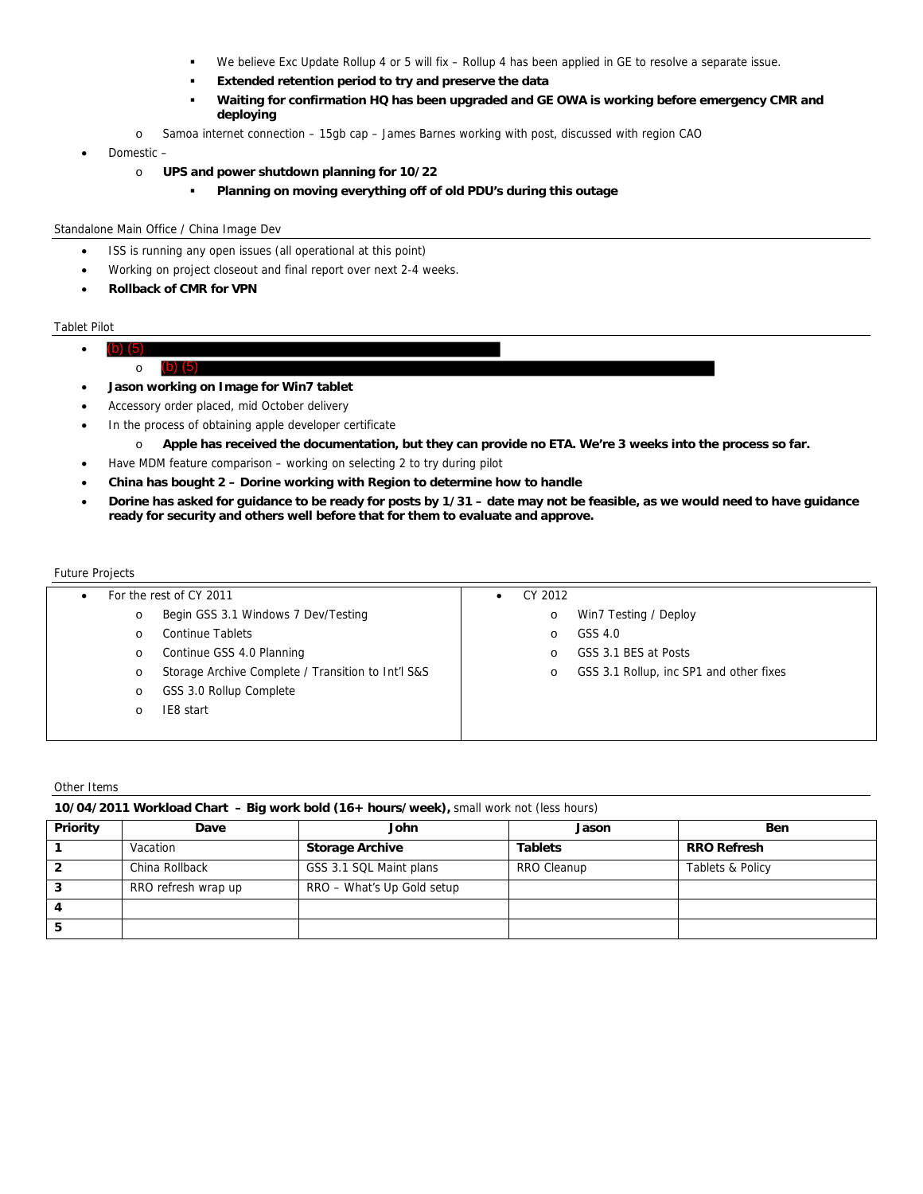- We believe Exc Update Rollup 4 or 5 will fix – Rollup 4 has been applied in GE to resolve a separate issue.
        - **Extended retention period to try and preserve the data**
        - **Waiting for confirmation HQ has been upgraded and GE OWA is working before emergency CMR and deploying**
    - Samoa internet connection – 15gb cap – James Barnes working with post, discussed with region CAO
- Domestic –
    - **UPS and power shutdown planning for 10/22**
        - **Planning on moving everything off of old PDU's during this outage**

Standalone Main Office / China Image Dev

- ISS is running any open issues (all operational at this point)
- Working on project closeout and final report over next 2-4 weeks.
- **Rollback of CMR for VPN**

Tablet Pilot

- (b) (5)
    - (b) (5)
- **Jason working on Image for Win7 tablet**
- Accessory order placed, mid October delivery
- In the process of obtaining apple developer certificate
    - **Apple has received the documentation, but they can provide no ETA. We're 3 weeks into the process so far.**
- Have MDM feature comparison – working on selecting 2 to try during pilot
- **China has bought 2 – Dorine working with Region to determine how to handle**
- **Dorine has asked for guidance to be ready for posts by 1/31 – date may not be feasible, as we would need to have guidance ready for security and others well before that for them to evaluate and approve.**

Future Projects

| | |
|---|---|
| • For the rest of CY 2011<br>o Begin GSS 3.1 Windows 7 Dev/Testing<br>o Continue Tablets<br>o Continue GSS 4.0 Planning<br>o Storage Archive Complete / Transition to Int'l S&S<br>o GSS 3.0 Rollup Complete<br>o IE8 start | • CY 2012<br>o Win7 Testing / Deploy<br>o GSS 4.0<br>o GSS 3.1 BES at Posts<br>o GSS 3.1 Rollup, inc SP1 and other fixes |

Other Items

**10/04/2011 Workload Chart – Big work bold (16+ hours/week),** small work not (less hours)

| Priority | Dave | John | Jason | Ben |
|---|---|---|---|---|
| 1 | Vacation | **Storage Archive** | **Tablets** | **RRO Refresh** |
| 2 | China Rollback | GSS 3.1 SQL Maint plans | RRO Cleanup | Tablets & Policy |
| 3 | RRO refresh wrap up | RRO – What's Up Gold setup | | |
| 4 | | | | |
| 5 | | | | |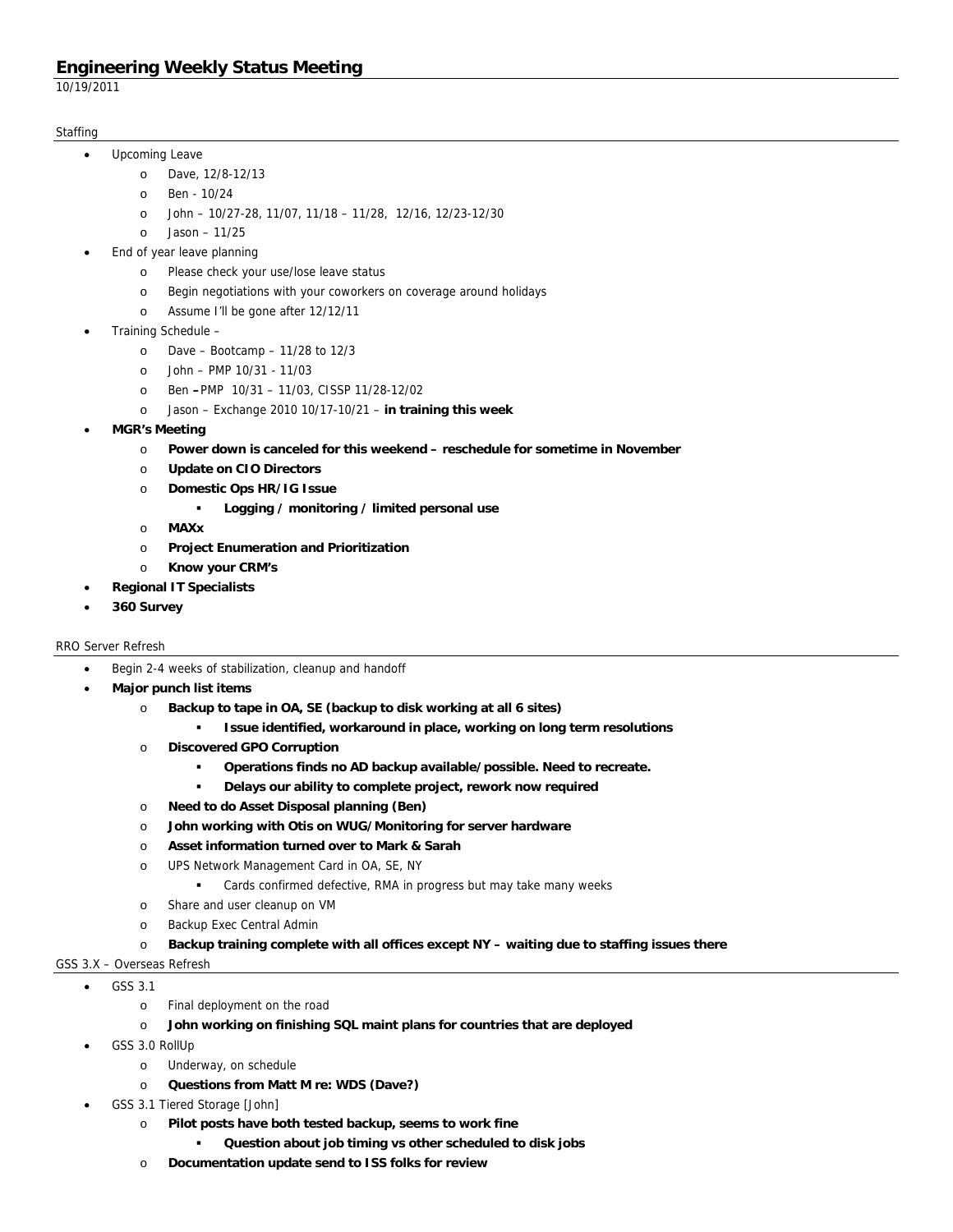# Engineering Weekly Status Meeting

10/19/2011

## Staffing

- Upcoming Leave
  - Dave, 12/8-12/13
  - Ben - 10/24
  - John – 10/27-28, 11/07, 11/18 – 11/28, 12/16, 12/23-12/30
  - Jason – 11/25
- End of year leave planning
  - Please check your use/lose leave status
  - Begin negotiations with your coworkers on coverage around holidays
  - Assume I'll be gone after 12/12/11
- Training Schedule –
  - Dave – Bootcamp – 11/28 to 12/3
  - John – PMP 10/31 - 11/03
  - Ben **–** PMP 10/31 – 11/03, CISSP 11/28-12/02
  - Jason – Exchange 2010 10/17-10/21 – **in training this week**
- **MGR's Meeting**
  - **Power down is canceled for this weekend – reschedule for sometime in November**
  - **Update on CIO Directors**
  - **Domestic Ops HR/IG Issue**
    - **Logging / monitoring / limited personal use**
  - **MAXx**
  - **Project Enumeration and Prioritization**
  - **Know your CRM's**
- **Regional IT Specialists**
- **360 Survey**

## RRO Server Refresh

- Begin 2-4 weeks of stabilization, cleanup and handoff
- **Major punch list items**
  - **Backup to tape in OA, SE (backup to disk working at all 6 sites)**
    - **Issue identified, workaround in place, working on long term resolutions**
  - **Discovered GPO Corruption**
    - **Operations finds no AD backup available/possible. Need to recreate.**
    - **Delays our ability to complete project, rework now required**
  - **Need to do Asset Disposal planning (Ben)**
  - **John working with Otis on WUG/Monitoring for server hardware**
  - **Asset information turned over to Mark & Sarah**
  - UPS Network Management Card in OA, SE, NY
    - Cards confirmed defective, RMA in progress but may take many weeks
  - Share and user cleanup on VM
  - Backup Exec Central Admin
  - **Backup training complete with all offices except NY – waiting due to staffing issues there**

## GSS 3.X – Overseas Refresh

- GSS 3.1
  - Final deployment on the road
  - **John working on finishing SQL maint plans for countries that are deployed**
- GSS 3.0 RollUp
  - Underway, on schedule
  - **Questions from Matt M re: WDS (Dave?)**
- GSS 3.1 Tiered Storage [John]
  - **Pilot posts have both tested backup, seems to work fine**
    - **Question about job timing vs other scheduled to disk jobs**
  - **Documentation update send to ISS folks for review**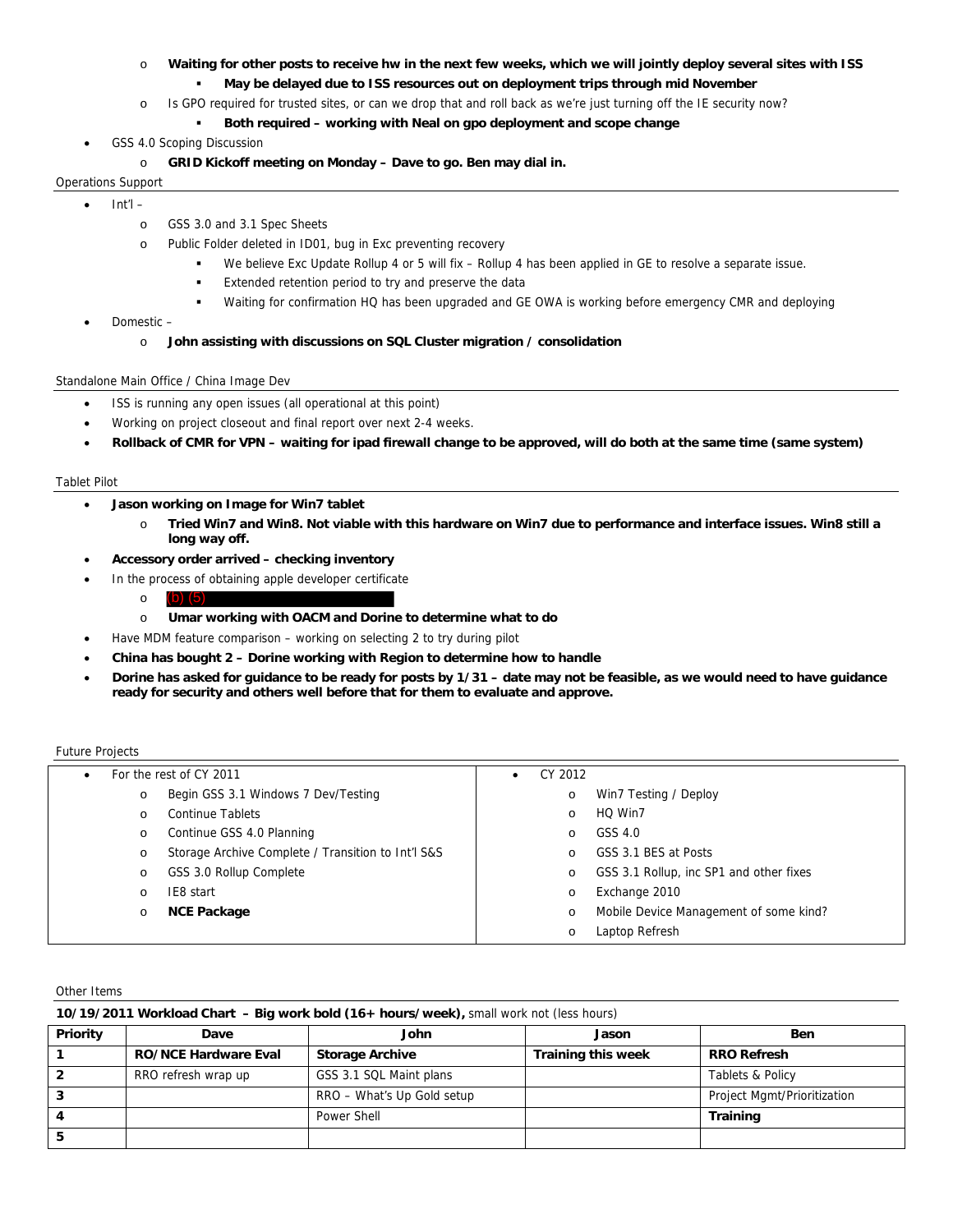- **Waiting for other posts to receive hw in the next few weeks, which we will jointly deploy several sites with ISS**
    - **May be delayed due to ISS resources out on deployment trips through mid November**
  - Is GPO required for trusted sites, or can we drop that and roll back as we're just turning off the IE security now?
    - **Both required – working with Neal on gpo deployment and scope change**
- GSS 4.0 Scoping Discussion
  - **GRID Kickoff meeting on Monday – Dave to go. Ben may dial in.**

Operations Support

- Int'l –
  - GSS 3.0 and 3.1 Spec Sheets
  - Public Folder deleted in ID01, bug in Exc preventing recovery
    - We believe Exc Update Rollup 4 or 5 will fix – Rollup 4 has been applied in GE to resolve a separate issue.
    - Extended retention period to try and preserve the data
    - Waiting for confirmation HQ has been upgraded and GE OWA is working before emergency CMR and deploying
- Domestic –
  - **John assisting with discussions on SQL Cluster migration / consolidation**

Standalone Main Office / China Image Dev

- ISS is running any open issues (all operational at this point)
- Working on project closeout and final report over next 2-4 weeks.
- **Rollback of CMR for VPN – waiting for ipad firewall change to be approved, will do both at the same time (same system)**

Tablet Pilot

- **Jason working on Image for Win7 tablet**
  - **Tried Win7 and Win8. Not viable with this hardware on Win7 due to performance and interface issues. Win8 still a long way off.**
- **Accessory order arrived – checking inventory**
- In the process of obtaining apple developer certificate
  - (b) (5)
  - **Umar working with OACM and Dorine to determine what to do**
- Have MDM feature comparison – working on selecting 2 to try during pilot
- **China has bought 2 – Dorine working with Region to determine how to handle**
- **Dorine has asked for guidance to be ready for posts by 1/31 – date may not be feasible, as we would need to have guidance ready for security and others well before that for them to evaluate and approve.**

Future Projects

| | |
|---|---|
| • For the rest of CY 2011 | • CY 2012 |
| o Begin GSS 3.1 Windows 7 Dev/Testing | o Win7 Testing / Deploy |
| o Continue Tablets | o HQ Win7 |
| o Continue GSS 4.0 Planning | o GSS 4.0 |
| o Storage Archive Complete / Transition to Int'l S&S | o GSS 3.1 BES at Posts |
| o GSS 3.0 Rollup Complete | o GSS 3.1 Rollup, inc SP1 and other fixes |
| o IE8 start | o Exchange 2010 |
| o **NCE Package** | o Mobile Device Management of some kind? |
| | o Laptop Refresh |

Other Items

**10/19/2011 Workload Chart – Big work bold (16+ hours/week),** small work not (less hours)

| Priority | Dave | John | Jason | Ben |
|---|---|---|---|---|
| 1 | **RO/NCE Hardware Eval** | **Storage Archive** | **Training this week** | **RRO Refresh** |
| 2 | RRO refresh wrap up | GSS 3.1 SQL Maint plans | | Tablets & Policy |
| 3 | | RRO – What's Up Gold setup | | Project Mgmt/Prioritization |
| 4 | | Power Shell | | **Training** |
| 5 | | | | |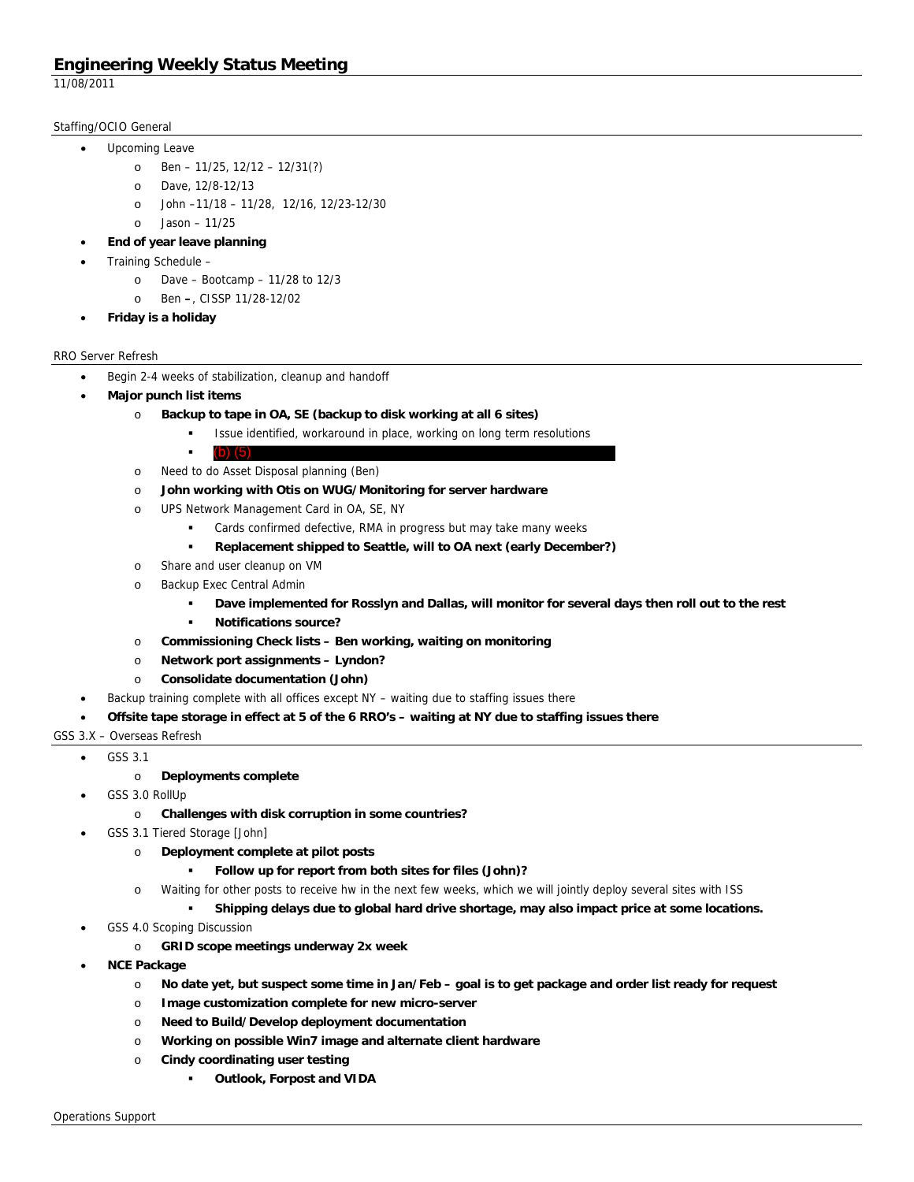# Engineering Weekly Status Meeting

11/08/2011

## Staffing/OCIO General

- Upcoming Leave
  - Ben – 11/25, 12/12 – 12/31(?)
  - Dave, 12/8-12/13
  - John –11/18 – 11/28, 12/16, 12/23-12/30
  - Jason – 11/25
- **End of year leave planning**
- Training Schedule –
  - Dave – Bootcamp – 11/28 to 12/3
  - Ben **–**, CISSP 11/28-12/02
- **Friday is a holiday**

## RRO Server Refresh

- Begin 2-4 weeks of stabilization, cleanup and handoff
- **Major punch list items**
  - **Backup to tape in OA, SE (backup to disk working at all 6 sites)**
    - Issue identified, workaround in place, working on long term resolutions
    - (b) (5)
  - Need to do Asset Disposal planning (Ben)
  - **John working with Otis on WUG/Monitoring for server hardware**
  - UPS Network Management Card in OA, SE, NY
    - Cards confirmed defective, RMA in progress but may take many weeks
    - **Replacement shipped to Seattle, will to OA next (early December?)**
  - Share and user cleanup on VM
  - Backup Exec Central Admin
    - **Dave implemented for Rosslyn and Dallas, will monitor for several days then roll out to the rest**
    - **Notifications source?**
  - **Commissioning Check lists – Ben working, waiting on monitoring**
  - **Network port assignments – Lyndon?**
  - **Consolidate documentation (John)**
- Backup training complete with all offices except NY – waiting due to staffing issues there
- **Offsite tape storage in effect at 5 of the 6 RRO's – waiting at NY due to staffing issues there**

## GSS 3.X – Overseas Refresh

- GSS 3.1
  - **Deployments complete**
- GSS 3.0 RollUp
  - **Challenges with disk corruption in some countries?**
- GSS 3.1 Tiered Storage [John]
  - **Deployment complete at pilot posts**
    - **Follow up for report from both sites for files (John)?**
  - Waiting for other posts to receive hw in the next few weeks, which we will jointly deploy several sites with ISS
    - **Shipping delays due to global hard drive shortage, may also impact price at some locations.**
- GSS 4.0 Scoping Discussion
  - **GRID scope meetings underway 2x week**
- **NCE Package**
  - **No date yet, but suspect some time in Jan/Feb – goal is to get package and order list ready for request**
  - **Image customization complete for new micro-server**
  - **Need to Build/Develop deployment documentation**
  - **Working on possible Win7 image and alternate client hardware**
  - **Cindy coordinating user testing**
    - **Outlook, Forpost and VIDA**

## Operations Support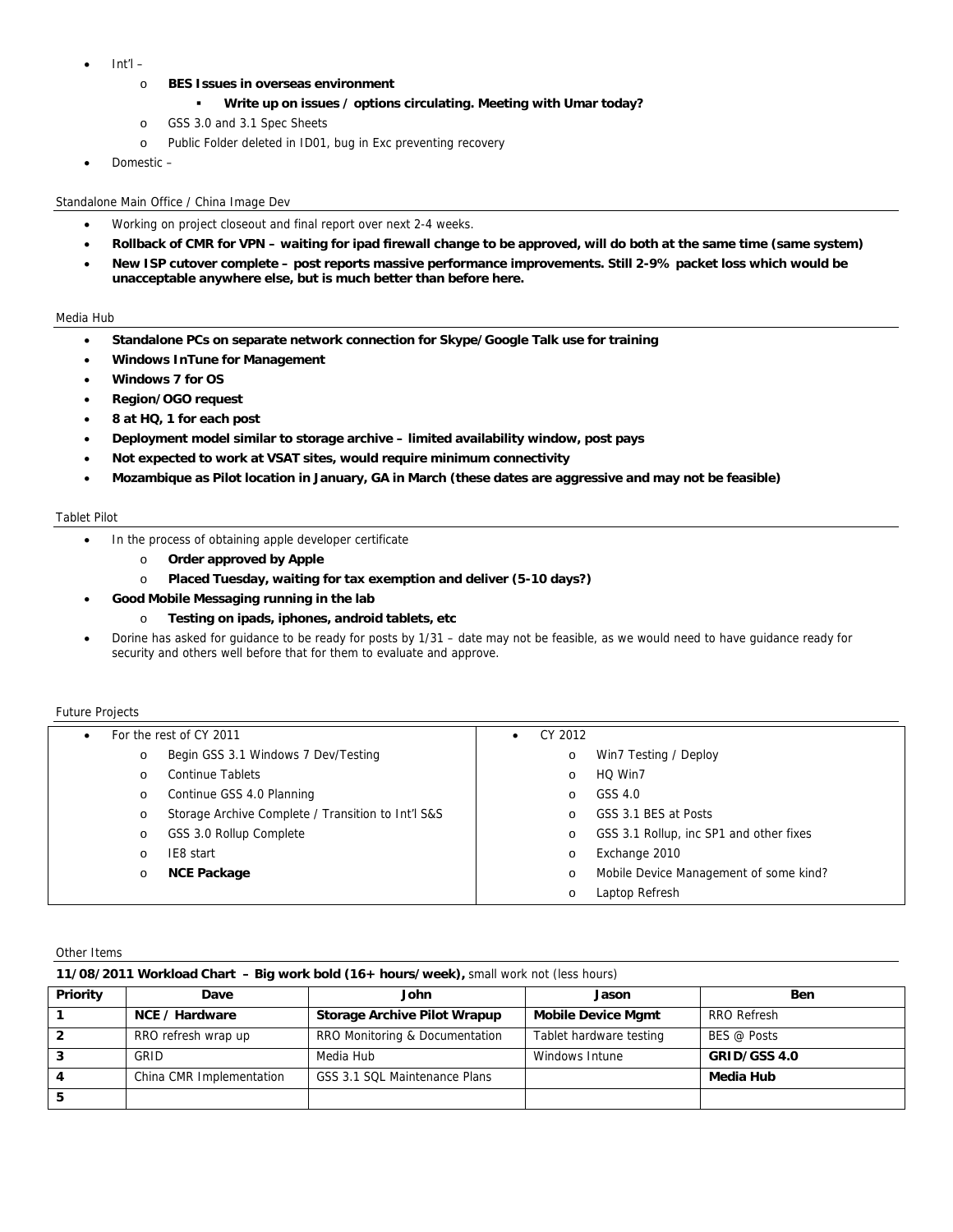- Int'l –
  - **BES Issues in overseas environment**
    - **Write up on issues / options circulating. Meeting with Umar today?**
  - GSS 3.0 and 3.1 Spec Sheets
  - Public Folder deleted in ID01, bug in Exc preventing recovery
- Domestic –

Standalone Main Office / China Image Dev

- Working on project closeout and final report over next 2-4 weeks.
- **Rollback of CMR for VPN – waiting for ipad firewall change to be approved, will do both at the same time (same system)**
- **New ISP cutover complete – post reports massive performance improvements. Still 2-9% packet loss which would be unacceptable anywhere else, but is much better than before here.**

Media Hub

- **Standalone PCs on separate network connection for Skype/Google Talk use for training**
- **Windows InTune for Management**
- **Windows 7 for OS**
- **Region/OGO request**
- **8 at HQ, 1 for each post**
- **Deployment model similar to storage archive – limited availability window, post pays**
- **Not expected to work at VSAT sites, would require minimum connectivity**
- **Mozambique as Pilot location in January, GA in March (these dates are aggressive and may not be feasible)**

Tablet Pilot

- In the process of obtaining apple developer certificate
  - **Order approved by Apple**
  - **Placed Tuesday, waiting for tax exemption and deliver (5-10 days?)**
- **Good Mobile Messaging running in the lab**
  - **Testing on ipads, iphones, android tablets, etc**
- Dorine has asked for guidance to be ready for posts by 1/31 – date may not be feasible, as we would need to have guidance ready for security and others well before that for them to evaluate and approve.

Future Projects

| For the rest of CY 2011 | CY 2012 |
|---|---|
| Begin GSS 3.1 Windows 7 Dev/Testing | Win7 Testing / Deploy |
| Continue Tablets | HQ Win7 |
| Continue GSS 4.0 Planning | GSS 4.0 |
| Storage Archive Complete / Transition to Int'l S&S | GSS 3.1 BES at Posts |
| GSS 3.0 Rollup Complete | GSS 3.1 Rollup, inc SP1 and other fixes |
| IE8 start | Exchange 2010 |
| **NCE Package** | Mobile Device Management of some kind? |
| | Laptop Refresh |

Other Items

**11/08/2011 Workload Chart – Big work bold (16+ hours/week),** small work not (less hours)

| Priority | Dave | John | Jason | Ben |
|---|---|---|---|---|
| 1 | **NCE / Hardware** | **Storage Archive Pilot Wrapup** | **Mobile Device Mgmt** | RRO Refresh |
| 2 | RRO refresh wrap up | RRO Monitoring & Documentation | Tablet hardware testing | BES @ Posts |
| 3 | GRID | Media Hub | Windows Intune | **GRID/GSS 4.0** |
| 4 | China CMR Implementation | GSS 3.1 SQL Maintenance Plans | | **Media Hub** |
| 5 | | | | |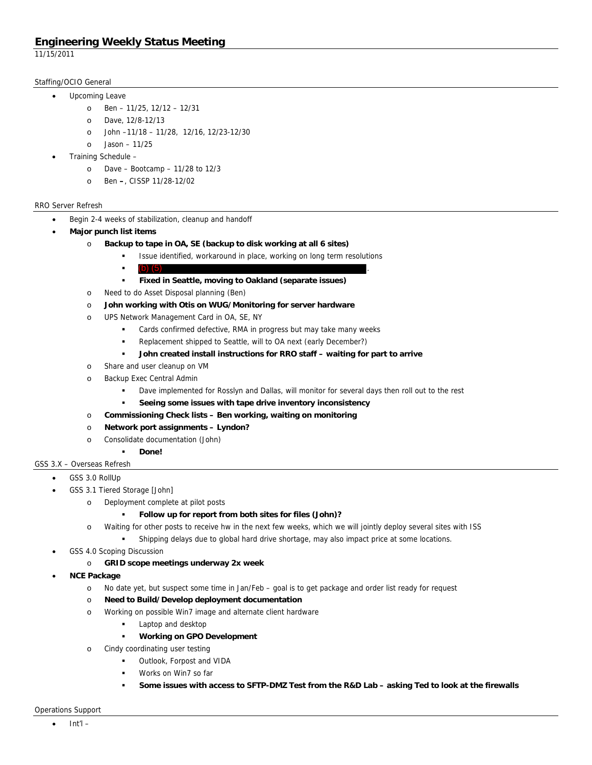# Engineering Weekly Status Meeting

11/15/2011

## Staffing/OCIO General

- Upcoming Leave
  - Ben – 11/25, 12/12 – 12/31
  - Dave, 12/8-12/13
  - John –11/18 – 11/28, 12/16, 12/23-12/30
  - Jason – 11/25
- Training Schedule –
  - Dave – Bootcamp – 11/28 to 12/3
  - Ben **–**, CISSP 11/28-12/02

## RRO Server Refresh

- Begin 2-4 weeks of stabilization, cleanup and handoff
- **Major punch list items**
  - **Backup to tape in OA, SE (backup to disk working at all 6 sites)**
    - Issue identified, workaround in place, working on long term resolutions
    - (b) (5) .
    - **Fixed in Seattle, moving to Oakland (separate issues)**
  - Need to do Asset Disposal planning (Ben)
  - **John working with Otis on WUG/Monitoring for server hardware**
  - UPS Network Management Card in OA, SE, NY
    - Cards confirmed defective, RMA in progress but may take many weeks
    - Replacement shipped to Seattle, will to OA next (early December?)
    - **John created install instructions for RRO staff – waiting for part to arrive**
  - Share and user cleanup on VM
  - Backup Exec Central Admin
    - Dave implemented for Rosslyn and Dallas, will monitor for several days then roll out to the rest
    - **Seeing some issues with tape drive inventory inconsistency**
  - **Commissioning Check lists – Ben working, waiting on monitoring**
  - **Network port assignments – Lyndon?**
  - Consolidate documentation (John)
    - **Done!**

## GSS 3.X – Overseas Refresh

- GSS 3.0 RollUp
- GSS 3.1 Tiered Storage [John]
  - Deployment complete at pilot posts
    - **Follow up for report from both sites for files (John)?**
  - Waiting for other posts to receive hw in the next few weeks, which we will jointly deploy several sites with ISS
    - Shipping delays due to global hard drive shortage, may also impact price at some locations.
- GSS 4.0 Scoping Discussion
  - **GRID scope meetings underway 2x week**
- **NCE Package**
  - No date yet, but suspect some time in Jan/Feb – goal is to get package and order list ready for request
  - **Need to Build/Develop deployment documentation**
  - Working on possible Win7 image and alternate client hardware
    - Laptop and desktop
    - **Working on GPO Development**
  - Cindy coordinating user testing
    - Outlook, Forpost and VIDA
    - Works on Win7 so far
    - **Some issues with access to SFTP-DMZ Test from the R&D Lab – asking Ted to look at the firewalls**

## Operations Support

- Int'l –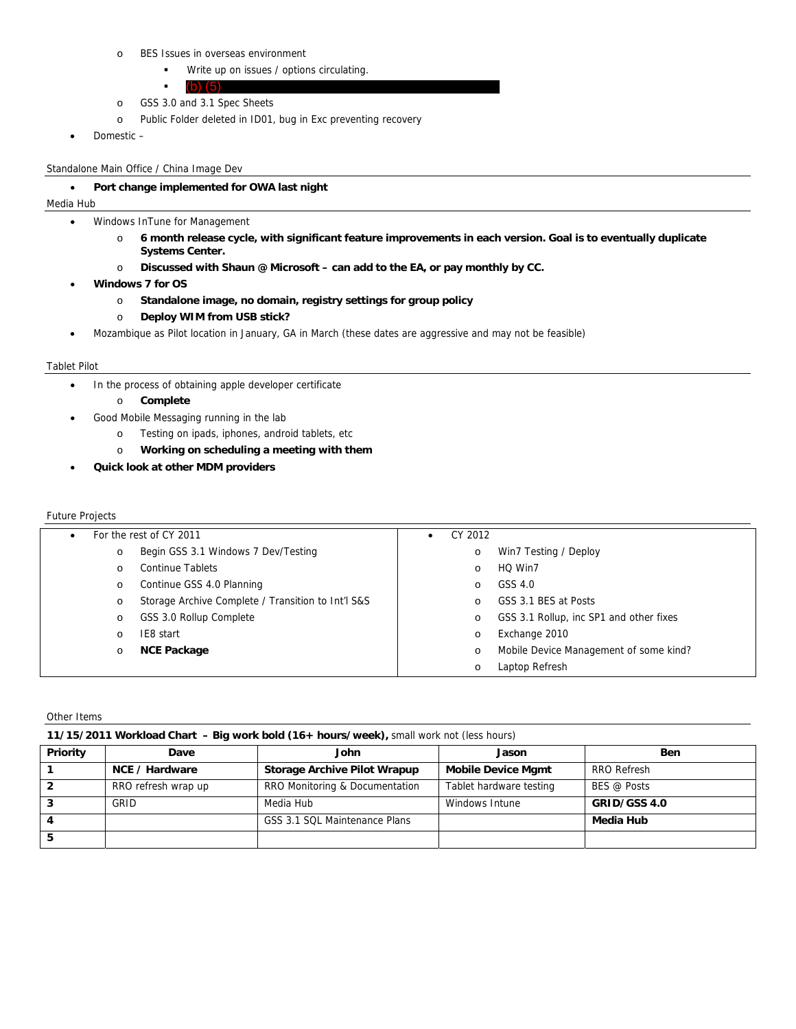- BES Issues in overseas environment
  - Write up on issues / options circulating.
  - (b) (5)
- GSS 3.0 and 3.1 Spec Sheets
- Public Folder deleted in ID01, bug in Exc preventing recovery

- Domestic –

Standalone Main Office / China Image Dev

- **Port change implemented for OWA last night**

Media Hub

- Windows InTune for Management
  - **6 month release cycle, with significant feature improvements in each version. Goal is to eventually duplicate Systems Center.**
  - **Discussed with Shaun @ Microsoft – can add to the EA, or pay monthly by CC.**
- **Windows 7 for OS**
  - **Standalone image, no domain, registry settings for group policy**
  - **Deploy WIM from USB stick?**
- Mozambique as Pilot location in January, GA in March (these dates are aggressive and may not be feasible)

Tablet Pilot

- In the process of obtaining apple developer certificate
  - **Complete**
- Good Mobile Messaging running in the lab
  - Testing on ipads, iphones, android tablets, etc
  - **Working on scheduling a meeting with them**
- **Quick look at other MDM providers**

Future Projects

- For the rest of CY 2011
  - Begin GSS 3.1 Windows 7 Dev/Testing
  - Continue Tablets
  - Continue GSS 4.0 Planning
  - Storage Archive Complete / Transition to Int'l S&S
  - GSS 3.0 Rollup Complete
  - IE8 start
  - **NCE Package**
- CY 2012
  - Win7 Testing / Deploy
  - HQ Win7
  - GSS 4.0
  - GSS 3.1 BES at Posts
  - GSS 3.1 Rollup, inc SP1 and other fixes
  - Exchange 2010
  - Mobile Device Management of some kind?
  - Laptop Refresh

Other Items

**11/15/2011 Workload Chart – Big work bold (16+ hours/week),** small work not (less hours)

| Priority | Dave | John | Jason | Ben |
|---|---|---|---|---|
| 1 | **NCE / Hardware** | **Storage Archive Pilot Wrapup** | **Mobile Device Mgmt** | RRO Refresh |
| 2 | RRO refresh wrap up | RRO Monitoring & Documentation | Tablet hardware testing | BES @ Posts |
| 3 | GRID | Media Hub | Windows Intune | **GRID/GSS 4.0** |
| 4 | | GSS 3.1 SQL Maintenance Plans | | **Media Hub** |
| 5 | | | | |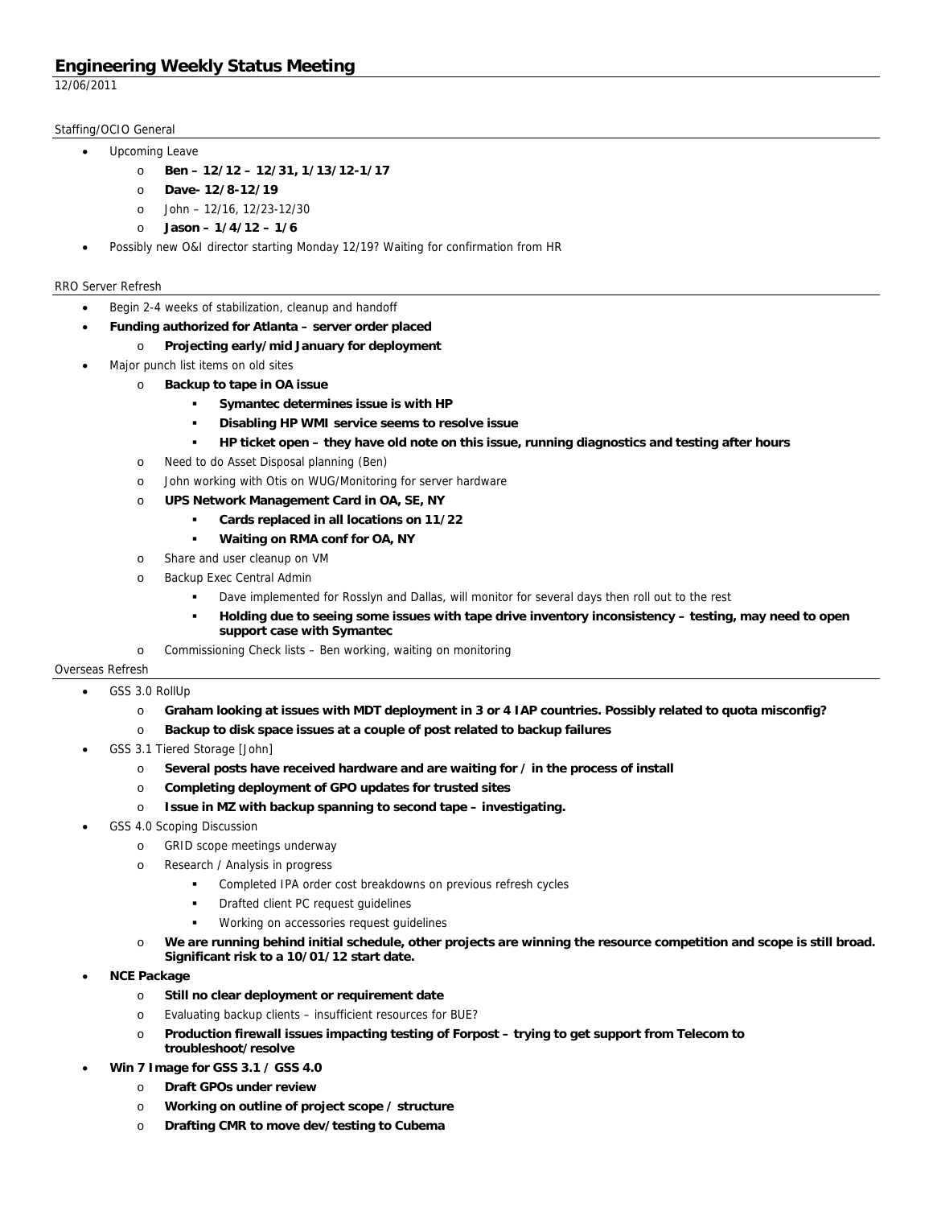# Engineering Weekly Status Meeting

12/06/2011

Staffing/OCIO General

- Upcoming Leave
  - **Ben – 12/12 – 12/31, 1/13/12-1/17**
  - **Dave- 12/8-12/19**
  - John – 12/16, 12/23-12/30
  - **Jason – 1/4/12 – 1/6**
- Possibly new O&I director starting Monday 12/19? Waiting for confirmation from HR

RRO Server Refresh

- Begin 2-4 weeks of stabilization, cleanup and handoff
- **Funding authorized for Atlanta – server order placed**
  - **Projecting early/mid January for deployment**
- Major punch list items on old sites
  - **Backup to tape in OA issue**
    - **Symantec determines issue is with HP**
    - **Disabling HP WMI service seems to resolve issue**
    - **HP ticket open – they have old note on this issue, running diagnostics and testing after hours**
  - Need to do Asset Disposal planning (Ben)
  - John working with Otis on WUG/Monitoring for server hardware
  - **UPS Network Management Card in OA, SE, NY**
    - **Cards replaced in all locations on 11/22**
    - **Waiting on RMA conf for OA, NY**
  - Share and user cleanup on VM
  - Backup Exec Central Admin
    - Dave implemented for Rosslyn and Dallas, will monitor for several days then roll out to the rest
    - **Holding due to seeing some issues with tape drive inventory inconsistency – testing, may need to open support case with Symantec**
  - Commissioning Check lists – Ben working, waiting on monitoring

Overseas Refresh

- GSS 3.0 RollUp
  - **Graham looking at issues with MDT deployment in 3 or 4 IAP countries. Possibly related to quota misconfig?**
  - **Backup to disk space issues at a couple of post related to backup failures**
- GSS 3.1 Tiered Storage [John]
  - **Several posts have received hardware and are waiting for / in the process of install**
  - **Completing deployment of GPO updates for trusted sites**
  - **Issue in MZ with backup spanning to second tape – investigating.**
- GSS 4.0 Scoping Discussion
  - GRID scope meetings underway
  - Research / Analysis in progress
    - Completed IPA order cost breakdowns on previous refresh cycles
    - Drafted client PC request guidelines
    - Working on accessories request guidelines
  - **We are running behind initial schedule, other projects are winning the resource competition and scope is still broad. Significant risk to a 10/01/12 start date.**
- **NCE Package**
  - **Still no clear deployment or requirement date**
  - Evaluating backup clients – insufficient resources for BUE?
  - **Production firewall issues impacting testing of Forpost – trying to get support from Telecom to troubleshoot/resolve**
- **Win 7 Image for GSS 3.1 / GSS 4.0**
  - **Draft GPOs under review**
  - **Working on outline of project scope / structure**
  - **Drafting CMR to move dev/testing to Cubema**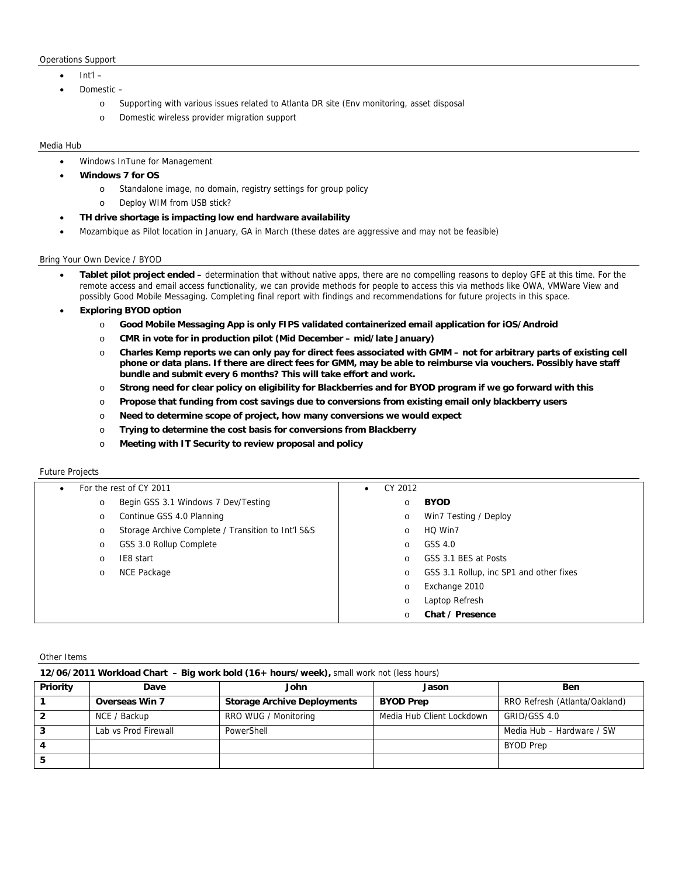Operations Support

- Int'l –
- Domestic –
  - Supporting with various issues related to Atlanta DR site (Env monitoring, asset disposal
  - Domestic wireless provider migration support

Media Hub

- Windows InTune for Management
- **Windows 7 for OS**
  - Standalone image, no domain, registry settings for group policy
  - Deploy WIM from USB stick?
- **TH drive shortage is impacting low end hardware availability**
- Mozambique as Pilot location in January, GA in March (these dates are aggressive and may not be feasible)

Bring Your Own Device / BYOD

- **Tablet pilot project ended –** determination that without native apps, there are no compelling reasons to deploy GFE at this time. For the remote access and email access functionality, we can provide methods for people to access this via methods like OWA, VMWare View and possibly Good Mobile Messaging. Completing final report with findings and recommendations for future projects in this space.
- **Exploring BYOD option**
  - **Good Mobile Messaging App is only FIPS validated containerized email application for iOS/Android**
  - **CMR in vote for in production pilot (Mid December – mid/late January)**
  - **Charles Kemp reports we can only pay for direct fees associated with GMM – not for arbitrary parts of existing cell phone or data plans. If there are direct fees for GMM, may be able to reimburse via vouchers. Possibly have staff bundle and submit every 6 months? This will take effort and work.**
  - **Strong need for clear policy on eligibility for Blackberries and for BYOD program if we go forward with this**
  - **Propose that funding from cost savings due to conversions from existing email only blackberry users**
  - **Need to determine scope of project, how many conversions we would expect**
  - **Trying to determine the cost basis for conversions from Blackberry**
  - **Meeting with IT Security to review proposal and policy**

Future Projects

| For the rest of CY 2011 | CY 2012 |
|---|---|
| Begin GSS 3.1 Windows 7 Dev/Testing | **BYOD** |
| Continue GSS 4.0 Planning | Win7 Testing / Deploy |
| Storage Archive Complete / Transition to Int'l S&S | HQ Win7 |
| GSS 3.0 Rollup Complete | GSS 4.0 |
| IE8 start | GSS 3.1 BES at Posts |
| NCE Package | GSS 3.1 Rollup, inc SP1 and other fixes |
| | Exchange 2010 |
| | Laptop Refresh |
| | **Chat / Presence** |

Other Items

**12/06/2011 Workload Chart – Big work bold (16+ hours/week),** small work not (less hours)

| Priority | Dave | John | Jason | Ben |
|---|---|---|---|---|
| **1** | **Overseas Win 7** | **Storage Archive Deployments** | **BYOD Prep** | RRO Refresh (Atlanta/Oakland) |
| **2** | NCE / Backup | RRO WUG / Monitoring | Media Hub Client Lockdown | GRID/GSS 4.0 |
| **3** | Lab vs Prod Firewall | PowerShell | | Media Hub – Hardware / SW |
| **4** | | | | BYOD Prep |
| **5** | | | | |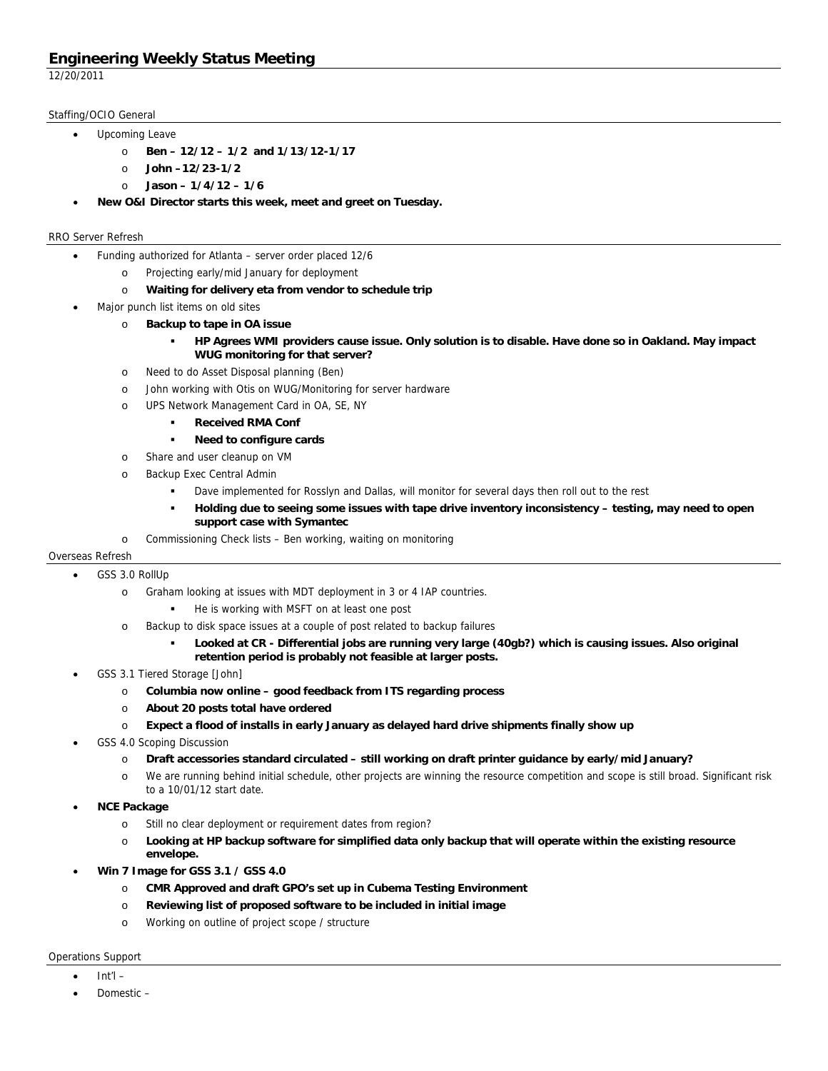# Engineering Weekly Status Meeting

12/20/2011

## Staffing/OCIO General

- Upcoming Leave
  - **Ben – 12/12 – 1/2 and 1/13/12-1/17**
  - **John –12/23-1/2**
  - **Jason – 1/4/12 – 1/6**
- **New O&I Director starts this week, meet and greet on Tuesday.**

## RRO Server Refresh

- Funding authorized for Atlanta – server order placed 12/6
  - Projecting early/mid January for deployment
  - **Waiting for delivery eta from vendor to schedule trip**
- Major punch list items on old sites
  - **Backup to tape in OA issue**
    - **HP Agrees WMI providers cause issue. Only solution is to disable. Have done so in Oakland. May impact WUG monitoring for that server?**
  - Need to do Asset Disposal planning (Ben)
  - John working with Otis on WUG/Monitoring for server hardware
  - UPS Network Management Card in OA, SE, NY
    - **Received RMA Conf**
    - **Need to configure cards**
  - Share and user cleanup on VM
  - Backup Exec Central Admin
    - Dave implemented for Rosslyn and Dallas, will monitor for several days then roll out to the rest
    - **Holding due to seeing some issues with tape drive inventory inconsistency – testing, may need to open support case with Symantec**
  - Commissioning Check lists – Ben working, waiting on monitoring

## Overseas Refresh

- GSS 3.0 RollUp
  - Graham looking at issues with MDT deployment in 3 or 4 IAP countries.
    - He is working with MSFT on at least one post
  - Backup to disk space issues at a couple of post related to backup failures
    - **Looked at CR - Differential jobs are running very large (40gb?) which is causing issues. Also original retention period is probably not feasible at larger posts.**
- GSS 3.1 Tiered Storage [John]
  - **Columbia now online – good feedback from ITS regarding process**
  - **About 20 posts total have ordered**
  - **Expect a flood of installs in early January as delayed hard drive shipments finally show up**
- GSS 4.0 Scoping Discussion
  - **Draft accessories standard circulated – still working on draft printer guidance by early/mid January?**
  - We are running behind initial schedule, other projects are winning the resource competition and scope is still broad. Significant risk to a 10/01/12 start date.
- **NCE Package**
  - Still no clear deployment or requirement dates from region?
  - **Looking at HP backup software for simplified data only backup that will operate within the existing resource envelope.**
- **Win 7 Image for GSS 3.1 / GSS 4.0**
  - **CMR Approved and draft GPO's set up in Cubema Testing Environment**
  - **Reviewing list of proposed software to be included in initial image**
  - Working on outline of project scope / structure

## Operations Support

- Int'l –
- Domestic –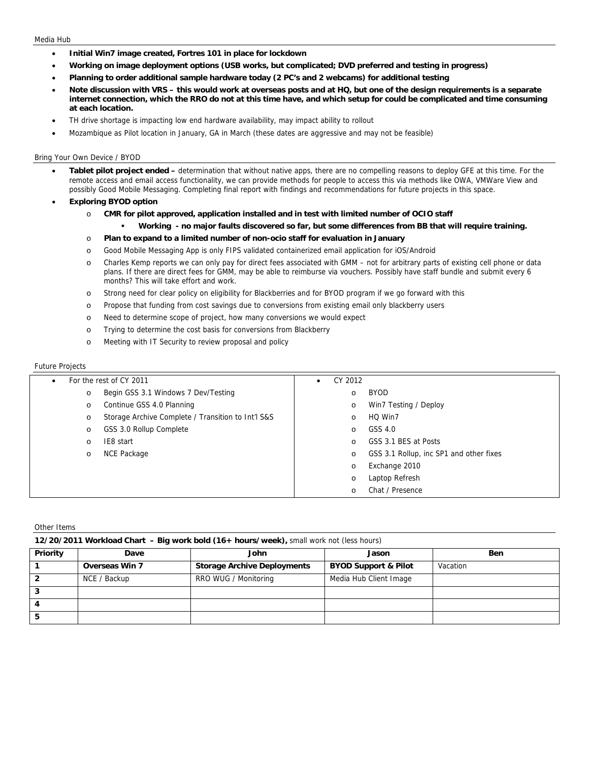## Media Hub

- **Initial Win7 image created, Fortres 101 in place for lockdown**
- **Working on image deployment options (USB works, but complicated; DVD preferred and testing in progress)**
- **Planning to order additional sample hardware today (2 PC's and 2 webcams) for additional testing**
- **Note discussion with VRS – this would work at overseas posts and at HQ, but one of the design requirements is a separate internet connection, which the RRO do not at this time have, and which setup for could be complicated and time consuming at each location.**
- TH drive shortage is impacting low end hardware availability, may impact ability to rollout
- Mozambique as Pilot location in January, GA in March (these dates are aggressive and may not be feasible)

## Bring Your Own Device / BYOD

- **Tablet pilot project ended –** determination that without native apps, there are no compelling reasons to deploy GFE at this time. For the remote access and email access functionality, we can provide methods for people to access this via methods like OWA, VMWare View and possibly Good Mobile Messaging. Completing final report with findings and recommendations for future projects in this space.
- **Exploring BYOD option**
  - **CMR for pilot approved, application installed and in test with limited number of OCIO staff**
    - **Working - no major faults discovered so far, but some differences from BB that will require training.**
  - **Plan to expand to a limited number of non-ocio staff for evaluation in January**
  - Good Mobile Messaging App is only FIPS validated containerized email application for iOS/Android
  - Charles Kemp reports we can only pay for direct fees associated with GMM – not for arbitrary parts of existing cell phone or data plans. If there are direct fees for GMM, may be able to reimburse via vouchers. Possibly have staff bundle and submit every 6 months? This will take effort and work.
  - Strong need for clear policy on eligibility for Blackberries and for BYOD program if we go forward with this
  - Propose that funding from cost savings due to conversions from existing email only blackberry users
  - Need to determine scope of project, how many conversions we would expect
  - Trying to determine the cost basis for conversions from Blackberry
  - Meeting with IT Security to review proposal and policy

## Future Projects

| | |
|---|---|
| • For the rest of CY 2011<br>o Begin GSS 3.1 Windows 7 Dev/Testing<br>o Continue GSS 4.0 Planning<br>o Storage Archive Complete / Transition to Int'l S&S<br>o GSS 3.0 Rollup Complete<br>o IE8 start<br>o NCE Package | • CY 2012<br>o BYOD<br>o Win7 Testing / Deploy<br>o HQ Win7<br>o GSS 4.0<br>o GSS 3.1 BES at Posts<br>o GSS 3.1 Rollup, inc SP1 and other fixes<br>o Exchange 2010<br>o Laptop Refresh<br>o Chat / Presence |

## Other Items

**12/20/2011 Workload Chart – Big work bold (16+ hours/week),** small work not (less hours)

| Priority | Dave | John | Jason | Ben |
|---|---|---|---|---|
| 1 | **Overseas Win 7** | **Storage Archive Deployments** | **BYOD Support & Pilot** | Vacation |
| 2 | NCE / Backup | RRO WUG / Monitoring | Media Hub Client Image | |
| 3 | | | | |
| 4 | | | | |
| 5 | | | | |